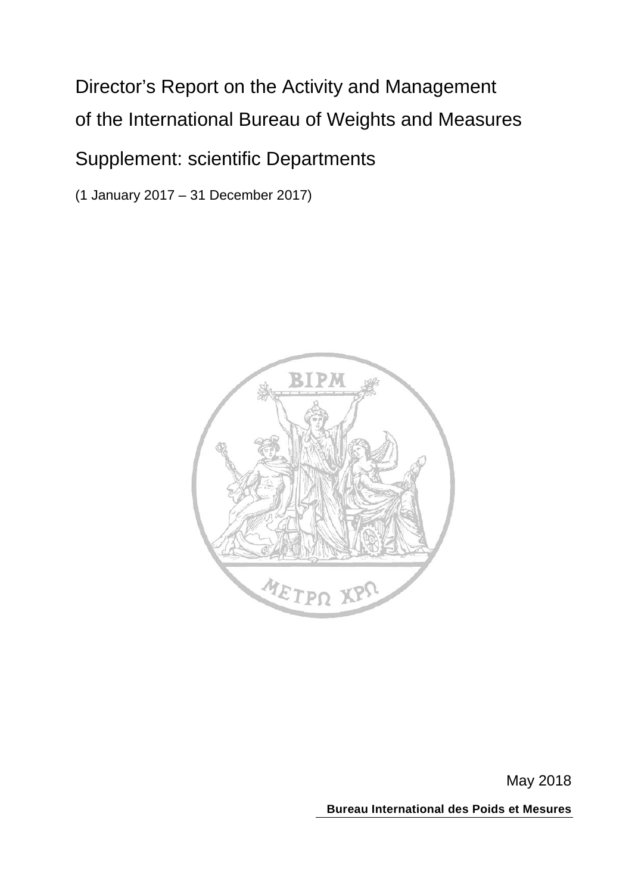# Director's Report on the Activity and Management of the International Bureau of Weights and Measures

## Supplement: scientific Departments

(1 January 2017 – 31 December 2017)

May 2018

**Bureau International des Poids et Mesures**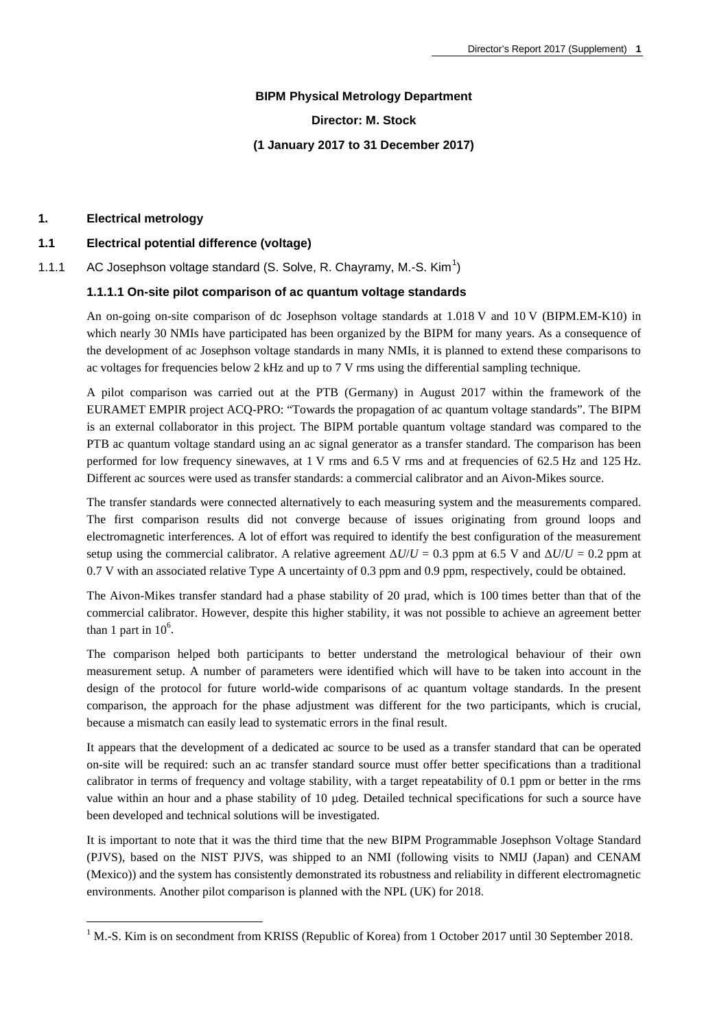# BIPM Physical Metrology Department

**Director: M. Stock**

**(1 January 2017 to 31 December 2017)**

## 1. Electrical metrology

### 1.1 Electrical potential difference (voltage)

#### 1.1.1 AC Josephson voltage standard (S. Solve, R. Chayramy, M.-S. Kim[1])

##### 1.1.1.1 On-site pilot comparison of ac quantum voltage standards

An on-going on-site comparison of dc Josephson voltage standards at 1.018 V and 10 V (BIPM.EM-K10) in which nearly 30 NMIs have participated has been organized by the BIPM for many years. As a consequence of the development of ac Josephson voltage standards in many NMIs, it is planned to extend these comparisons to ac voltages for frequencies below 2 kHz and up to 7 V rms using the differential sampling technique.

A pilot comparison was carried out at the PTB (Germany) in August 2017 within the framework of the EURAMET EMPIR project ACQ-PRO: "Towards the propagation of ac quantum voltage standards". The BIPM is an external collaborator in this project. The BIPM portable quantum voltage standard was compared to the PTB ac quantum voltage standard using an ac signal generator as a transfer standard. The comparison has been performed for low frequency sinewaves, at 1 V rms and 6.5 V rms and at frequencies of 62.5 Hz and 125 Hz. Different ac sources were used as transfer standards: a commercial calibrator and an Aivon-Mikes source.

The transfer standards were connected alternatively to each measuring system and the measurements compared. The first comparison results did not converge because of issues originating from ground loops and electromagnetic interferences. A lot of effort was required to identify the best configuration of the measurement setup using the commercial calibrator. A relative agreement $\Delta U/U$ = 0.3 ppm at 6.5 V and $\Delta U/U$ = 0.2 ppm at 0.7 V with an associated relative Type A uncertainty of 0.3 ppm and 0.9 ppm, respectively, could be obtained.

The Aivon-Mikes transfer standard had a phase stability of 20 µrad, which is 100 times better than that of the commercial calibrator. However, despite this higher stability, it was not possible to achieve an agreement better than 1 part in $10^6$.

The comparison helped both participants to better understand the metrological behaviour of their own measurement setup. A number of parameters were identified which will have to be taken into account in the design of the protocol for future world-wide comparisons of ac quantum voltage standards. In the present comparison, the approach for the phase adjustment was different for the two participants, which is crucial, because a mismatch can easily lead to systematic errors in the final result.

It appears that the development of a dedicated ac source to be used as a transfer standard that can be operated on-site will be required: such an ac transfer standard source must offer better specifications than a traditional calibrator in terms of frequency and voltage stability, with a target repeatability of 0.1 ppm or better in the rms value within an hour and a phase stability of 10 µdeg. Detailed technical specifications for such a source have been developed and technical solutions will be investigated.

It is important to note that it was the third time that the new BIPM Programmable Josephson Voltage Standard (PJVS), based on the NIST PJVS, was shipped to an NMI (following visits to NMIJ (Japan) and CENAM (Mexico)) and the system has consistently demonstrated its robustness and reliability in different electromagnetic environments. Another pilot comparison is planned with the NPL (UK) for 2018.

[1] M.-S. Kim is on secondment from KRISS (Republic of Korea) from 1 October 2017 until 30 September 2018.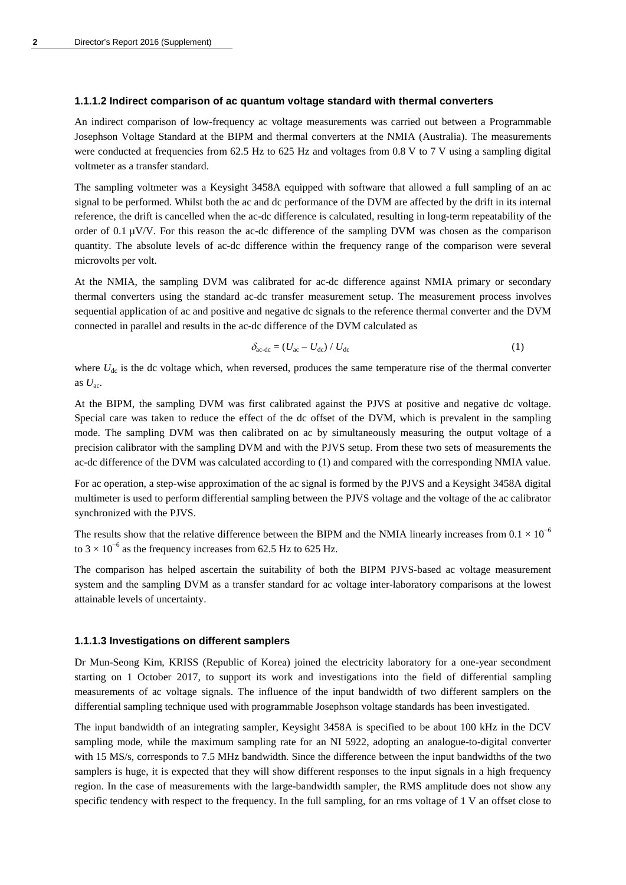### 1.1.1.2 Indirect comparison of ac quantum voltage standard with thermal converters

An indirect comparison of low-frequency ac voltage measurements was carried out between a Programmable Josephson Voltage Standard at the BIPM and thermal converters at the NMIA (Australia). The measurements were conducted at frequencies from 62.5 Hz to 625 Hz and voltages from 0.8 V to 7 V using a sampling digital voltmeter as a transfer standard.

The sampling voltmeter was a Keysight 3458A equipped with software that allowed a full sampling of an ac signal to be performed. Whilst both the ac and dc performance of the DVM are affected by the drift in its internal reference, the drift is cancelled when the ac-dc difference is calculated, resulting in long-term repeatability of the order of 0.1 µV/V. For this reason the ac-dc difference of the sampling DVM was chosen as the comparison quantity. The absolute levels of ac-dc difference within the frequency range of the comparison were several microvolts per volt.

At the NMIA, the sampling DVM was calibrated for ac-dc difference against NMIA primary or secondary thermal converters using the standard ac-dc transfer measurement setup. The measurement process involves sequential application of ac and positive and negative dc signals to the reference thermal converter and the DVM connected in parallel and results in the ac-dc difference of the DVM calculated as

$$\delta_{\text{ac-dc}} = (U_{\text{ac}} - U_{\text{dc}}) / U_{\text{dc}} \tag{1}$$

where $U_{\text{dc}}$ is the dc voltage which, when reversed, produces the same temperature rise of the thermal converter as $U_{\text{ac}}$.

At the BIPM, the sampling DVM was first calibrated against the PJVS at positive and negative dc voltage. Special care was taken to reduce the effect of the dc offset of the DVM, which is prevalent in the sampling mode. The sampling DVM was then calibrated on ac by simultaneously measuring the output voltage of a precision calibrator with the sampling DVM and with the PJVS setup. From these two sets of measurements the ac-dc difference of the DVM was calculated according to (1) and compared with the corresponding NMIA value.

For ac operation, a step-wise approximation of the ac signal is formed by the PJVS and a Keysight 3458A digital multimeter is used to perform differential sampling between the PJVS voltage and the voltage of the ac calibrator synchronized with the PJVS.

The results show that the relative difference between the BIPM and the NMIA linearly increases from $0.1 \times 10^{-6}$ to $3 \times 10^{-6}$ as the frequency increases from 62.5 Hz to 625 Hz.

The comparison has helped ascertain the suitability of both the BIPM PJVS-based ac voltage measurement system and the sampling DVM as a transfer standard for ac voltage inter-laboratory comparisons at the lowest attainable levels of uncertainty.

### 1.1.1.3 Investigations on different samplers

Dr Mun-Seong Kim, KRISS (Republic of Korea) joined the electricity laboratory for a one-year secondment starting on 1 October 2017, to support its work and investigations into the field of differential sampling measurements of ac voltage signals. The influence of the input bandwidth of two different samplers on the differential sampling technique used with programmable Josephson voltage standards has been investigated.

The input bandwidth of an integrating sampler, Keysight 3458A is specified to be about 100 kHz in the DCV sampling mode, while the maximum sampling rate for an NI 5922, adopting an analogue-to-digital converter with 15 MS/s, corresponds to 7.5 MHz bandwidth. Since the difference between the input bandwidths of the two samplers is huge, it is expected that they will show different responses to the input signals in a high frequency region. In the case of measurements with the large-bandwidth sampler, the RMS amplitude does not show any specific tendency with respect to the frequency. In the full sampling, for an rms voltage of 1 V an offset close to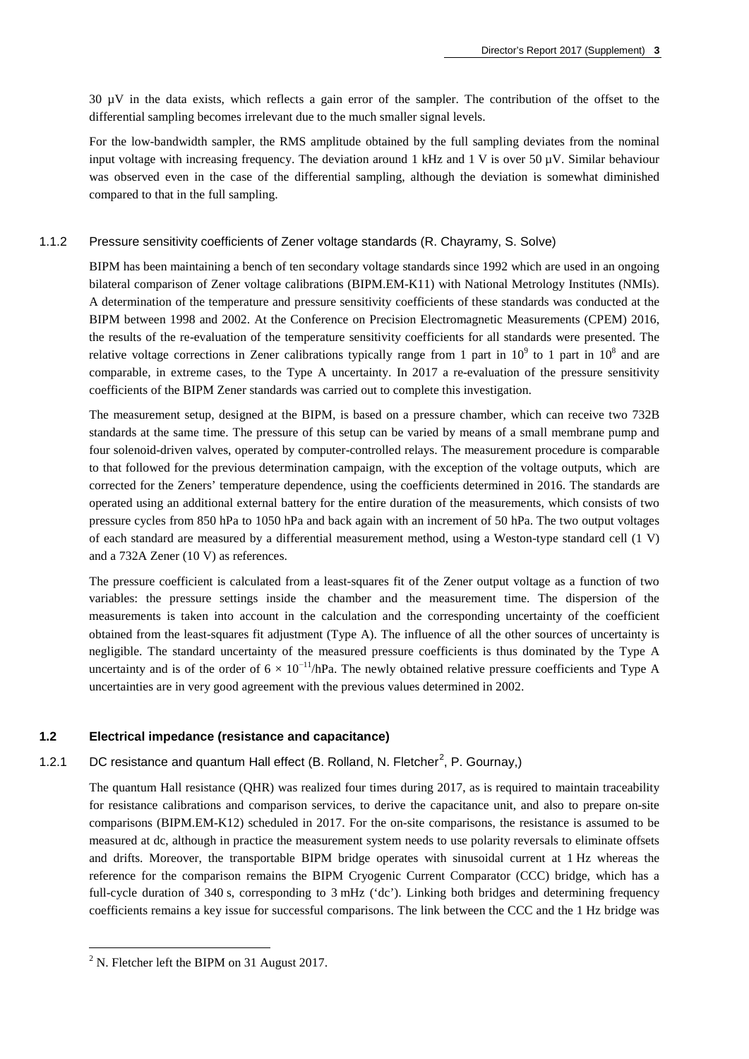30 µV in the data exists, which reflects a gain error of the sampler. The contribution of the offset to the differential sampling becomes irrelevant due to the much smaller signal levels.

For the low-bandwidth sampler, the RMS amplitude obtained by the full sampling deviates from the nominal input voltage with increasing frequency. The deviation around 1 kHz and 1 V is over 50 µV. Similar behaviour was observed even in the case of the differential sampling, although the deviation is somewhat diminished compared to that in the full sampling.

#### 1.1.2 Pressure sensitivity coefficients of Zener voltage standards (R. Chayramy, S. Solve)

BIPM has been maintaining a bench of ten secondary voltage standards since 1992 which are used in an ongoing bilateral comparison of Zener voltage calibrations (BIPM.EM-K11) with National Metrology Institutes (NMIs). A determination of the temperature and pressure sensitivity coefficients of these standards was conducted at the BIPM between 1998 and 2002. At the Conference on Precision Electromagnetic Measurements (CPEM) 2016, the results of the re-evaluation of the temperature sensitivity coefficients for all standards were presented. The relative voltage corrections in Zener calibrations typically range from 1 part in $10^9$ to 1 part in $10^8$ and are comparable, in extreme cases, to the Type A uncertainty. In 2017 a re-evaluation of the pressure sensitivity coefficients of the BIPM Zener standards was carried out to complete this investigation.

The measurement setup, designed at the BIPM, is based on a pressure chamber, which can receive two 732B standards at the same time. The pressure of this setup can be varied by means of a small membrane pump and four solenoid-driven valves, operated by computer-controlled relays. The measurement procedure is comparable to that followed for the previous determination campaign, with the exception of the voltage outputs, which are corrected for the Zeners' temperature dependence, using the coefficients determined in 2016. The standards are operated using an additional external battery for the entire duration of the measurements, which consists of two pressure cycles from 850 hPa to 1050 hPa and back again with an increment of 50 hPa. The two output voltages of each standard are measured by a differential measurement method, using a Weston-type standard cell (1 V) and a 732A Zener (10 V) as references.

The pressure coefficient is calculated from a least-squares fit of the Zener output voltage as a function of two variables: the pressure settings inside the chamber and the measurement time. The dispersion of the measurements is taken into account in the calculation and the corresponding uncertainty of the coefficient obtained from the least-squares fit adjustment (Type A). The influence of all the other sources of uncertainty is negligible. The standard uncertainty of the measured pressure coefficients is thus dominated by the Type A uncertainty and is of the order of $6 \times 10^{-11}$/hPa. The newly obtained relative pressure coefficients and Type A uncertainties are in very good agreement with the previous values determined in 2002.

### 1.2 Electrical impedance (resistance and capacitance)

#### 1.2.1 DC resistance and quantum Hall effect (B. Rolland, N. Fletcher[2], P. Gournay,)

The quantum Hall resistance (QHR) was realized four times during 2017, as is required to maintain traceability for resistance calibrations and comparison services, to derive the capacitance unit, and also to prepare on-site comparisons (BIPM.EM-K12) scheduled in 2017. For the on-site comparisons, the resistance is assumed to be measured at dc, although in practice the measurement system needs to use polarity reversals to eliminate offsets and drifts. Moreover, the transportable BIPM bridge operates with sinusoidal current at 1 Hz whereas the reference for the comparison remains the BIPM Cryogenic Current Comparator (CCC) bridge, which has a full-cycle duration of 340 s, corresponding to 3 mHz ('dc'). Linking both bridges and determining frequency coefficients remains a key issue for successful comparisons. The link between the CCC and the 1 Hz bridge was

[2] N. Fletcher left the BIPM on 31 August 2017.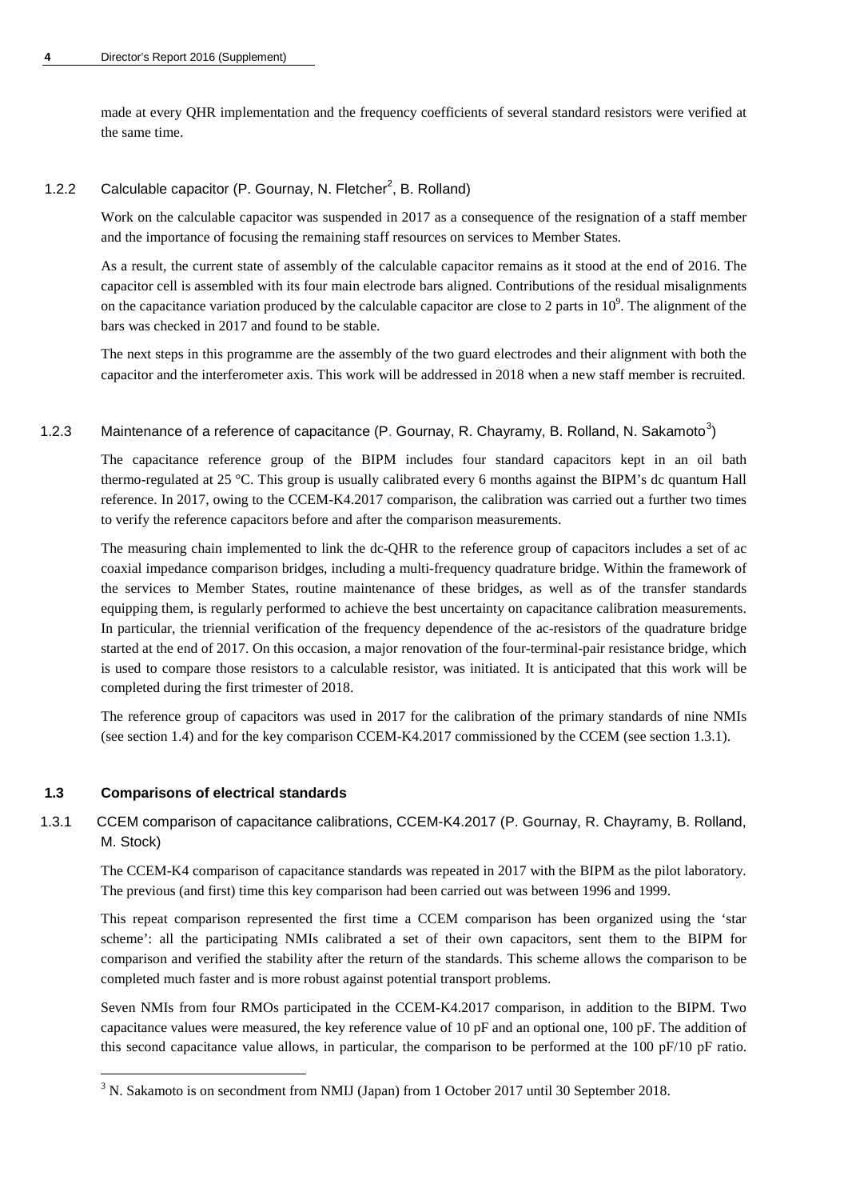made at every QHR implementation and the frequency coefficients of several standard resistors were verified at the same time.

### 1.2.2 Calculable capacitor (P. Gournay, N. Fletcher[2], B. Rolland)

Work on the calculable capacitor was suspended in 2017 as a consequence of the resignation of a staff member and the importance of focusing the remaining staff resources on services to Member States.

As a result, the current state of assembly of the calculable capacitor remains as it stood at the end of 2016. The capacitor cell is assembled with its four main electrode bars aligned. Contributions of the residual misalignments on the capacitance variation produced by the calculable capacitor are close to 2 parts in $10^9$. The alignment of the bars was checked in 2017 and found to be stable.

The next steps in this programme are the assembly of the two guard electrodes and their alignment with both the capacitor and the interferometer axis. This work will be addressed in 2018 when a new staff member is recruited.

### 1.2.3 Maintenance of a reference of capacitance (P. Gournay, R. Chayramy, B. Rolland, N. Sakamoto[3])

The capacitance reference group of the BIPM includes four standard capacitors kept in an oil bath thermo-regulated at 25 °C. This group is usually calibrated every 6 months against the BIPM's dc quantum Hall reference. In 2017, owing to the CCEM-K4.2017 comparison, the calibration was carried out a further two times to verify the reference capacitors before and after the comparison measurements.

The measuring chain implemented to link the dc-QHR to the reference group of capacitors includes a set of ac coaxial impedance comparison bridges, including a multi-frequency quadrature bridge. Within the framework of the services to Member States, routine maintenance of these bridges, as well as of the transfer standards equipping them, is regularly performed to achieve the best uncertainty on capacitance calibration measurements. In particular, the triennial verification of the frequency dependence of the ac-resistors of the quadrature bridge started at the end of 2017. On this occasion, a major renovation of the four-terminal-pair resistance bridge, which is used to compare those resistors to a calculable resistor, was initiated. It is anticipated that this work will be completed during the first trimester of 2018.

The reference group of capacitors was used in 2017 for the calibration of the primary standards of nine NMIs (see section 1.4) and for the key comparison CCEM-K4.2017 commissioned by the CCEM (see section 1.3.1).

## 1.3 Comparisons of electrical standards

### 1.3.1 CCEM comparison of capacitance calibrations, CCEM-K4.2017 (P. Gournay, R. Chayramy, B. Rolland, M. Stock)

The CCEM-K4 comparison of capacitance standards was repeated in 2017 with the BIPM as the pilot laboratory. The previous (and first) time this key comparison had been carried out was between 1996 and 1999.

This repeat comparison represented the first time a CCEM comparison has been organized using the 'star scheme': all the participating NMIs calibrated a set of their own capacitors, sent them to the BIPM for comparison and verified the stability after the return of the standards. This scheme allows the comparison to be completed much faster and is more robust against potential transport problems.

Seven NMIs from four RMOs participated in the CCEM-K4.2017 comparison, in addition to the BIPM. Two capacitance values were measured, the key reference value of 10 pF and an optional one, 100 pF. The addition of this second capacitance value allows, in particular, the comparison to be performed at the 100 pF/10 pF ratio.

---

[3] N. Sakamoto is on secondment from NMIJ (Japan) from 1 October 2017 until 30 September 2018.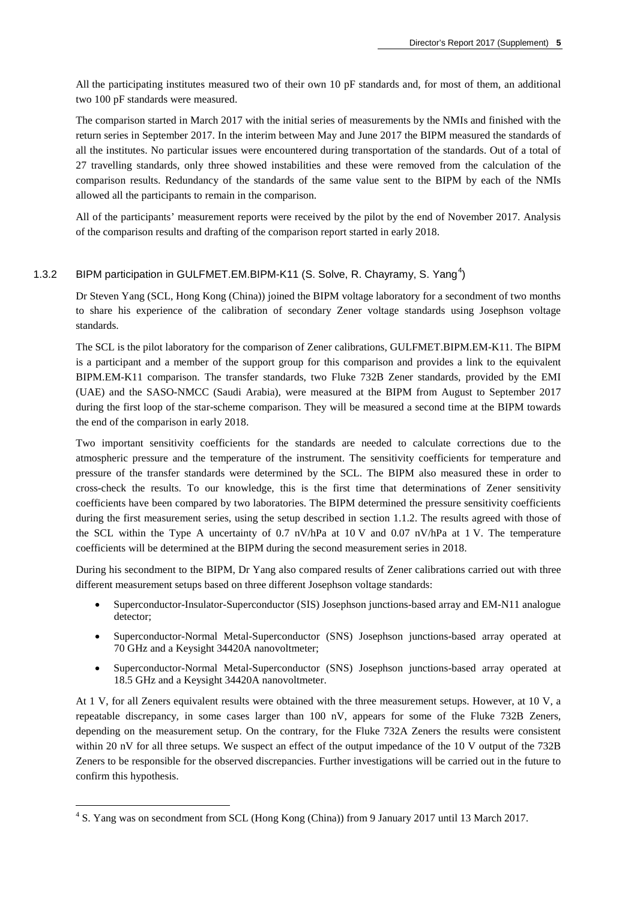All the participating institutes measured two of their own 10 pF standards and, for most of them, an additional two 100 pF standards were measured.

The comparison started in March 2017 with the initial series of measurements by the NMIs and finished with the return series in September 2017. In the interim between May and June 2017 the BIPM measured the standards of all the institutes. No particular issues were encountered during transportation of the standards. Out of a total of 27 travelling standards, only three showed instabilities and these were removed from the calculation of the comparison results. Redundancy of the standards of the same value sent to the BIPM by each of the NMIs allowed all the participants to remain in the comparison.

All of the participants' measurement reports were received by the pilot by the end of November 2017. Analysis of the comparison results and drafting of the comparison report started in early 2018.

### 1.3.2 BIPM participation in GULFMET.EM.BIPM-K11 (S. Solve, R. Chayramy, S. Yang[4])

Dr Steven Yang (SCL, Hong Kong (China)) joined the BIPM voltage laboratory for a secondment of two months to share his experience of the calibration of secondary Zener voltage standards using Josephson voltage standards.

The SCL is the pilot laboratory for the comparison of Zener calibrations, GULFMET.BIPM.EM-K11. The BIPM is a participant and a member of the support group for this comparison and provides a link to the equivalent BIPM.EM-K11 comparison. The transfer standards, two Fluke 732B Zener standards, provided by the EMI (UAE) and the SASO-NMCC (Saudi Arabia), were measured at the BIPM from August to September 2017 during the first loop of the star-scheme comparison. They will be measured a second time at the BIPM towards the end of the comparison in early 2018.

Two important sensitivity coefficients for the standards are needed to calculate corrections due to the atmospheric pressure and the temperature of the instrument. The sensitivity coefficients for temperature and pressure of the transfer standards were determined by the SCL. The BIPM also measured these in order to cross-check the results. To our knowledge, this is the first time that determinations of Zener sensitivity coefficients have been compared by two laboratories. The BIPM determined the pressure sensitivity coefficients during the first measurement series, using the setup described in section 1.1.2. The results agreed with those of the SCL within the Type A uncertainty of 0.7 nV/hPa at 10 V and 0.07 nV/hPa at 1 V. The temperature coefficients will be determined at the BIPM during the second measurement series in 2018.

During his secondment to the BIPM, Dr Yang also compared results of Zener calibrations carried out with three different measurement setups based on three different Josephson voltage standards:

- Superconductor-Insulator-Superconductor (SIS) Josephson junctions-based array and EM-N11 analogue detector;
- Superconductor-Normal Metal-Superconductor (SNS) Josephson junctions-based array operated at 70 GHz and a Keysight 34420A nanovoltmeter;
- Superconductor-Normal Metal-Superconductor (SNS) Josephson junctions-based array operated at 18.5 GHz and a Keysight 34420A nanovoltmeter.

At 1 V, for all Zeners equivalent results were obtained with the three measurement setups. However, at 10 V, a repeatable discrepancy, in some cases larger than 100 nV, appears for some of the Fluke 732B Zeners, depending on the measurement setup. On the contrary, for the Fluke 732A Zeners the results were consistent within 20 nV for all three setups. We suspect an effect of the output impedance of the 10 V output of the 732B Zeners to be responsible for the observed discrepancies. Further investigations will be carried out in the future to confirm this hypothesis.

---

[4] S. Yang was on secondment from SCL (Hong Kong (China)) from 9 January 2017 until 13 March 2017.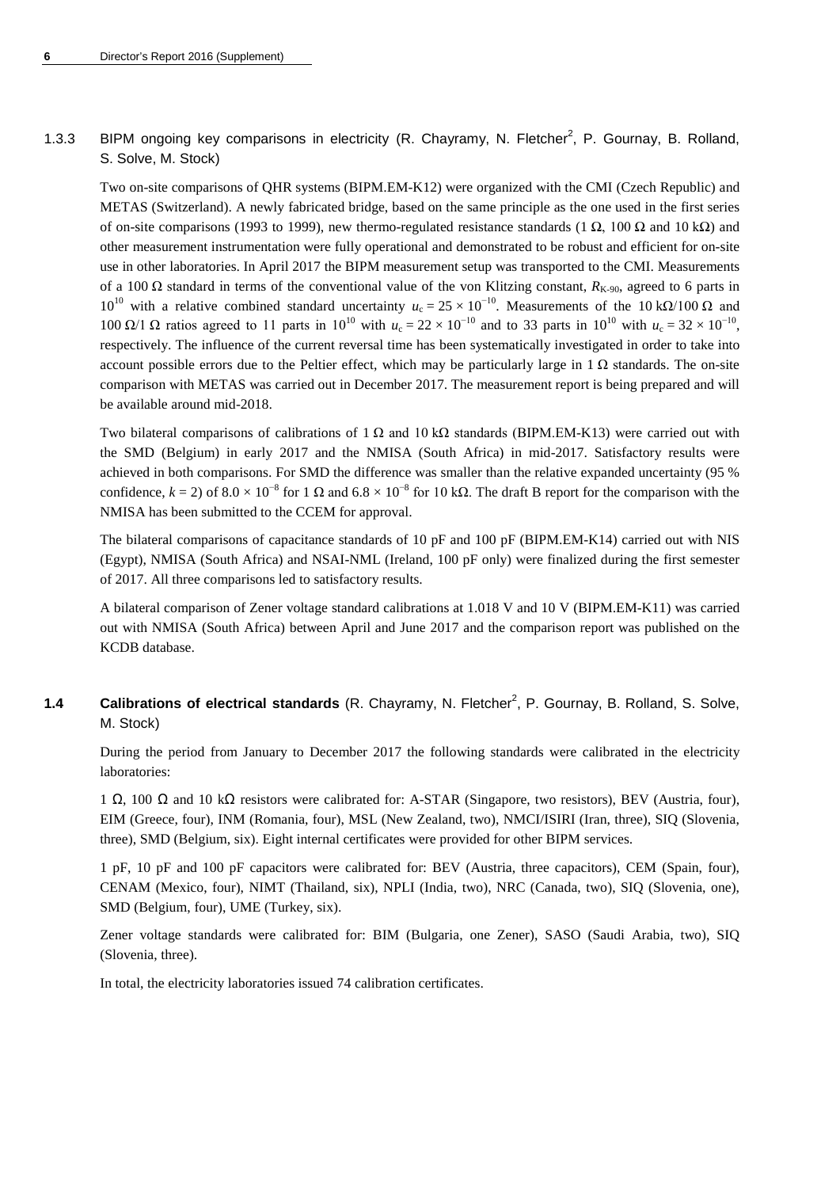### 1.3.3 BIPM ongoing key comparisons in electricity (R. Chayramy, N. Fletcher[2], P. Gournay, B. Rolland, S. Solve, M. Stock)

Two on-site comparisons of QHR systems (BIPM.EM-K12) were organized with the CMI (Czech Republic) and METAS (Switzerland). A newly fabricated bridge, based on the same principle as the one used in the first series of on-site comparisons (1993 to 1999), new thermo-regulated resistance standards (1 Ω, 100 Ω and 10 kΩ) and other measurement instrumentation were fully operational and demonstrated to be robust and efficient for on-site use in other laboratories. In April 2017 the BIPM measurement setup was transported to the CMI. Measurements of a 100 Ω standard in terms of the conventional value of the von Klitzing constant, $R_{K-90}$, agreed to 6 parts in $10^{10}$ with a relative combined standard uncertainty $u_c = 25 \times 10^{-10}$. Measurements of the 10 kΩ/100 Ω and 100 Ω/1 Ω ratios agreed to 11 parts in $10^{10}$ with $u_c = 22 \times 10^{-10}$ and to 33 parts in $10^{10}$ with $u_c = 32 \times 10^{-10}$, respectively. The influence of the current reversal time has been systematically investigated in order to take into account possible errors due to the Peltier effect, which may be particularly large in 1 Ω standards. The on-site comparison with METAS was carried out in December 2017. The measurement report is being prepared and will be available around mid-2018.

Two bilateral comparisons of calibrations of 1 Ω and 10 kΩ standards (BIPM.EM-K13) were carried out with the SMD (Belgium) in early 2017 and the NMISA (South Africa) in mid-2017. Satisfactory results were achieved in both comparisons. For SMD the difference was smaller than the relative expanded uncertainty (95 % confidence, $k = 2$) of $8.0 \times 10^{-8}$ for 1 Ω and $6.8 \times 10^{-8}$ for 10 kΩ. The draft B report for the comparison with the NMISA has been submitted to the CCEM for approval.

The bilateral comparisons of capacitance standards of 10 pF and 100 pF (BIPM.EM-K14) carried out with NIS (Egypt), NMISA (South Africa) and NSAI-NML (Ireland, 100 pF only) were finalized during the first semester of 2017. All three comparisons led to satisfactory results.

A bilateral comparison of Zener voltage standard calibrations at 1.018 V and 10 V (BIPM.EM-K11) was carried out with NMISA (South Africa) between April and June 2017 and the comparison report was published on the KCDB database.

## 1.4 Calibrations of electrical standards (R. Chayramy, N. Fletcher[2], P. Gournay, B. Rolland, S. Solve, M. Stock)

During the period from January to December 2017 the following standards were calibrated in the electricity laboratories:

1 Ω, 100 Ω and 10 kΩ resistors were calibrated for: A-STAR (Singapore, two resistors), BEV (Austria, four), EIM (Greece, four), INM (Romania, four), MSL (New Zealand, two), NMCI/ISIRI (Iran, three), SIQ (Slovenia, three), SMD (Belgium, six). Eight internal certificates were provided for other BIPM services.

1 pF, 10 pF and 100 pF capacitors were calibrated for: BEV (Austria, three capacitors), CEM (Spain, four), CENAM (Mexico, four), NIMT (Thailand, six), NPLI (India, two), NRC (Canada, two), SIQ (Slovenia, one), SMD (Belgium, four), UME (Turkey, six).

Zener voltage standards were calibrated for: BIM (Bulgaria, one Zener), SASO (Saudi Arabia, two), SIQ (Slovenia, three).

In total, the electricity laboratories issued 74 calibration certificates.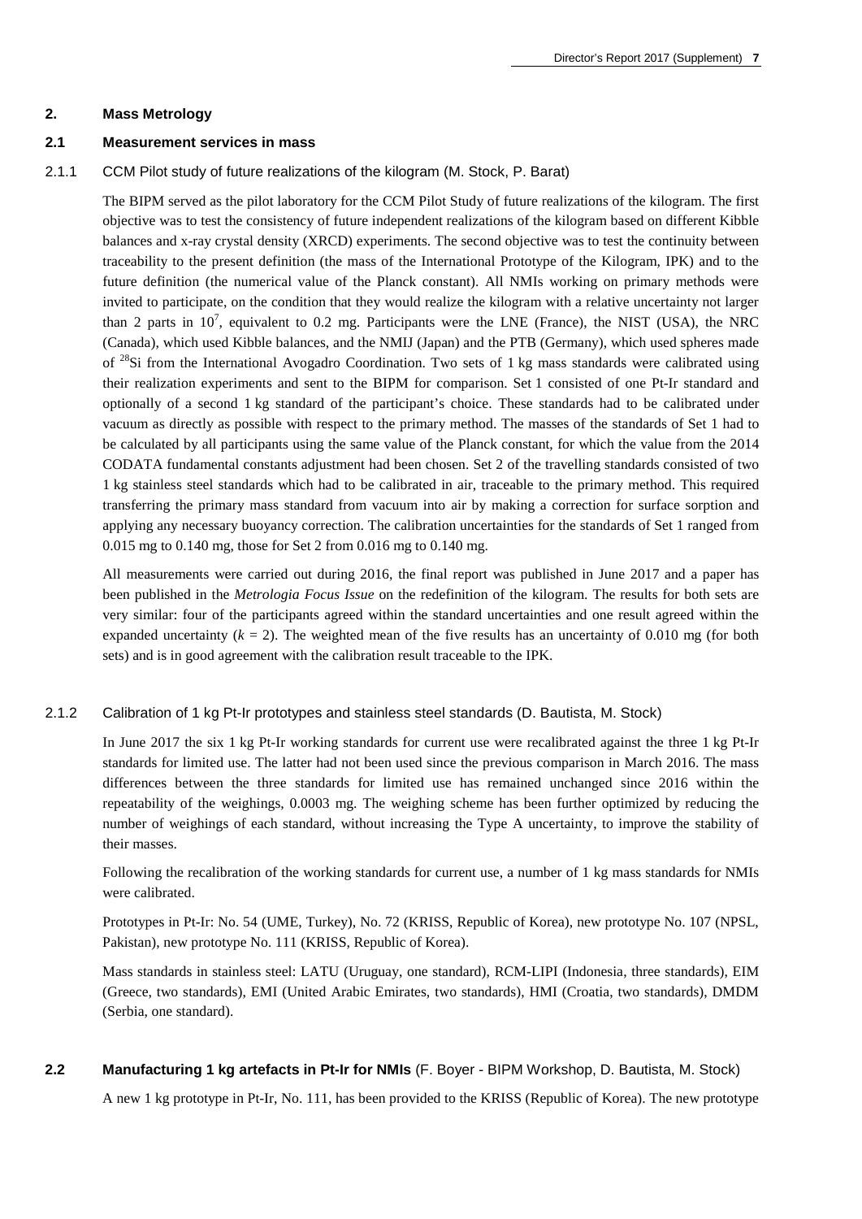## 2. Mass Metrology

### 2.1 Measurement services in mass

#### 2.1.1 CCM Pilot study of future realizations of the kilogram (M. Stock, P. Barat)

The BIPM served as the pilot laboratory for the CCM Pilot Study of future realizations of the kilogram. The first objective was to test the consistency of future independent realizations of the kilogram based on different Kibble balances and x-ray crystal density (XRCD) experiments. The second objective was to test the continuity between traceability to the present definition (the mass of the International Prototype of the Kilogram, IPK) and to the future definition (the numerical value of the Planck constant). All NMIs working on primary methods were invited to participate, on the condition that they would realize the kilogram with a relative uncertainty not larger than 2 parts in $10^7$, equivalent to 0.2 mg. Participants were the LNE (France), the NIST (USA), the NRC (Canada), which used Kibble balances, and the NMIJ (Japan) and the PTB (Germany), which used spheres made of $^{28}$Si from the International Avogadro Coordination. Two sets of 1 kg mass standards were calibrated using their realization experiments and sent to the BIPM for comparison. Set 1 consisted of one Pt-Ir standard and optionally of a second 1 kg standard of the participant's choice. These standards had to be calibrated under vacuum as directly as possible with respect to the primary method. The masses of the standards of Set 1 had to be calculated by all participants using the same value of the Planck constant, for which the value from the 2014 CODATA fundamental constants adjustment had been chosen. Set 2 of the travelling standards consisted of two 1 kg stainless steel standards which had to be calibrated in air, traceable to the primary method. This required transferring the primary mass standard from vacuum into air by making a correction for surface sorption and applying any necessary buoyancy correction. The calibration uncertainties for the standards of Set 1 ranged from 0.015 mg to 0.140 mg, those for Set 2 from 0.016 mg to 0.140 mg.

All measurements were carried out during 2016, the final report was published in June 2017 and a paper has been published in the *Metrologia Focus Issue* on the redefinition of the kilogram. The results for both sets are very similar: four of the participants agreed within the standard uncertainties and one result agreed within the expanded uncertainty ($k = 2$). The weighted mean of the five results has an uncertainty of 0.010 mg (for both sets) and is in good agreement with the calibration result traceable to the IPK.

#### 2.1.2 Calibration of 1 kg Pt-Ir prototypes and stainless steel standards (D. Bautista, M. Stock)

In June 2017 the six 1 kg Pt-Ir working standards for current use were recalibrated against the three 1 kg Pt-Ir standards for limited use. The latter had not been used since the previous comparison in March 2016. The mass differences between the three standards for limited use has remained unchanged since 2016 within the repeatability of the weighings, 0.0003 mg. The weighing scheme has been further optimized by reducing the number of weighings of each standard, without increasing the Type A uncertainty, to improve the stability of their masses.

Following the recalibration of the working standards for current use, a number of 1 kg mass standards for NMIs were calibrated.

Prototypes in Pt-Ir: No. 54 (UME, Turkey), No. 72 (KRISS, Republic of Korea), new prototype No. 107 (NPSL, Pakistan), new prototype No. 111 (KRISS, Republic of Korea).

Mass standards in stainless steel: LATU (Uruguay, one standard), RCM-LIPI (Indonesia, three standards), EIM (Greece, two standards), EMI (United Arabic Emirates, two standards), HMI (Croatia, two standards), DMDM (Serbia, one standard).

### 2.2 Manufacturing 1 kg artefacts in Pt-Ir for NMIs (F. Boyer - BIPM Workshop, D. Bautista, M. Stock)

A new 1 kg prototype in Pt-Ir, No. 111, has been provided to the KRISS (Republic of Korea). The new prototype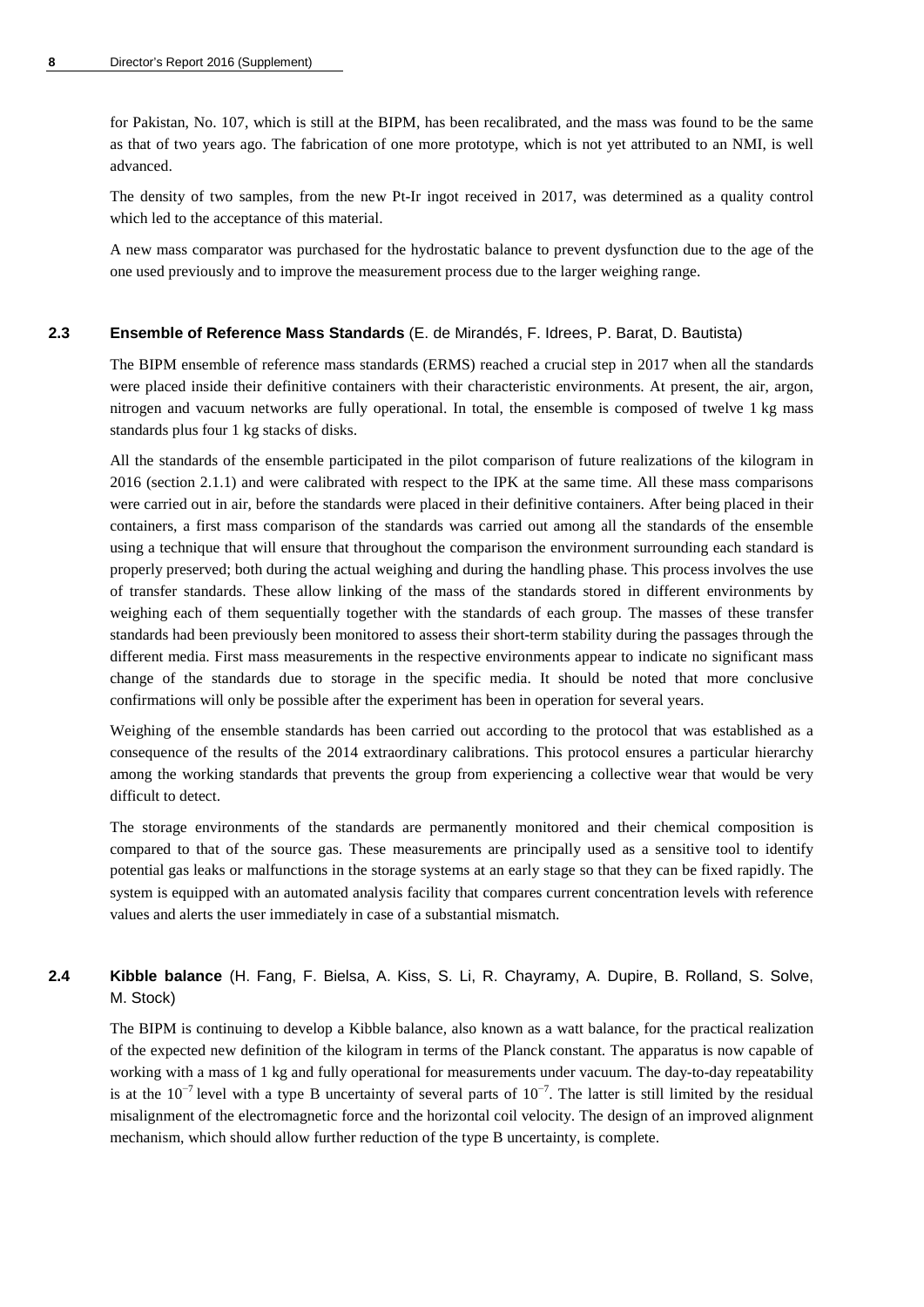for Pakistan, No. 107, which is still at the BIPM, has been recalibrated, and the mass was found to be the same as that of two years ago. The fabrication of one more prototype, which is not yet attributed to an NMI, is well advanced.

The density of two samples, from the new Pt-Ir ingot received in 2017, was determined as a quality control which led to the acceptance of this material.

A new mass comparator was purchased for the hydrostatic balance to prevent dysfunction due to the age of the one used previously and to improve the measurement process due to the larger weighing range.

### 2.3 Ensemble of Reference Mass Standards (E. de Mirandés, F. Idrees, P. Barat, D. Bautista)

The BIPM ensemble of reference mass standards (ERMS) reached a crucial step in 2017 when all the standards were placed inside their definitive containers with their characteristic environments. At present, the air, argon, nitrogen and vacuum networks are fully operational. In total, the ensemble is composed of twelve 1 kg mass standards plus four 1 kg stacks of disks.

All the standards of the ensemble participated in the pilot comparison of future realizations of the kilogram in 2016 (section 2.1.1) and were calibrated with respect to the IPK at the same time. All these mass comparisons were carried out in air, before the standards were placed in their definitive containers. After being placed in their containers, a first mass comparison of the standards was carried out among all the standards of the ensemble using a technique that will ensure that throughout the comparison the environment surrounding each standard is properly preserved; both during the actual weighing and during the handling phase. This process involves the use of transfer standards. These allow linking of the mass of the standards stored in different environments by weighing each of them sequentially together with the standards of each group. The masses of these transfer standards had been previously been monitored to assess their short-term stability during the passages through the different media. First mass measurements in the respective environments appear to indicate no significant mass change of the standards due to storage in the specific media. It should be noted that more conclusive confirmations will only be possible after the experiment has been in operation for several years.

Weighing of the ensemble standards has been carried out according to the protocol that was established as a consequence of the results of the 2014 extraordinary calibrations. This protocol ensures a particular hierarchy among the working standards that prevents the group from experiencing a collective wear that would be very difficult to detect.

The storage environments of the standards are permanently monitored and their chemical composition is compared to that of the source gas. These measurements are principally used as a sensitive tool to identify potential gas leaks or malfunctions in the storage systems at an early stage so that they can be fixed rapidly. The system is equipped with an automated analysis facility that compares current concentration levels with reference values and alerts the user immediately in case of a substantial mismatch.

### 2.4 Kibble balance (H. Fang, F. Bielsa, A. Kiss, S. Li, R. Chayramy, A. Dupire, B. Rolland, S. Solve, M. Stock)

The BIPM is continuing to develop a Kibble balance, also known as a watt balance, for the practical realization of the expected new definition of the kilogram in terms of the Planck constant. The apparatus is now capable of working with a mass of 1 kg and fully operational for measurements under vacuum. The day-to-day repeatability is at the $10^{-7}$ level with a type B uncertainty of several parts of $10^{-7}$. The latter is still limited by the residual misalignment of the electromagnetic force and the horizontal coil velocity. The design of an improved alignment mechanism, which should allow further reduction of the type B uncertainty, is complete.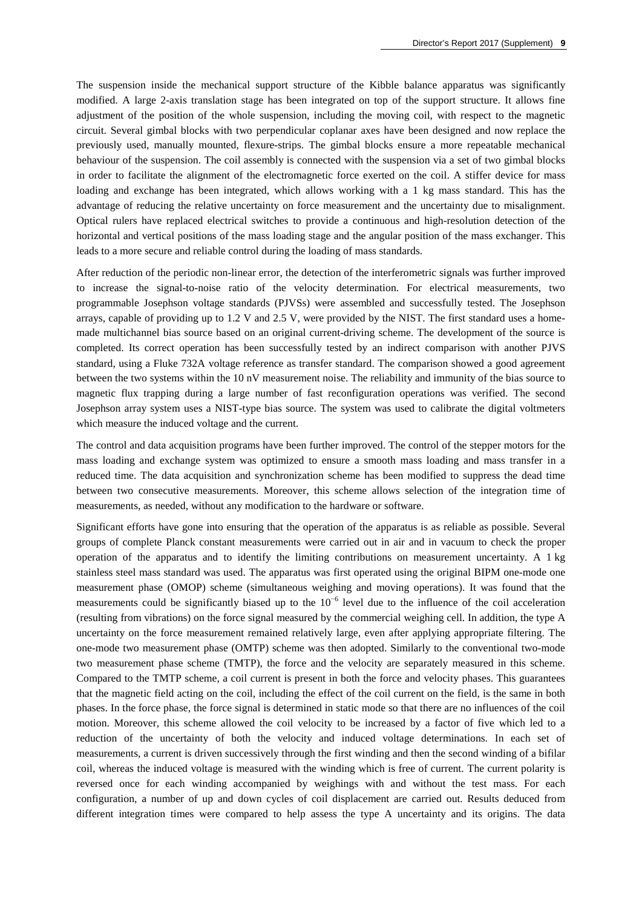The suspension inside the mechanical support structure of the Kibble balance apparatus was significantly modified. A large 2-axis translation stage has been integrated on top of the support structure. It allows fine adjustment of the position of the whole suspension, including the moving coil, with respect to the magnetic circuit. Several gimbal blocks with two perpendicular coplanar axes have been designed and now replace the previously used, manually mounted, flexure-strips. The gimbal blocks ensure a more repeatable mechanical behaviour of the suspension. The coil assembly is connected with the suspension via a set of two gimbal blocks in order to facilitate the alignment of the electromagnetic force exerted on the coil. A stiffer device for mass loading and exchange has been integrated, which allows working with a 1 kg mass standard. This has the advantage of reducing the relative uncertainty on force measurement and the uncertainty due to misalignment. Optical rulers have replaced electrical switches to provide a continuous and high-resolution detection of the horizontal and vertical positions of the mass loading stage and the angular position of the mass exchanger. This leads to a more secure and reliable control during the loading of mass standards.

After reduction of the periodic non-linear error, the detection of the interferometric signals was further improved to increase the signal-to-noise ratio of the velocity determination. For electrical measurements, two programmable Josephson voltage standards (PJVSs) were assembled and successfully tested. The Josephson arrays, capable of providing up to 1.2 V and 2.5 V, were provided by the NIST. The first standard uses a home-made multichannel bias source based on an original current-driving scheme. The development of the source is completed. Its correct operation has been successfully tested by an indirect comparison with another PJVS standard, using a Fluke 732A voltage reference as transfer standard. The comparison showed a good agreement between the two systems within the 10 nV measurement noise. The reliability and immunity of the bias source to magnetic flux trapping during a large number of fast reconfiguration operations was verified. The second Josephson array system uses a NIST-type bias source. The system was used to calibrate the digital voltmeters which measure the induced voltage and the current.

The control and data acquisition programs have been further improved. The control of the stepper motors for the mass loading and exchange system was optimized to ensure a smooth mass loading and mass transfer in a reduced time. The data acquisition and synchronization scheme has been modified to suppress the dead time between two consecutive measurements. Moreover, this scheme allows selection of the integration time of measurements, as needed, without any modification to the hardware or software.

Significant efforts have gone into ensuring that the operation of the apparatus is as reliable as possible. Several groups of complete Planck constant measurements were carried out in air and in vacuum to check the proper operation of the apparatus and to identify the limiting contributions on measurement uncertainty. A 1 kg stainless steel mass standard was used. The apparatus was first operated using the original BIPM one-mode one measurement phase (OMOP) scheme (simultaneous weighing and moving operations). It was found that the measurements could be significantly biased up to the $10^{-6}$ level due to the influence of the coil acceleration (resulting from vibrations) on the force signal measured by the commercial weighing cell. In addition, the type A uncertainty on the force measurement remained relatively large, even after applying appropriate filtering. The one-mode two measurement phase (OMTP) scheme was then adopted. Similarly to the conventional two-mode two measurement phase scheme (TMTP), the force and the velocity are separately measured in this scheme. Compared to the TMTP scheme, a coil current is present in both the force and velocity phases. This guarantees that the magnetic field acting on the coil, including the effect of the coil current on the field, is the same in both phases. In the force phase, the force signal is determined in static mode so that there are no influences of the coil motion. Moreover, this scheme allowed the coil velocity to be increased by a factor of five which led to a reduction of the uncertainty of both the velocity and induced voltage determinations. In each set of measurements, a current is driven successively through the first winding and then the second winding of a bifilar coil, whereas the induced voltage is measured with the winding which is free of current. The current polarity is reversed once for each winding accompanied by weighings with and without the test mass. For each configuration, a number of up and down cycles of coil displacement are carried out. Results deduced from different integration times were compared to help assess the type A uncertainty and its origins. The data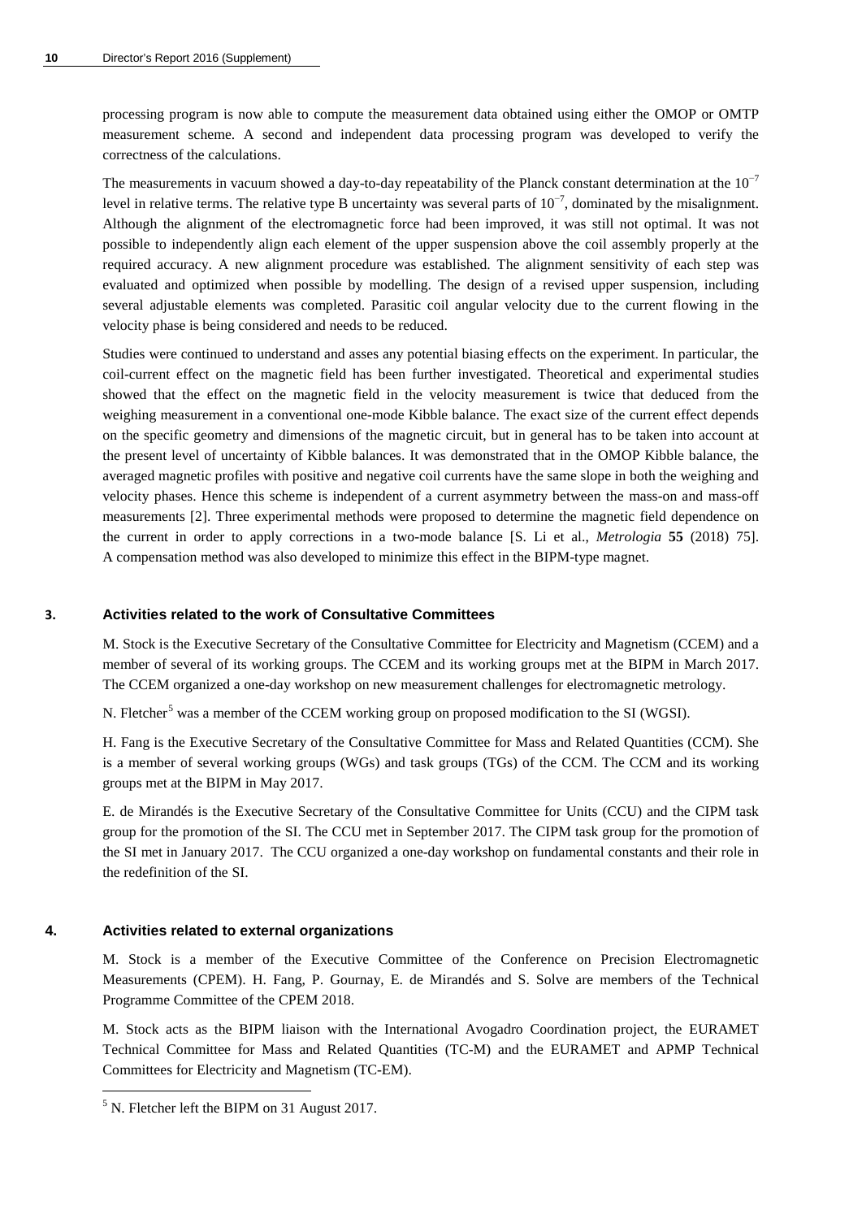processing program is now able to compute the measurement data obtained using either the OMOP or OMTP measurement scheme. A second and independent data processing program was developed to verify the correctness of the calculations.

The measurements in vacuum showed a day-to-day repeatability of the Planck constant determination at the $10^{-7}$ level in relative terms. The relative type B uncertainty was several parts of $10^{-7}$, dominated by the misalignment. Although the alignment of the electromagnetic force had been improved, it was still not optimal. It was not possible to independently align each element of the upper suspension above the coil assembly properly at the required accuracy. A new alignment procedure was established. The alignment sensitivity of each step was evaluated and optimized when possible by modelling. The design of a revised upper suspension, including several adjustable elements was completed. Parasitic coil angular velocity due to the current flowing in the velocity phase is being considered and needs to be reduced.

Studies were continued to understand and asses any potential biasing effects on the experiment. In particular, the coil-current effect on the magnetic field has been further investigated. Theoretical and experimental studies showed that the effect on the magnetic field in the velocity measurement is twice that deduced from the weighing measurement in a conventional one-mode Kibble balance. The exact size of the current effect depends on the specific geometry and dimensions of the magnetic circuit, but in general has to be taken into account at the present level of uncertainty of Kibble balances. It was demonstrated that in the OMOP Kibble balance, the averaged magnetic profiles with positive and negative coil currents have the same slope in both the weighing and velocity phases. Hence this scheme is independent of a current asymmetry between the mass-on and mass-off measurements [2]. Three experimental methods were proposed to determine the magnetic field dependence on the current in order to apply corrections in a two-mode balance [S. Li et al., *Metrologia* **55** (2018) 75]. A compensation method was also developed to minimize this effect in the BIPM-type magnet.

## 3. Activities related to the work of Consultative Committees

M. Stock is the Executive Secretary of the Consultative Committee for Electricity and Magnetism (CCEM) and a member of several of its working groups. The CCEM and its working groups met at the BIPM in March 2017. The CCEM organized a one-day workshop on new measurement challenges for electromagnetic metrology.

N. Fletcher[5] was a member of the CCEM working group on proposed modification to the SI (WGSI).

H. Fang is the Executive Secretary of the Consultative Committee for Mass and Related Quantities (CCM). She is a member of several working groups (WGs) and task groups (TGs) of the CCM. The CCM and its working groups met at the BIPM in May 2017.

E. de Mirandés is the Executive Secretary of the Consultative Committee for Units (CCU) and the CIPM task group for the promotion of the SI. The CCU met in September 2017. The CIPM task group for the promotion of the SI met in January 2017. The CCU organized a one-day workshop on fundamental constants and their role in the redefinition of the SI.

## 4. Activities related to external organizations

M. Stock is a member of the Executive Committee of the Conference on Precision Electromagnetic Measurements (CPEM). H. Fang, P. Gournay, E. de Mirandés and S. Solve are members of the Technical Programme Committee of the CPEM 2018.

M. Stock acts as the BIPM liaison with the International Avogadro Coordination project, the EURAMET Technical Committee for Mass and Related Quantities (TC-M) and the EURAMET and APMP Technical Committees for Electricity and Magnetism (TC-EM).

[5] N. Fletcher left the BIPM on 31 August 2017.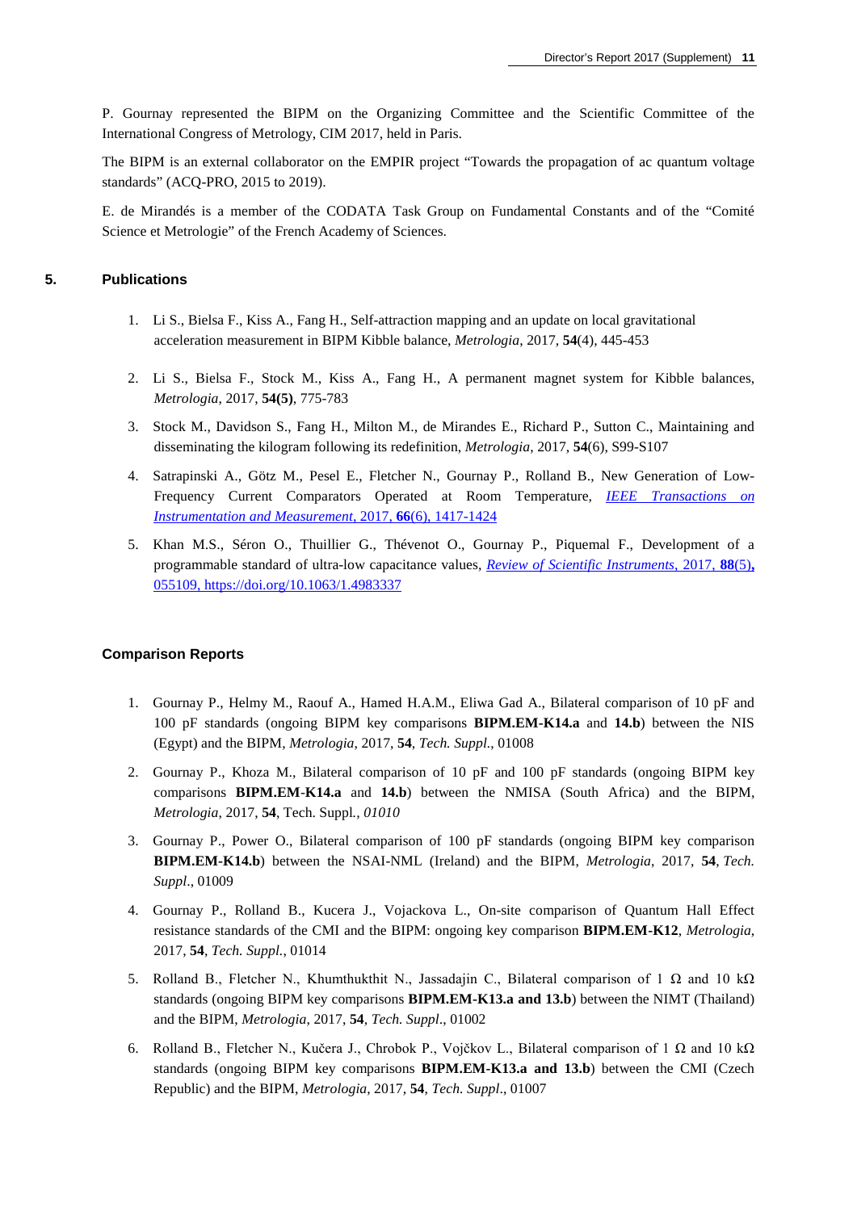P. Gournay represented the BIPM on the Organizing Committee and the Scientific Committee of the International Congress of Metrology, CIM 2017, held in Paris.

The BIPM is an external collaborator on the EMPIR project "Towards the propagation of ac quantum voltage standards" (ACQ-PRO, 2015 to 2019).

E. de Mirandés is a member of the CODATA Task Group on Fundamental Constants and of the "Comité Science et Metrologie" of the French Academy of Sciences.

## 5. Publications

1. Li S., Bielsa F., Kiss A., Fang H., Self-attraction mapping and an update on local gravitational acceleration measurement in BIPM Kibble balance, *Metrologia*, 2017, **54**(4), 445-453

2. Li S., Bielsa F., Stock M., Kiss A., Fang H., A permanent magnet system for Kibble balances, *Metrologia*, 2017, **54(5)**, 775-783

3. Stock M., Davidson S., Fang H., Milton M., de Mirandes E., Richard P., Sutton C., Maintaining and disseminating the kilogram following its redefinition, *Metrologia*, 2017, **54**(6), S99-S107

4. Satrapinski A., Götz M., Pesel E., Fletcher N., Gournay P., Rolland B., New Generation of Low-Frequency Current Comparators Operated at Room Temperature, *IEEE Transactions on Instrumentation and Measurement*, 2017, **66**(6), 1417-1424

5. Khan M.S., Séron O., Thuillier G., Thévenot O., Gournay P., Piquemal F., Development of a programmable standard of ultra-low capacitance values, *Review of Scientific Instruments*, 2017, **88**(5)**,** 055109, https://doi.org/10.1063/1.4983337

### Comparison Reports

1. Gournay P., Helmy M., Raouf A., Hamed H.A.M., Eliwa Gad A., Bilateral comparison of 10 pF and 100 pF standards (ongoing BIPM key comparisons **BIPM.EM-K14.a** and **14.b**) between the NIS (Egypt) and the BIPM, *Metrologia*, 2017, **54**, *Tech. Suppl.*, 01008

2. Gournay P., Khoza M., Bilateral comparison of 10 pF and 100 pF standards (ongoing BIPM key comparisons **BIPM.EM-K14.a** and **14.b**) between the NMISA (South Africa) and the BIPM, *Metrologia*, 2017, **54**, Tech. Suppl., *01010*

3. Gournay P., Power O., Bilateral comparison of 100 pF standards (ongoing BIPM key comparison **BIPM.EM-K14.b**) between the NSAI-NML (Ireland) and the BIPM, *Metrologia*, 2017, **54**, *Tech. Suppl*., 01009

4. Gournay P., Rolland B., Kucera J., Vojackova L., On-site comparison of Quantum Hall Effect resistance standards of the CMI and the BIPM: ongoing key comparison **BIPM.EM-K12**, *Metrologia*, 2017, **54**, *Tech. Suppl.*, 01014

5. Rolland B., Fletcher N., Khumthukthit N., Jassadajin C., Bilateral comparison of 1 Ω and 10 kΩ standards (ongoing BIPM key comparisons **BIPM.EM-K13.a and 13.b**) between the NIMT (Thailand) and the BIPM, *Metrologia*, 2017, **54**, *Tech. Suppl*., 01002

6. Rolland B., Fletcher N., Kučera J., Chrobok P., Vojčkov L., Bilateral comparison of 1 Ω and 10 kΩ standards (ongoing BIPM key comparisons **BIPM.EM-K13.a and 13.b**) between the CMI (Czech Republic) and the BIPM, *Metrologia*, 2017, **54**, *Tech. Suppl*., 01007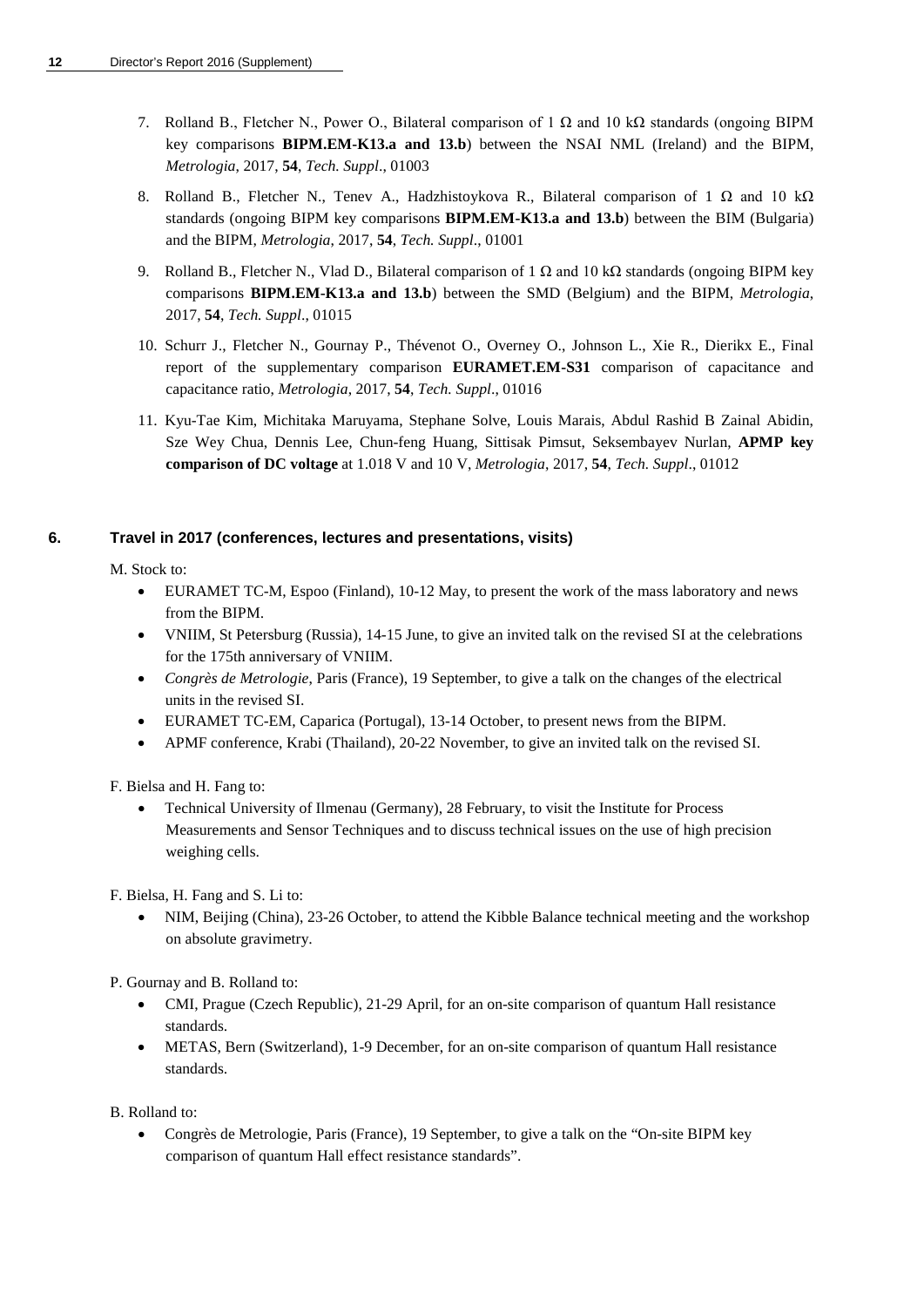7. Rolland B., Fletcher N., Power O., Bilateral comparison of 1 Ω and 10 kΩ standards (ongoing BIPM key comparisons **BIPM.EM-K13.a and 13.b**) between the NSAI NML (Ireland) and the BIPM, *Metrologia*, 2017, **54**, *Tech. Suppl*., 01003

8. Rolland B., Fletcher N., Tenev A., Hadzhistoykova R., Bilateral comparison of 1 Ω and 10 kΩ standards (ongoing BIPM key comparisons **BIPM.EM-K13.a and 13.b**) between the BIM (Bulgaria) and the BIPM, *Metrologia*, 2017, **54**, *Tech. Suppl*., 01001

9. Rolland B., Fletcher N., Vlad D., Bilateral comparison of 1 Ω and 10 kΩ standards (ongoing BIPM key comparisons **BIPM.EM-K13.a and 13.b**) between the SMD (Belgium) and the BIPM, *Metrologia*, 2017, **54**, *Tech. Suppl*., 01015

10. Schurr J., Fletcher N., Gournay P., Thévenot O., Overney O., Johnson L., Xie R., Dierikx E., Final report of the supplementary comparison **EURAMET.EM-S31** comparison of capacitance and capacitance ratio, *Metrologia*, 2017, **54**, *Tech. Suppl*., 01016

11. Kyu-Tae Kim, Michitaka Maruyama, Stephane Solve, Louis Marais, Abdul Rashid B Zainal Abidin, Sze Wey Chua, Dennis Lee, Chun-feng Huang, Sittisak Pimsut, Seksembayev Nurlan, **APMP key comparison of DC voltage** at 1.018 V and 10 V, *Metrologia*, 2017, **54**, *Tech. Suppl*., 01012

## 6. Travel in 2017 (conferences, lectures and presentations, visits)

M. Stock to:

- EURAMET TC-M, Espoo (Finland), 10-12 May, to present the work of the mass laboratory and news from the BIPM.
- VNIIM, St Petersburg (Russia), 14-15 June, to give an invited talk on the revised SI at the celebrations for the 175th anniversary of VNIIM.
- *Congrès de Metrologie*, Paris (France), 19 September, to give a talk on the changes of the electrical units in the revised SI.
- EURAMET TC-EM, Caparica (Portugal), 13-14 October, to present news from the BIPM.
- APMF conference, Krabi (Thailand), 20-22 November, to give an invited talk on the revised SI.

F. Bielsa and H. Fang to:

- Technical University of Ilmenau (Germany), 28 February, to visit the Institute for Process Measurements and Sensor Techniques and to discuss technical issues on the use of high precision weighing cells.

F. Bielsa, H. Fang and S. Li to:

- NIM, Beijing (China), 23-26 October, to attend the Kibble Balance technical meeting and the workshop on absolute gravimetry.

P. Gournay and B. Rolland to:

- CMI, Prague (Czech Republic), 21-29 April, for an on-site comparison of quantum Hall resistance standards.
- METAS, Bern (Switzerland), 1-9 December, for an on-site comparison of quantum Hall resistance standards.

B. Rolland to:

- Congrès de Metrologie, Paris (France), 19 September, to give a talk on the "On-site BIPM key comparison of quantum Hall effect resistance standards".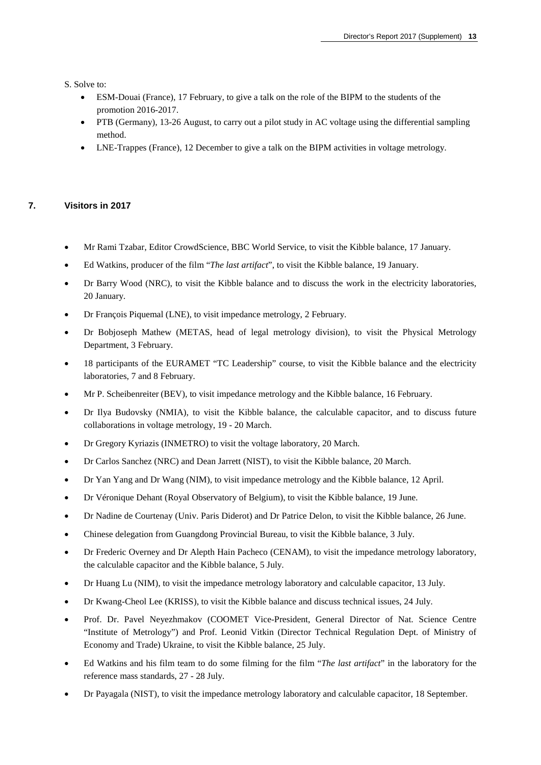S. Solve to:

- ESM-Douai (France), 17 February, to give a talk on the role of the BIPM to the students of the promotion 2016-2017.
- PTB (Germany), 13-26 August, to carry out a pilot study in AC voltage using the differential sampling method.
- LNE-Trappes (France), 12 December to give a talk on the BIPM activities in voltage metrology.

## 7. Visitors in 2017

- Mr Rami Tzabar, Editor CrowdScience, BBC World Service, to visit the Kibble balance, 17 January.
- Ed Watkins, producer of the film "*The last artifact*", to visit the Kibble balance, 19 January.
- Dr Barry Wood (NRC), to visit the Kibble balance and to discuss the work in the electricity laboratories, 20 January.
- Dr François Piquemal (LNE), to visit impedance metrology, 2 February.
- Dr Bobjoseph Mathew (METAS, head of legal metrology division), to visit the Physical Metrology Department, 3 February.
- 18 participants of the EURAMET "TC Leadership" course, to visit the Kibble balance and the electricity laboratories, 7 and 8 February.
- Mr P. Scheibenreiter (BEV), to visit impedance metrology and the Kibble balance, 16 February.
- Dr Ilya Budovsky (NMIA), to visit the Kibble balance, the calculable capacitor, and to discuss future collaborations in voltage metrology, 19 - 20 March.
- Dr Gregory Kyriazis (INMETRO) to visit the voltage laboratory, 20 March.
- Dr Carlos Sanchez (NRC) and Dean Jarrett (NIST), to visit the Kibble balance, 20 March.
- Dr Yan Yang and Dr Wang (NIM), to visit impedance metrology and the Kibble balance, 12 April.
- Dr Véronique Dehant (Royal Observatory of Belgium), to visit the Kibble balance, 19 June.
- Dr Nadine de Courtenay (Univ. Paris Diderot) and Dr Patrice Delon, to visit the Kibble balance, 26 June.
- Chinese delegation from Guangdong Provincial Bureau, to visit the Kibble balance, 3 July.
- Dr Frederic Overney and Dr Alepth Hain Pacheco (CENAM), to visit the impedance metrology laboratory, the calculable capacitor and the Kibble balance, 5 July.
- Dr Huang Lu (NIM), to visit the impedance metrology laboratory and calculable capacitor, 13 July.
- Dr Kwang-Cheol Lee (KRISS), to visit the Kibble balance and discuss technical issues, 24 July.
- Prof. Dr. Pavel Neyezhmakov (COOMET Vice-President, General Director of Nat. Science Centre "Institute of Metrology") and Prof. Leonid Vitkin (Director Technical Regulation Dept. of Ministry of Economy and Trade) Ukraine, to visit the Kibble balance, 25 July.
- Ed Watkins and his film team to do some filming for the film "*The last artifact*" in the laboratory for the reference mass standards, 27 - 28 July.
- Dr Payagala (NIST), to visit the impedance metrology laboratory and calculable capacitor, 18 September.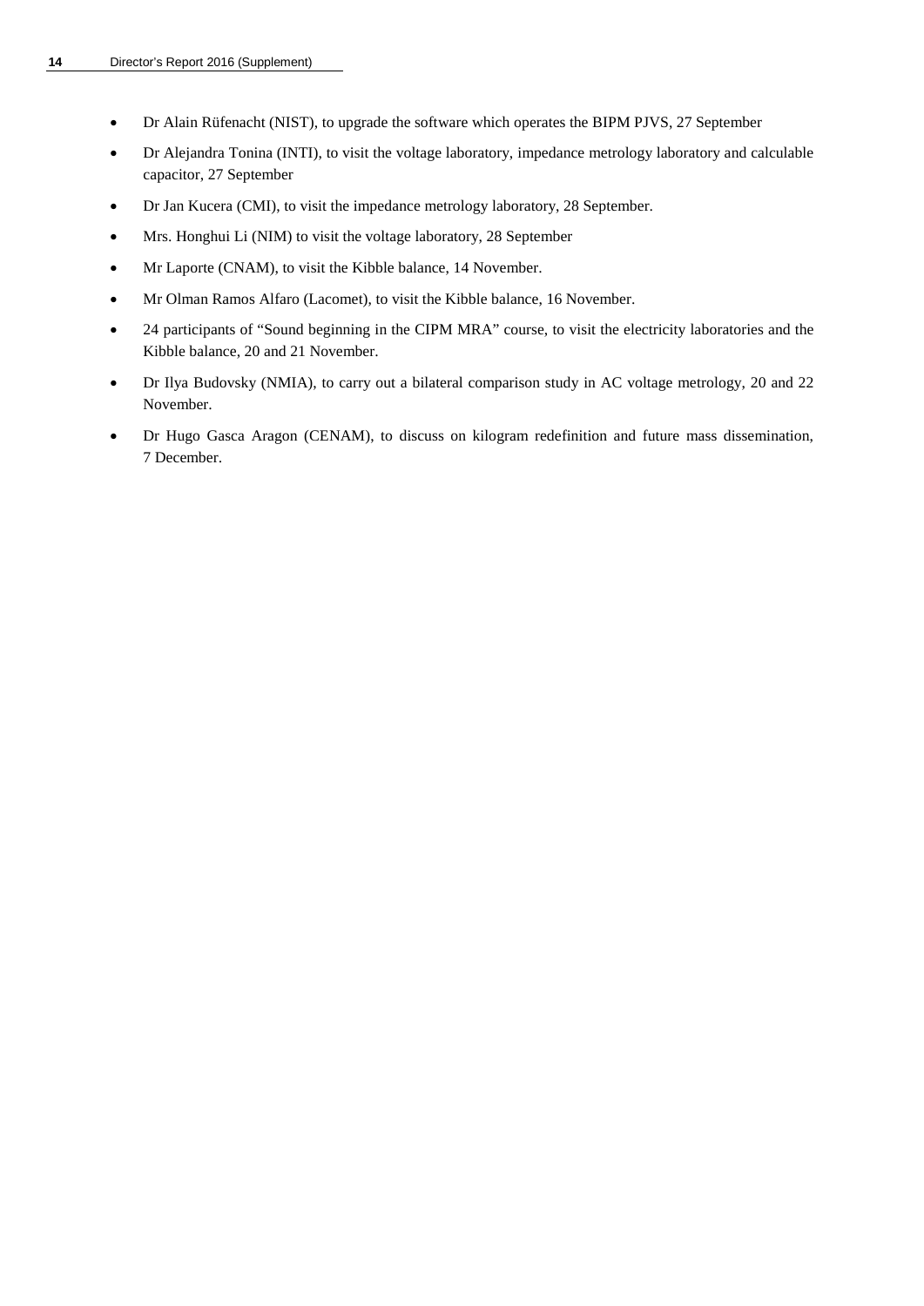- Dr Alain Rüfenacht (NIST), to upgrade the software which operates the BIPM PJVS, 27 September
- Dr Alejandra Tonina (INTI), to visit the voltage laboratory, impedance metrology laboratory and calculable capacitor, 27 September
- Dr Jan Kucera (CMI), to visit the impedance metrology laboratory, 28 September.
- Mrs. Honghui Li (NIM) to visit the voltage laboratory, 28 September
- Mr Laporte (CNAM), to visit the Kibble balance, 14 November.
- Mr Olman Ramos Alfaro (Lacomet), to visit the Kibble balance, 16 November.
- 24 participants of "Sound beginning in the CIPM MRA" course, to visit the electricity laboratories and the Kibble balance, 20 and 21 November.
- Dr Ilya Budovsky (NMIA), to carry out a bilateral comparison study in AC voltage metrology, 20 and 22 November.
- Dr Hugo Gasca Aragon (CENAM), to discuss on kilogram redefinition and future mass dissemination, 7 December.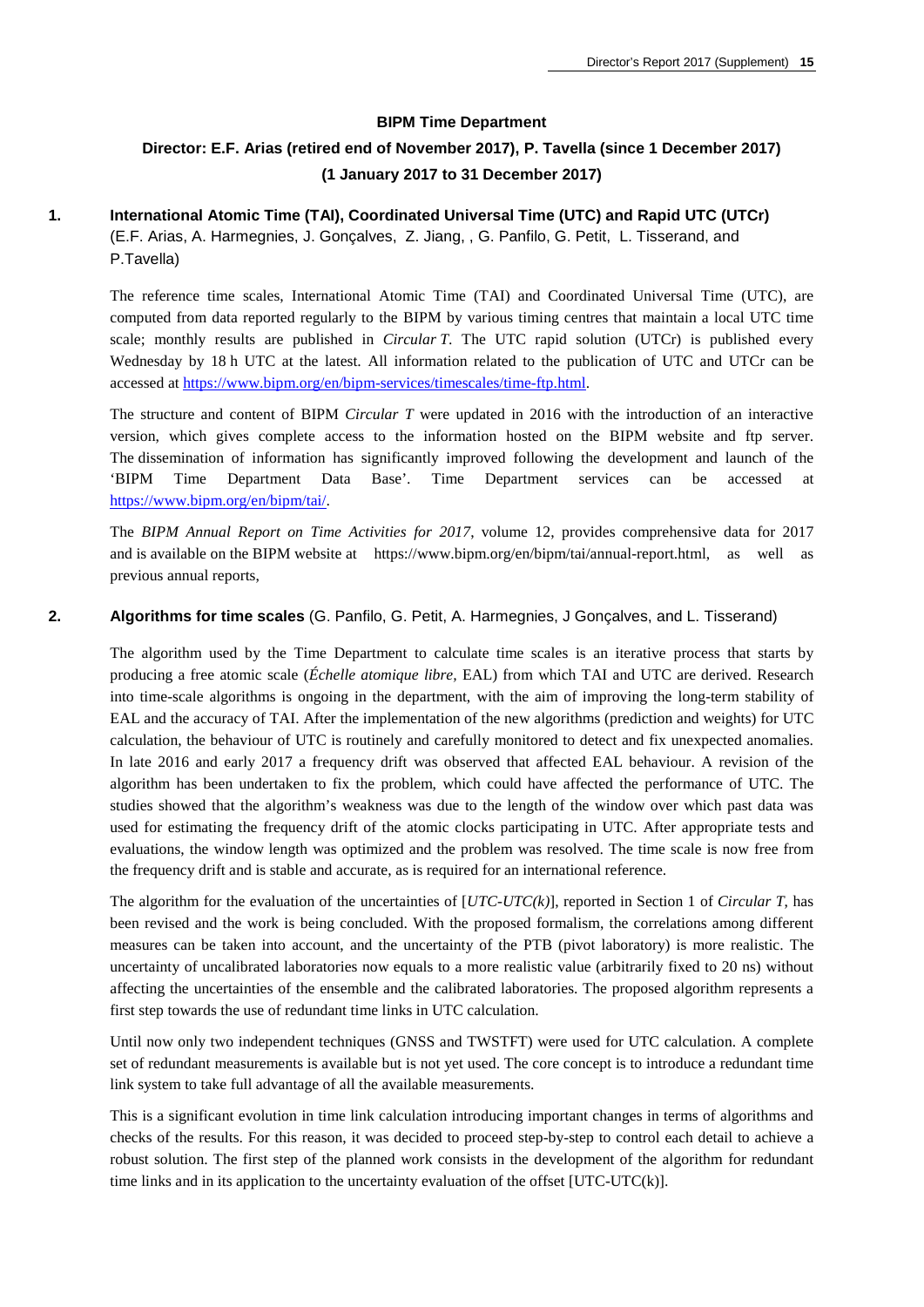### BIPM Time Department

### Director: E.F. Arias (retired end of November 2017), P. Tavella (since 1 December 2017) (1 January 2017 to 31 December 2017)

## 1. International Atomic Time (TAI), Coordinated Universal Time (UTC) and Rapid UTC (UTCr)

(E.F. Arias, A. Harmegnies, J. Gonçalves, Z. Jiang, , G. Panfilo, G. Petit, L. Tisserand, and P.Tavella)

The reference time scales, International Atomic Time (TAI) and Coordinated Universal Time (UTC), are computed from data reported regularly to the BIPM by various timing centres that maintain a local UTC time scale; monthly results are published in *Circular T*. The UTC rapid solution (UTCr) is published every Wednesday by 18 h UTC at the latest. All information related to the publication of UTC and UTCr can be accessed at https://www.bipm.org/en/bipm-services/timescales/time-ftp.html.

The structure and content of BIPM *Circular T* were updated in 2016 with the introduction of an interactive version, which gives complete access to the information hosted on the BIPM website and ftp server. The dissemination of information has significantly improved following the development and launch of the 'BIPM Time Department Data Base'. Time Department services can be accessed at https://www.bipm.org/en/bipm/tai/.

The *BIPM Annual Report on Time Activities for 2017*, volume 12, provides comprehensive data for 2017 and is available on the BIPM website at https://www.bipm.org/en/bipm/tai/annual-report.html, as well as previous annual reports,

## 2. Algorithms for time scales (G. Panfilo, G. Petit, A. Harmegnies, J Gonçalves, and L. Tisserand)

The algorithm used by the Time Department to calculate time scales is an iterative process that starts by producing a free atomic scale (*Échelle atomique libre,* EAL) from which TAI and UTC are derived. Research into time-scale algorithms is ongoing in the department, with the aim of improving the long-term stability of EAL and the accuracy of TAI. After the implementation of the new algorithms (prediction and weights) for UTC calculation, the behaviour of UTC is routinely and carefully monitored to detect and fix unexpected anomalies. In late 2016 and early 2017 a frequency drift was observed that affected EAL behaviour. A revision of the algorithm has been undertaken to fix the problem, which could have affected the performance of UTC. The studies showed that the algorithm's weakness was due to the length of the window over which past data was used for estimating the frequency drift of the atomic clocks participating in UTC. After appropriate tests and evaluations, the window length was optimized and the problem was resolved. The time scale is now free from the frequency drift and is stable and accurate, as is required for an international reference.

The algorithm for the evaluation of the uncertainties of [*UTC-UTC(k)*], reported in Section 1 of *Circular T*, has been revised and the work is being concluded. With the proposed formalism, the correlations among different measures can be taken into account, and the uncertainty of the PTB (pivot laboratory) is more realistic. The uncertainty of uncalibrated laboratories now equals to a more realistic value (arbitrarily fixed to 20 ns) without affecting the uncertainties of the ensemble and the calibrated laboratories. The proposed algorithm represents a first step towards the use of redundant time links in UTC calculation.

Until now only two independent techniques (GNSS and TWSTFT) were used for UTC calculation. A complete set of redundant measurements is available but is not yet used. The core concept is to introduce a redundant time link system to take full advantage of all the available measurements.

This is a significant evolution in time link calculation introducing important changes in terms of algorithms and checks of the results. For this reason, it was decided to proceed step-by-step to control each detail to achieve a robust solution. The first step of the planned work consists in the development of the algorithm for redundant time links and in its application to the uncertainty evaluation of the offset [UTC-UTC(k)].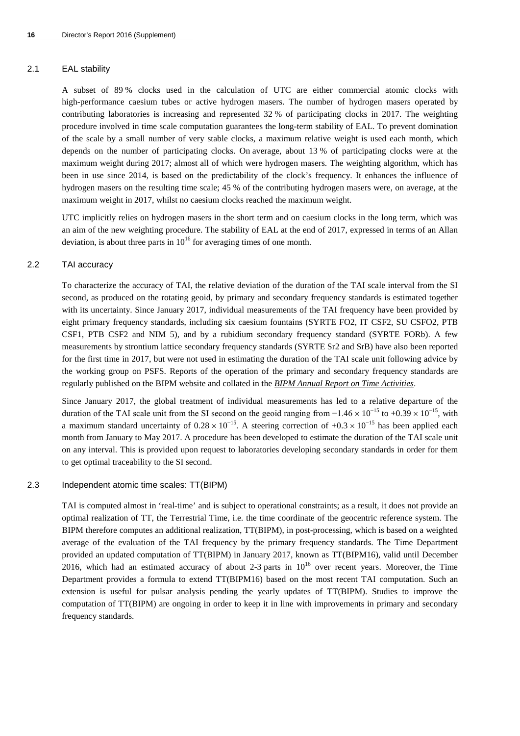### 2.1 EAL stability

A subset of 89 % clocks used in the calculation of UTC are either commercial atomic clocks with high-performance caesium tubes or active hydrogen masers. The number of hydrogen masers operated by contributing laboratories is increasing and represented 32 % of participating clocks in 2017. The weighting procedure involved in time scale computation guarantees the long-term stability of EAL. To prevent domination of the scale by a small number of very stable clocks, a maximum relative weight is used each month, which depends on the number of participating clocks. On average, about 13 % of participating clocks were at the maximum weight during 2017; almost all of which were hydrogen masers. The weighting algorithm, which has been in use since 2014, is based on the predictability of the clock's frequency. It enhances the influence of hydrogen masers on the resulting time scale; 45 % of the contributing hydrogen masers were, on average, at the maximum weight in 2017, whilst no caesium clocks reached the maximum weight.

UTC implicitly relies on hydrogen masers in the short term and on caesium clocks in the long term, which was an aim of the new weighting procedure. The stability of EAL at the end of 2017, expressed in terms of an Allan deviation, is about three parts in $10^{16}$ for averaging times of one month.

### 2.2 TAI accuracy

To characterize the accuracy of TAI, the relative deviation of the duration of the TAI scale interval from the SI second, as produced on the rotating geoid, by primary and secondary frequency standards is estimated together with its uncertainty. Since January 2017, individual measurements of the TAI frequency have been provided by eight primary frequency standards, including six caesium fountains (SYRTE FO2, IT CSF2, SU CSFO2, PTB CSF1, PTB CSF2 and NIM 5), and by a rubidium secondary frequency standard (SYRTE FORb). A few measurements by strontium lattice secondary frequency standards (SYRTE Sr2 and SrB) have also been reported for the first time in 2017, but were not used in estimating the duration of the TAI scale unit following advice by the working group on PSFS. Reports of the operation of the primary and secondary frequency standards are regularly published on the BIPM website and collated in the *BIPM Annual Report on Time Activities*.

Since January 2017, the global treatment of individual measurements has led to a relative departure of the duration of the TAI scale unit from the SI second on the geoid ranging from $-1.46 \times 10^{-15}$ to $+0.39 \times 10^{-15}$, with a maximum standard uncertainty of $0.28 \times 10^{-15}$. A steering correction of $+0.3 \times 10^{-15}$ has been applied each month from January to May 2017. A procedure has been developed to estimate the duration of the TAI scale unit on any interval. This is provided upon request to laboratories developing secondary standards in order for them to get optimal traceability to the SI second.

### 2.3 Independent atomic time scales: TT(BIPM)

TAI is computed almost in 'real-time' and is subject to operational constraints; as a result, it does not provide an optimal realization of TT, the Terrestrial Time, i.e. the time coordinate of the geocentric reference system. The BIPM therefore computes an additional realization, TT(BIPM), in post-processing, which is based on a weighted average of the evaluation of the TAI frequency by the primary frequency standards. The Time Department provided an updated computation of TT(BIPM) in January 2017, known as TT(BIPM16), valid until December 2016, which had an estimated accuracy of about 2-3 parts in $10^{16}$ over recent years. Moreover, the Time Department provides a formula to extend TT(BIPM16) based on the most recent TAI computation. Such an extension is useful for pulsar analysis pending the yearly updates of TT(BIPM). Studies to improve the computation of TT(BIPM) are ongoing in order to keep it in line with improvements in primary and secondary frequency standards.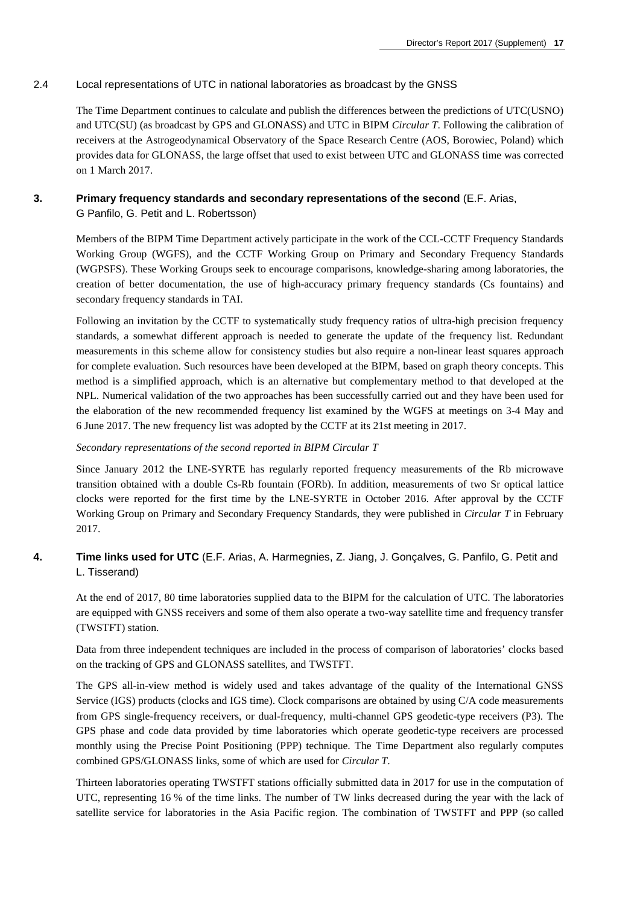### 2.4 Local representations of UTC in national laboratories as broadcast by the GNSS

The Time Department continues to calculate and publish the differences between the predictions of UTC(USNO) and UTC(SU) (as broadcast by GPS and GLONASS) and UTC in BIPM *Circular T*. Following the calibration of receivers at the Astrogeodynamical Observatory of the Space Research Centre (AOS, Borowiec, Poland) which provides data for GLONASS, the large offset that used to exist between UTC and GLONASS time was corrected on 1 March 2017.

## 3. Primary frequency standards and secondary representations of the second (E.F. Arias, G Panfilo, G. Petit and L. Robertsson)

Members of the BIPM Time Department actively participate in the work of the CCL-CCTF Frequency Standards Working Group (WGFS), and the CCTF Working Group on Primary and Secondary Frequency Standards (WGPSFS). These Working Groups seek to encourage comparisons, knowledge-sharing among laboratories, the creation of better documentation, the use of high-accuracy primary frequency standards (Cs fountains) and secondary frequency standards in TAI.

Following an invitation by the CCTF to systematically study frequency ratios of ultra-high precision frequency standards, a somewhat different approach is needed to generate the update of the frequency list. Redundant measurements in this scheme allow for consistency studies but also require a non-linear least squares approach for complete evaluation. Such resources have been developed at the BIPM, based on graph theory concepts. This method is a simplified approach, which is an alternative but complementary method to that developed at the NPL. Numerical validation of the two approaches has been successfully carried out and they have been used for the elaboration of the new recommended frequency list examined by the WGFS at meetings on 3-4 May and 6 June 2017. The new frequency list was adopted by the CCTF at its 21st meeting in 2017.

*Secondary representations of the second reported in BIPM Circular T*

Since January 2012 the LNE-SYRTE has regularly reported frequency measurements of the Rb microwave transition obtained with a double Cs-Rb fountain (FORb). In addition, measurements of two Sr optical lattice clocks were reported for the first time by the LNE-SYRTE in October 2016. After approval by the CCTF Working Group on Primary and Secondary Frequency Standards, they were published in *Circular T* in February 2017.

## 4. Time links used for UTC (E.F. Arias, A. Harmegnies, Z. Jiang, J. Gonçalves, G. Panfilo, G. Petit and L. Tisserand)

At the end of 2017, 80 time laboratories supplied data to the BIPM for the calculation of UTC. The laboratories are equipped with GNSS receivers and some of them also operate a two-way satellite time and frequency transfer (TWSTFT) station.

Data from three independent techniques are included in the process of comparison of laboratories' clocks based on the tracking of GPS and GLONASS satellites, and TWSTFT.

The GPS all-in-view method is widely used and takes advantage of the quality of the International GNSS Service (IGS) products (clocks and IGS time). Clock comparisons are obtained by using C/A code measurements from GPS single-frequency receivers, or dual-frequency, multi-channel GPS geodetic-type receivers (P3). The GPS phase and code data provided by time laboratories which operate geodetic-type receivers are processed monthly using the Precise Point Positioning (PPP) technique. The Time Department also regularly computes combined GPS/GLONASS links, some of which are used for *Circular T*.

Thirteen laboratories operating TWSTFT stations officially submitted data in 2017 for use in the computation of UTC, representing 16 % of the time links. The number of TW links decreased during the year with the lack of satellite service for laboratories in the Asia Pacific region. The combination of TWSTFT and PPP (so called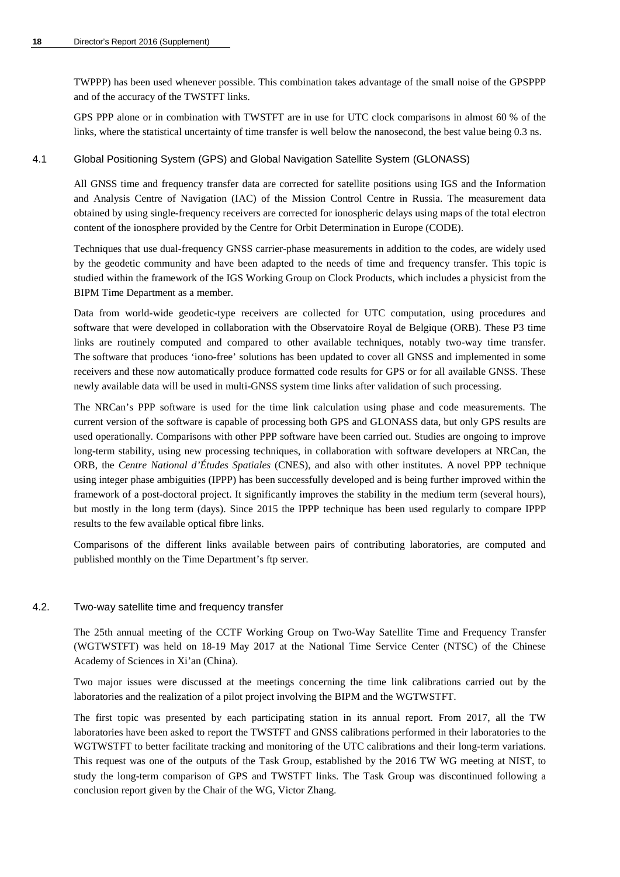TWPPP) has been used whenever possible. This combination takes advantage of the small noise of the GPSPPP and of the accuracy of the TWSTFT links.

GPS PPP alone or in combination with TWSTFT are in use for UTC clock comparisons in almost 60 % of the links, where the statistical uncertainty of time transfer is well below the nanosecond, the best value being 0.3 ns.

### 4.1 Global Positioning System (GPS) and Global Navigation Satellite System (GLONASS)

All GNSS time and frequency transfer data are corrected for satellite positions using IGS and the Information and Analysis Centre of Navigation (IAC) of the Mission Control Centre in Russia. The measurement data obtained by using single-frequency receivers are corrected for ionospheric delays using maps of the total electron content of the ionosphere provided by the Centre for Orbit Determination in Europe (CODE).

Techniques that use dual-frequency GNSS carrier-phase measurements in addition to the codes, are widely used by the geodetic community and have been adapted to the needs of time and frequency transfer. This topic is studied within the framework of the IGS Working Group on Clock Products, which includes a physicist from the BIPM Time Department as a member.

Data from world-wide geodetic-type receivers are collected for UTC computation, using procedures and software that were developed in collaboration with the Observatoire Royal de Belgique (ORB). These P3 time links are routinely computed and compared to other available techniques, notably two-way time transfer. The software that produces 'iono-free' solutions has been updated to cover all GNSS and implemented in some receivers and these now automatically produce formatted code results for GPS or for all available GNSS. These newly available data will be used in multi-GNSS system time links after validation of such processing.

The NRCan's PPP software is used for the time link calculation using phase and code measurements. The current version of the software is capable of processing both GPS and GLONASS data, but only GPS results are used operationally. Comparisons with other PPP software have been carried out. Studies are ongoing to improve long-term stability, using new processing techniques, in collaboration with software developers at NRCan, the ORB, the *Centre National d'Études Spatiales* (CNES), and also with other institutes. A novel PPP technique using integer phase ambiguities (IPPP) has been successfully developed and is being further improved within the framework of a post-doctoral project. It significantly improves the stability in the medium term (several hours), but mostly in the long term (days). Since 2015 the IPPP technique has been used regularly to compare IPPP results to the few available optical fibre links.

Comparisons of the different links available between pairs of contributing laboratories, are computed and published monthly on the Time Department's ftp server.

### 4.2. Two-way satellite time and frequency transfer

The 25th annual meeting of the CCTF Working Group on Two-Way Satellite Time and Frequency Transfer (WGTWSTFT) was held on 18-19 May 2017 at the National Time Service Center (NTSC) of the Chinese Academy of Sciences in Xi'an (China).

Two major issues were discussed at the meetings concerning the time link calibrations carried out by the laboratories and the realization of a pilot project involving the BIPM and the WGTWSTFT.

The first topic was presented by each participating station in its annual report. From 2017, all the TW laboratories have been asked to report the TWSTFT and GNSS calibrations performed in their laboratories to the WGTWSTFT to better facilitate tracking and monitoring of the UTC calibrations and their long-term variations. This request was one of the outputs of the Task Group, established by the 2016 TW WG meeting at NIST, to study the long-term comparison of GPS and TWSTFT links. The Task Group was discontinued following a conclusion report given by the Chair of the WG, Victor Zhang.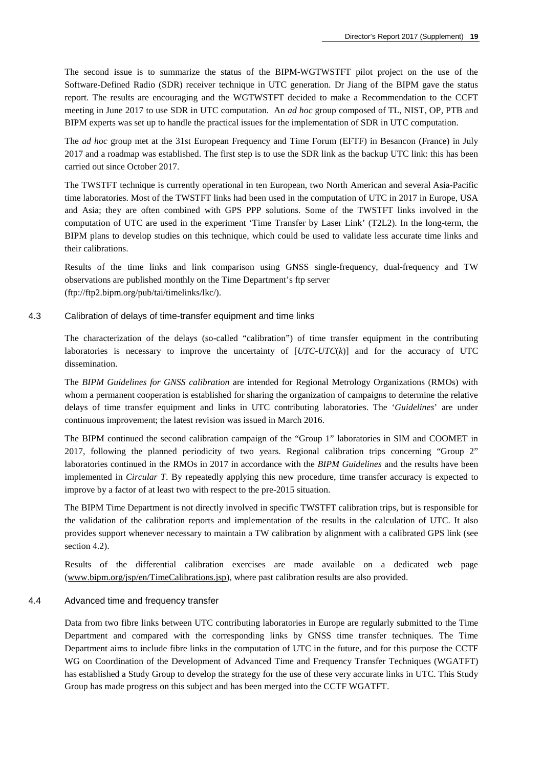The second issue is to summarize the status of the BIPM-WGTWSTFT pilot project on the use of the Software-Defined Radio (SDR) receiver technique in UTC generation. Dr Jiang of the BIPM gave the status report. The results are encouraging and the WGTWSTFT decided to make a Recommendation to the CCFT meeting in June 2017 to use SDR in UTC computation. An *ad hoc* group composed of TL, NIST, OP, PTB and BIPM experts was set up to handle the practical issues for the implementation of SDR in UTC computation.

The *ad hoc* group met at the 31st European Frequency and Time Forum (EFTF) in Besancon (France) in July 2017 and a roadmap was established. The first step is to use the SDR link as the backup UTC link: this has been carried out since October 2017.

The TWSTFT technique is currently operational in ten European, two North American and several Asia-Pacific time laboratories. Most of the TWSTFT links had been used in the computation of UTC in 2017 in Europe, USA and Asia; they are often combined with GPS PPP solutions. Some of the TWSTFT links involved in the computation of UTC are used in the experiment 'Time Transfer by Laser Link' (T2L2). In the long-term, the BIPM plans to develop studies on this technique, which could be used to validate less accurate time links and their calibrations.

Results of the time links and link comparison using GNSS single-frequency, dual-frequency and TW observations are published monthly on the Time Department's ftp server (ftp://ftp2.bipm.org/pub/tai/timelinks/lkc/).

### 4.3 Calibration of delays of time-transfer equipment and time links

The characterization of the delays (so-called "calibration") of time transfer equipment in the contributing laboratories is necessary to improve the uncertainty of [*UTC-UTC*(*k*)] and for the accuracy of UTC dissemination.

The *BIPM Guidelines for GNSS calibration* are intended for Regional Metrology Organizations (RMOs) with whom a permanent cooperation is established for sharing the organization of campaigns to determine the relative delays of time transfer equipment and links in UTC contributing laboratories. The '*Guidelines*' are under continuous improvement; the latest revision was issued in March 2016.

The BIPM continued the second calibration campaign of the "Group 1" laboratories in SIM and COOMET in 2017, following the planned periodicity of two years. Regional calibration trips concerning "Group 2" laboratories continued in the RMOs in 2017 in accordance with the *BIPM Guidelines* and the results have been implemented in *Circular T*. By repeatedly applying this new procedure, time transfer accuracy is expected to improve by a factor of at least two with respect to the pre-2015 situation.

The BIPM Time Department is not directly involved in specific TWSTFT calibration trips, but is responsible for the validation of the calibration reports and implementation of the results in the calculation of UTC. It also provides support whenever necessary to maintain a TW calibration by alignment with a calibrated GPS link (see section 4.2).

Results of the differential calibration exercises are made available on a dedicated web page (www.bipm.org/jsp/en/TimeCalibrations.jsp), where past calibration results are also provided.

### 4.4 Advanced time and frequency transfer

Data from two fibre links between UTC contributing laboratories in Europe are regularly submitted to the Time Department and compared with the corresponding links by GNSS time transfer techniques. The Time Department aims to include fibre links in the computation of UTC in the future, and for this purpose the CCTF WG on Coordination of the Development of Advanced Time and Frequency Transfer Techniques (WGATFT) has established a Study Group to develop the strategy for the use of these very accurate links in UTC. This Study Group has made progress on this subject and has been merged into the CCTF WGATFT.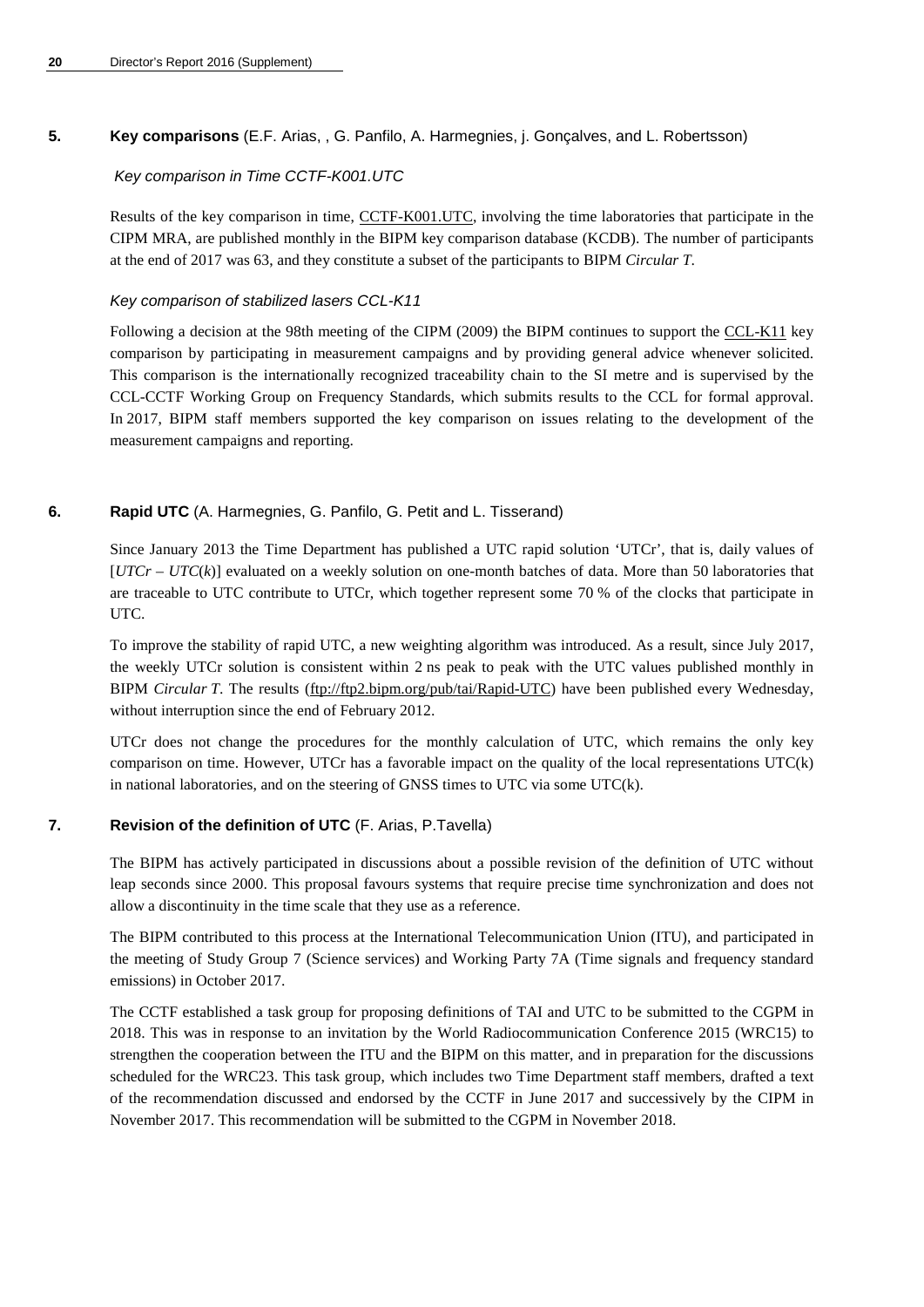## 5. **Key comparisons** (E.F. Arias, , G. Panfilo, A. Harmegnies, j. Gonçalves, and L. Robertsson)

### *Key comparison in Time CCTF-K001.UTC*

Results of the key comparison in time, CCTF-K001.UTC, involving the time laboratories that participate in the CIPM MRA, are published monthly in the BIPM key comparison database (KCDB). The number of participants at the end of 2017 was 63, and they constitute a subset of the participants to BIPM *Circular T*.

### *Key comparison of stabilized lasers CCL-K11*

Following a decision at the 98th meeting of the CIPM (2009) the BIPM continues to support the CCL-K11 key comparison by participating in measurement campaigns and by providing general advice whenever solicited. This comparison is the internationally recognized traceability chain to the SI metre and is supervised by the CCL-CCTF Working Group on Frequency Standards, which submits results to the CCL for formal approval. In 2017, BIPM staff members supported the key comparison on issues relating to the development of the measurement campaigns and reporting.

## 6. **Rapid UTC** (A. Harmegnies, G. Panfilo, G. Petit and L. Tisserand)

Since January 2013 the Time Department has published a UTC rapid solution 'UTCr', that is, daily values of [$UTCr - UTC(k)$] evaluated on a weekly solution on one-month batches of data. More than 50 laboratories that are traceable to UTC contribute to UTCr, which together represent some 70 % of the clocks that participate in UTC.

To improve the stability of rapid UTC, a new weighting algorithm was introduced. As a result, since July 2017, the weekly UTCr solution is consistent within 2 ns peak to peak with the UTC values published monthly in BIPM *Circular T*. The results (ftp://ftp2.bipm.org/pub/tai/Rapid-UTC) have been published every Wednesday, without interruption since the end of February 2012.

UTCr does not change the procedures for the monthly calculation of UTC, which remains the only key comparison on time. However, UTCr has a favorable impact on the quality of the local representations UTC(k) in national laboratories, and on the steering of GNSS times to UTC via some UTC(k).

## 7. **Revision of the definition of UTC** (F. Arias, P.Tavella)

The BIPM has actively participated in discussions about a possible revision of the definition of UTC without leap seconds since 2000. This proposal favours systems that require precise time synchronization and does not allow a discontinuity in the time scale that they use as a reference.

The BIPM contributed to this process at the International Telecommunication Union (ITU), and participated in the meeting of Study Group 7 (Science services) and Working Party 7A (Time signals and frequency standard emissions) in October 2017.

The CCTF established a task group for proposing definitions of TAI and UTC to be submitted to the CGPM in 2018. This was in response to an invitation by the World Radiocommunication Conference 2015 (WRC15) to strengthen the cooperation between the ITU and the BIPM on this matter, and in preparation for the discussions scheduled for the WRC23. This task group, which includes two Time Department staff members, drafted a text of the recommendation discussed and endorsed by the CCTF in June 2017 and successively by the CIPM in November 2017. This recommendation will be submitted to the CGPM in November 2018.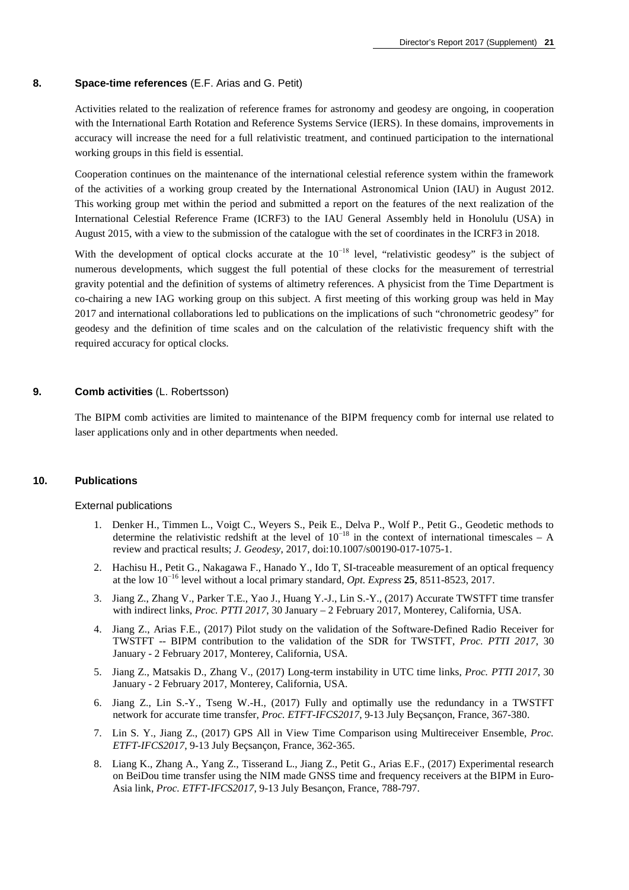## 8. Space-time references (E.F. Arias and G. Petit)

Activities related to the realization of reference frames for astronomy and geodesy are ongoing, in cooperation with the International Earth Rotation and Reference Systems Service (IERS). In these domains, improvements in accuracy will increase the need for a full relativistic treatment, and continued participation to the international working groups in this field is essential.

Cooperation continues on the maintenance of the international celestial reference system within the framework of the activities of a working group created by the International Astronomical Union (IAU) in August 2012. This working group met within the period and submitted a report on the features of the next realization of the International Celestial Reference Frame (ICRF3) to the IAU General Assembly held in Honolulu (USA) in August 2015, with a view to the submission of the catalogue with the set of coordinates in the ICRF3 in 2018.

With the development of optical clocks accurate at the $10^{-18}$ level, "relativistic geodesy" is the subject of numerous developments, which suggest the full potential of these clocks for the measurement of terrestrial gravity potential and the definition of systems of altimetry references. A physicist from the Time Department is co-chairing a new IAG working group on this subject. A first meeting of this working group was held in May 2017 and international collaborations led to publications on the implications of such "chronometric geodesy" for geodesy and the definition of time scales and on the calculation of the relativistic frequency shift with the required accuracy for optical clocks.

## 9. Comb activities (L. Robertsson)

The BIPM comb activities are limited to maintenance of the BIPM frequency comb for internal use related to laser applications only and in other departments when needed.

## 10. Publications

### External publications

1. Denker H., Timmen L., Voigt C., Weyers S., Peik E., Delva P., Wolf P., Petit G., Geodetic methods to determine the relativistic redshift at the level of $10^{-18}$ in the context of international timescales – A review and practical results; *J. Geodesy*, 2017, doi:10.1007/s00190-017-1075-1.
2. Hachisu H., Petit G., Nakagawa F., Hanado Y., Ido T, SI-traceable measurement of an optical frequency at the low $10^{-16}$ level without a local primary standard, *Opt. Express* **25**, 8511-8523, 2017.
3. Jiang Z., Zhang V., Parker T.E., Yao J., Huang Y.-J., Lin S.-Y., (2017) Accurate TWSTFT time transfer with indirect links, *Proc. PTTI 2017*, 30 January – 2 February 2017, Monterey, California, USA.
4. Jiang Z., Arias F.E., (2017) Pilot study on the validation of the Software-Defined Radio Receiver for TWSTFT -- BIPM contribution to the validation of the SDR for TWSTFT, *Proc. PTTI 2017*, 30 January - 2 February 2017, Monterey, California, USA.
5. Jiang Z., Matsakis D., Zhang V., (2017) Long-term instability in UTC time links, *Proc. PTTI 2017*, 30 January - 2 February 2017, Monterey, California, USA.
6. Jiang Z., Lin S.-Y., Tseng W.-H., (2017) Fully and optimally use the redundancy in a TWSTFT network for accurate time transfer, *Proc. ETFT-IFCS2017*, 9-13 July Beçsançon, France, 367-380.
7. Lin S. Y., Jiang Z., (2017) GPS All in View Time Comparison using Multireceiver Ensemble, *Proc. ETFT-IFCS2017*, 9-13 July Beçsançon, France, 362-365.
8. Liang K., Zhang A., Yang Z., Tisserand L., Jiang Z., Petit G., Arias E.F., (2017) Experimental research on BeiDou time transfer using the NIM made GNSS time and frequency receivers at the BIPM in Euro-Asia link, *Proc. ETFT-IFCS2017*, 9-13 July Besançon, France, 788-797.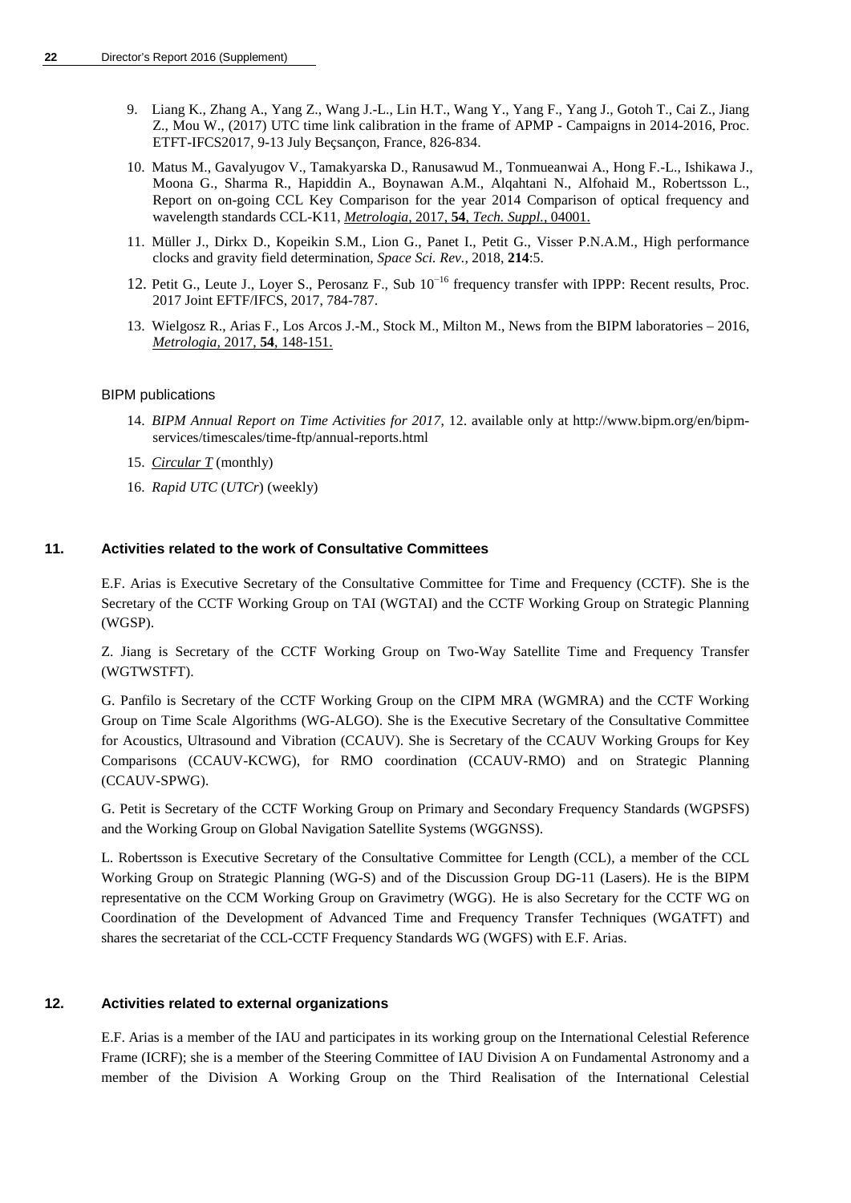9. Liang K., Zhang A., Yang Z., Wang J.-L., Lin H.T., Wang Y., Yang F., Yang J., Gotoh T., Cai Z., Jiang Z., Mou W., (2017) UTC time link calibration in the frame of APMP - Campaigns in 2014-2016, Proc. ETFT-IFCS2017, 9-13 July Beçsançon, France, 826-834.

10. Matus M., Gavalyugov V., Tamakyarska D., Ranusawud M., Tonmueanwai A., Hong F.-L., Ishikawa J., Moona G., Sharma R., Hapiddin A., Boynawan A.M., Alqahtani N., Alfohaid M., Robertsson L., Report on on-going CCL Key Comparison for the year 2014 Comparison of optical frequency and wavelength standards CCL-K11, *Metrologia*, 2017, **54**, *Tech. Suppl.*, 04001.

11. Müller J., Dirkx D., Kopeikin S.M., Lion G., Panet I., Petit G., Visser P.N.A.M., High performance clocks and gravity field determination, *Space Sci. Rev.*, 2018, **214**:5.

12. Petit G., Leute J., Loyer S., Perosanz F., Sub $10^{-16}$ frequency transfer with IPPP: Recent results, Proc. 2017 Joint EFTF/IFCS, 2017, 784-787.

13. Wielgosz R., Arias F., Los Arcos J.-M., Stock M., Milton M., News from the BIPM laboratories – 2016, *Metrologia*, 2017, **54**, 148-151.

BIPM publications

14. *BIPM Annual Report on Time Activities for 2017*, 12. available only at http://www.bipm.org/en/bipm-services/timescales/time-ftp/annual-reports.html

15. *Circular T* (monthly)

16. *Rapid UTC* (*UTCr*) (weekly)

## 11. Activities related to the work of Consultative Committees

E.F. Arias is Executive Secretary of the Consultative Committee for Time and Frequency (CCTF). She is the Secretary of the CCTF Working Group on TAI (WGTAI) and the CCTF Working Group on Strategic Planning (WGSP).

Z. Jiang is Secretary of the CCTF Working Group on Two-Way Satellite Time and Frequency Transfer (WGTWSTFT).

G. Panfilo is Secretary of the CCTF Working Group on the CIPM MRA (WGMRA) and the CCTF Working Group on Time Scale Algorithms (WG-ALGO). She is the Executive Secretary of the Consultative Committee for Acoustics, Ultrasound and Vibration (CCAUV). She is Secretary of the CCAUV Working Groups for Key Comparisons (CCAUV-KCWG), for RMO coordination (CCAUV-RMO) and on Strategic Planning (CCAUV-SPWG).

G. Petit is Secretary of the CCTF Working Group on Primary and Secondary Frequency Standards (WGPSFS) and the Working Group on Global Navigation Satellite Systems (WGGNSS).

L. Robertsson is Executive Secretary of the Consultative Committee for Length (CCL), a member of the CCL Working Group on Strategic Planning (WG-S) and of the Discussion Group DG-11 (Lasers). He is the BIPM representative on the CCM Working Group on Gravimetry (WGG). He is also Secretary for the CCTF WG on Coordination of the Development of Advanced Time and Frequency Transfer Techniques (WGATFT) and shares the secretariat of the CCL-CCTF Frequency Standards WG (WGFS) with E.F. Arias.

## 12. Activities related to external organizations

E.F. Arias is a member of the IAU and participates in its working group on the International Celestial Reference Frame (ICRF); she is a member of the Steering Committee of IAU Division A on Fundamental Astronomy and a member of the Division A Working Group on the Third Realisation of the International Celestial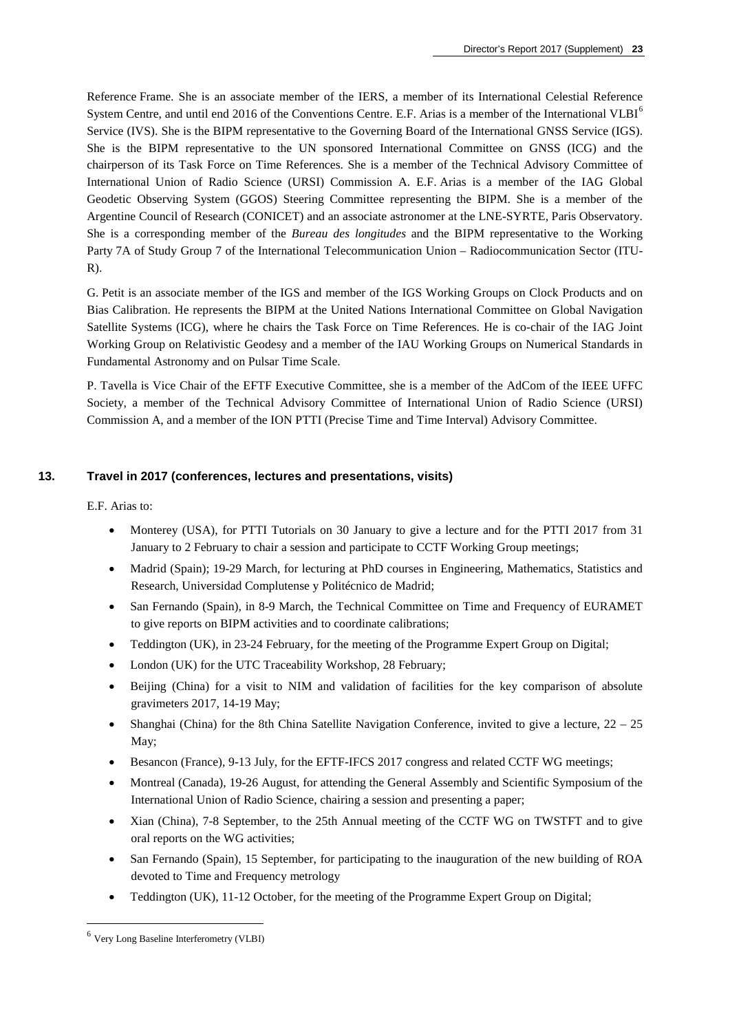Reference Frame. She is an associate member of the IERS, a member of its International Celestial Reference System Centre, and until end 2016 of the Conventions Centre. E.F. Arias is a member of the International VLBI[6] Service (IVS). She is the BIPM representative to the Governing Board of the International GNSS Service (IGS). She is the BIPM representative to the UN sponsored International Committee on GNSS (ICG) and the chairperson of its Task Force on Time References. She is a member of the Technical Advisory Committee of International Union of Radio Science (URSI) Commission A. E.F. Arias is a member of the IAG Global Geodetic Observing System (GGOS) Steering Committee representing the BIPM. She is a member of the Argentine Council of Research (CONICET) and an associate astronomer at the LNE-SYRTE, Paris Observatory. She is a corresponding member of the *Bureau des longitudes* and the BIPM representative to the Working Party 7A of Study Group 7 of the International Telecommunication Union – Radiocommunication Sector (ITU-R).

G. Petit is an associate member of the IGS and member of the IGS Working Groups on Clock Products and on Bias Calibration. He represents the BIPM at the United Nations International Committee on Global Navigation Satellite Systems (ICG), where he chairs the Task Force on Time References. He is co-chair of the IAG Joint Working Group on Relativistic Geodesy and a member of the IAU Working Groups on Numerical Standards in Fundamental Astronomy and on Pulsar Time Scale.

P. Tavella is Vice Chair of the EFTF Executive Committee, she is a member of the AdCom of the IEEE UFFC Society, a member of the Technical Advisory Committee of International Union of Radio Science (URSI) Commission A, and a member of the ION PTTI (Precise Time and Time Interval) Advisory Committee.

## 13. Travel in 2017 (conferences, lectures and presentations, visits)

E.F. Arias to:

- Monterey (USA), for PTTI Tutorials on 30 January to give a lecture and for the PTTI 2017 from 31 January to 2 February to chair a session and participate to CCTF Working Group meetings;
- Madrid (Spain); 19-29 March, for lecturing at PhD courses in Engineering, Mathematics, Statistics and Research, Universidad Complutense y Politécnico de Madrid;
- San Fernando (Spain), in 8-9 March, the Technical Committee on Time and Frequency of EURAMET to give reports on BIPM activities and to coordinate calibrations;
- Teddington (UK), in 23-24 February, for the meeting of the Programme Expert Group on Digital;
- London (UK) for the UTC Traceability Workshop, 28 February;
- Beijing (China) for a visit to NIM and validation of facilities for the key comparison of absolute gravimeters 2017, 14-19 May;
- Shanghai (China) for the 8th China Satellite Navigation Conference, invited to give a lecture, 22 – 25 May;
- Besancon (France), 9-13 July, for the EFTF-IFCS 2017 congress and related CCTF WG meetings;
- Montreal (Canada), 19-26 August, for attending the General Assembly and Scientific Symposium of the International Union of Radio Science, chairing a session and presenting a paper;
- Xian (China), 7-8 September, to the 25th Annual meeting of the CCTF WG on TWSTFT and to give oral reports on the WG activities;
- San Fernando (Spain), 15 September, for participating to the inauguration of the new building of ROA devoted to Time and Frequency metrology
- Teddington (UK), 11-12 October, for the meeting of the Programme Expert Group on Digital;

[6] Very Long Baseline Interferometry (VLBI)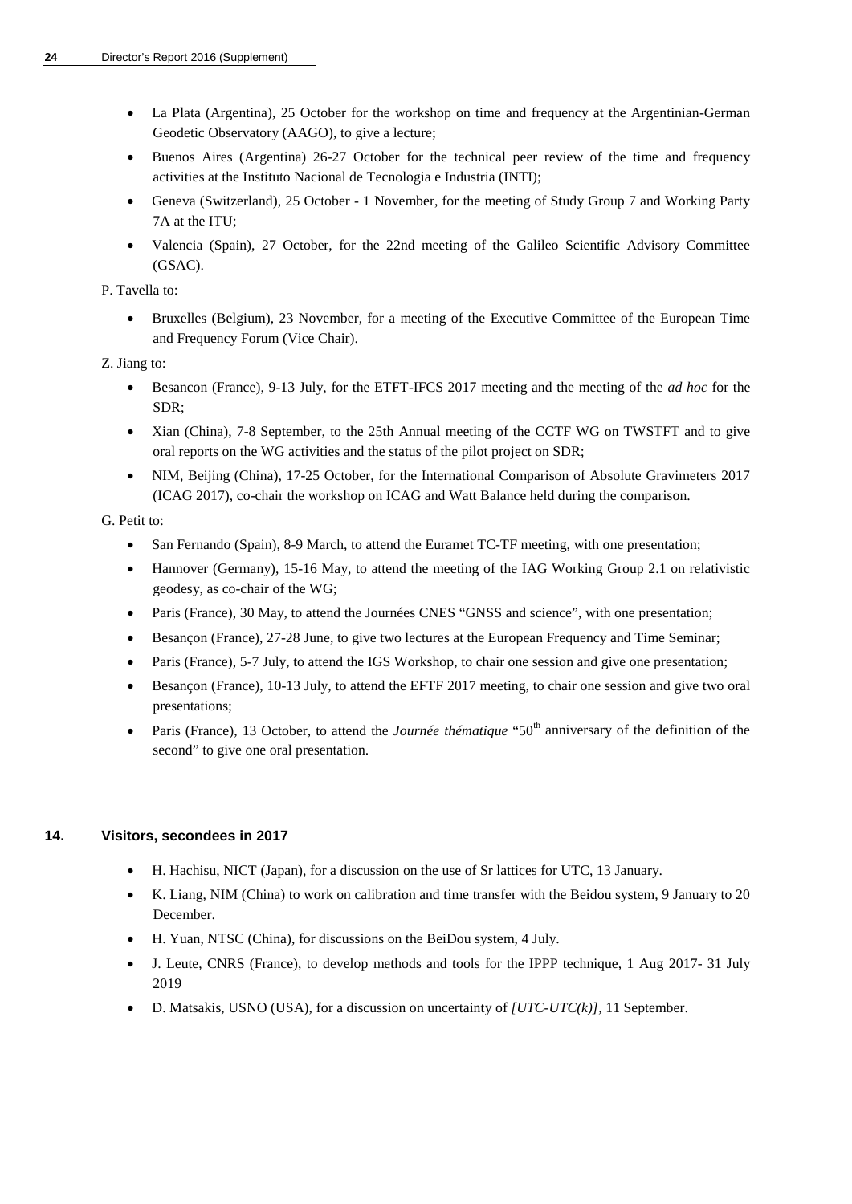- La Plata (Argentina), 25 October for the workshop on time and frequency at the Argentinian-German Geodetic Observatory (AAGO), to give a lecture;
- Buenos Aires (Argentina) 26-27 October for the technical peer review of the time and frequency activities at the Instituto Nacional de Tecnologia e Industria (INTI);
- Geneva (Switzerland), 25 October - 1 November, for the meeting of Study Group 7 and Working Party 7A at the ITU;
- Valencia (Spain), 27 October, for the 22nd meeting of the Galileo Scientific Advisory Committee (GSAC).

P. Tavella to:

- Bruxelles (Belgium), 23 November, for a meeting of the Executive Committee of the European Time and Frequency Forum (Vice Chair).

Z. Jiang to:

- Besancon (France), 9-13 July, for the ETFT-IFCS 2017 meeting and the meeting of the *ad hoc* for the SDR;
- Xian (China), 7-8 September, to the 25th Annual meeting of the CCTF WG on TWSTFT and to give oral reports on the WG activities and the status of the pilot project on SDR;
- NIM, Beijing (China), 17-25 October, for the International Comparison of Absolute Gravimeters 2017 (ICAG 2017), co-chair the workshop on ICAG and Watt Balance held during the comparison.

G. Petit to:

- San Fernando (Spain), 8-9 March, to attend the Euramet TC-TF meeting, with one presentation;
- Hannover (Germany), 15-16 May, to attend the meeting of the IAG Working Group 2.1 on relativistic geodesy, as co-chair of the WG;
- Paris (France), 30 May, to attend the Journées CNES "GNSS and science", with one presentation;
- Besançon (France), 27-28 June, to give two lectures at the European Frequency and Time Seminar;
- Paris (France), 5-7 July, to attend the IGS Workshop, to chair one session and give one presentation;
- Besançon (France), 10-13 July, to attend the EFTF 2017 meeting, to chair one session and give two oral presentations;
- Paris (France), 13 October, to attend the *Journée thématique* "50th anniversary of the definition of the second" to give one oral presentation.

## 14. Visitors, secondees in 2017

- H. Hachisu, NICT (Japan), for a discussion on the use of Sr lattices for UTC, 13 January.
- K. Liang, NIM (China) to work on calibration and time transfer with the Beidou system, 9 January to 20 December.
- H. Yuan, NTSC (China), for discussions on the BeiDou system, 4 July.
- J. Leute, CNRS (France), to develop methods and tools for the IPPP technique, 1 Aug 2017- 31 July 2019
- D. Matsakis, USNO (USA), for a discussion on uncertainty of *[UTC-UTC(k)]*, 11 September.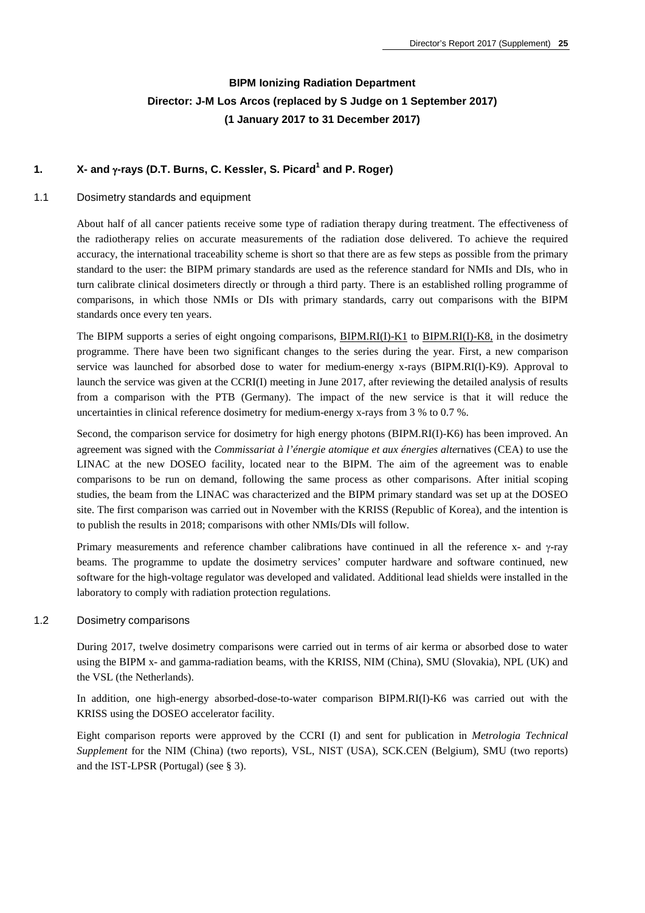# BIPM Ionizing Radiation Department
## Director: J-M Los Arcos (replaced by S Judge on 1 September 2017)
## (1 January 2017 to 31 December 2017)

## 1. X- and $\gamma$-rays (D.T. Burns, C. Kessler, S. Picard[1] and P. Roger)

### 1.1 Dosimetry standards and equipment

About half of all cancer patients receive some type of radiation therapy during treatment. The effectiveness of the radiotherapy relies on accurate measurements of the radiation dose delivered. To achieve the required accuracy, the international traceability scheme is short so that there are as few steps as possible from the primary standard to the user: the BIPM primary standards are used as the reference standard for NMIs and DIs, who in turn calibrate clinical dosimeters directly or through a third party. There is an established rolling programme of comparisons, in which those NMIs or DIs with primary standards, carry out comparisons with the BIPM standards once every ten years.

The BIPM supports a series of eight ongoing comparisons, BIPM.RI(I)-K1 to BIPM.RI(I)-K8, in the dosimetry programme. There have been two significant changes to the series during the year. First, a new comparison service was launched for absorbed dose to water for medium-energy x-rays (BIPM.RI(I)-K9). Approval to launch the service was given at the CCRI(I) meeting in June 2017, after reviewing the detailed analysis of results from a comparison with the PTB (Germany). The impact of the new service is that it will reduce the uncertainties in clinical reference dosimetry for medium-energy x-rays from 3 % to 0.7 %.

Second, the comparison service for dosimetry for high energy photons (BIPM.RI(I)-K6) has been improved. An agreement was signed with the *Commissariat à l'énergie atomique et aux énergies alte*rnatives (CEA) to use the LINAC at the new DOSEO facility, located near to the BIPM. The aim of the agreement was to enable comparisons to be run on demand, following the same process as other comparisons. After initial scoping studies, the beam from the LINAC was characterized and the BIPM primary standard was set up at the DOSEO site. The first comparison was carried out in November with the KRISS (Republic of Korea), and the intention is to publish the results in 2018; comparisons with other NMIs/DIs will follow.

Primary measurements and reference chamber calibrations have continued in all the reference x- and $\gamma$-ray beams. The programme to update the dosimetry services' computer hardware and software continued, new software for the high-voltage regulator was developed and validated. Additional lead shields were installed in the laboratory to comply with radiation protection regulations.

### 1.2 Dosimetry comparisons

During 2017, twelve dosimetry comparisons were carried out in terms of air kerma or absorbed dose to water using the BIPM x- and gamma-radiation beams, with the KRISS, NIM (China), SMU (Slovakia), NPL (UK) and the VSL (the Netherlands).

In addition, one high-energy absorbed-dose-to-water comparison BIPM.RI(I)-K6 was carried out with the KRISS using the DOSEO accelerator facility.

Eight comparison reports were approved by the CCRI (I) and sent for publication in *Metrologia Technical Supplement* for the NIM (China) (two reports), VSL, NIST (USA), SCK.CEN (Belgium), SMU (two reports) and the IST-LPSR (Portugal) (see § 3).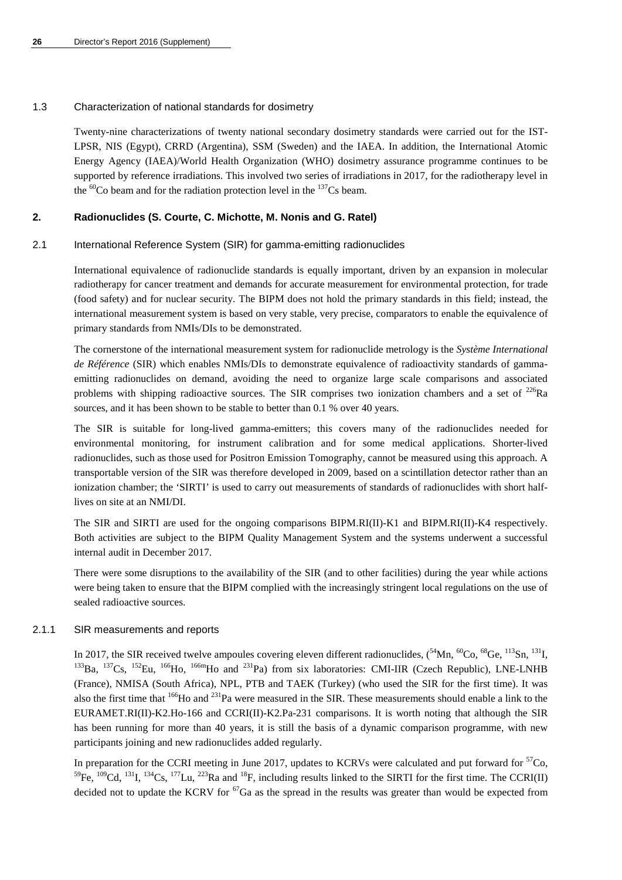### 1.3 Characterization of national standards for dosimetry

Twenty-nine characterizations of twenty national secondary dosimetry standards were carried out for the IST-LPSR, NIS (Egypt), CRRD (Argentina), SSM (Sweden) and the IAEA. In addition, the International Atomic Energy Agency (IAEA)/World Health Organization (WHO) dosimetry assurance programme continues to be supported by reference irradiations. This involved two series of irradiations in 2017, for the radiotherapy level in the $^{60}$Co beam and for the radiation protection level in the $^{137}$Cs beam.

## 2. Radionuclides (S. Courte, C. Michotte, M. Nonis and G. Ratel)

### 2.1 International Reference System (SIR) for gamma-emitting radionuclides

International equivalence of radionuclide standards is equally important, driven by an expansion in molecular radiotherapy for cancer treatment and demands for accurate measurement for environmental protection, for trade (food safety) and for nuclear security. The BIPM does not hold the primary standards in this field; instead, the international measurement system is based on very stable, very precise, comparators to enable the equivalence of primary standards from NMIs/DIs to be demonstrated.

The cornerstone of the international measurement system for radionuclide metrology is the *Système International de Référence* (SIR) which enables NMIs/DIs to demonstrate equivalence of radioactivity standards of gamma-emitting radionuclides on demand, avoiding the need to organize large scale comparisons and associated problems with shipping radioactive sources. The SIR comprises two ionization chambers and a set of $^{226}$Ra sources, and it has been shown to be stable to better than 0.1 % over 40 years.

The SIR is suitable for long-lived gamma-emitters; this covers many of the radionuclides needed for environmental monitoring, for instrument calibration and for some medical applications. Shorter-lived radionuclides, such as those used for Positron Emission Tomography, cannot be measured using this approach. A transportable version of the SIR was therefore developed in 2009, based on a scintillation detector rather than an ionization chamber; the 'SIRTI' is used to carry out measurements of standards of radionuclides with short half-lives on site at an NMI/DI.

The SIR and SIRTI are used for the ongoing comparisons BIPM.RI(II)-K1 and BIPM.RI(II)-K4 respectively. Both activities are subject to the BIPM Quality Management System and the systems underwent a successful internal audit in December 2017.

There were some disruptions to the availability of the SIR (and to other facilities) during the year while actions were being taken to ensure that the BIPM complied with the increasingly stringent local regulations on the use of sealed radioactive sources.

#### 2.1.1 SIR measurements and reports

In 2017, the SIR received twelve ampoules covering eleven different radionuclides, ($^{54}$Mn, $^{60}$Co, $^{68}$Ge, $^{113}$Sn, $^{131}$I, $^{133}$Ba, $^{137}$Cs, $^{152}$Eu, $^{166}$Ho, $^{166m}$Ho and $^{231}$Pa) from six laboratories: CMI-IIR (Czech Republic), LNE-LNHB (France), NMISA (South Africa), NPL, PTB and TAEK (Turkey) (who used the SIR for the first time). It was also the first time that $^{166}$Ho and $^{231}$Pa were measured in the SIR. These measurements should enable a link to the EURAMET.RI(II)-K2.Ho-166 and CCRI(II)-K2.Pa-231 comparisons. It is worth noting that although the SIR has been running for more than 40 years, it is still the basis of a dynamic comparison programme, with new participants joining and new radionuclides added regularly.

In preparation for the CCRI meeting in June 2017, updates to KCRVs were calculated and put forward for $^{57}$Co, $^{59}$Fe, $^{109}$Cd, $^{131}$I, $^{134}$Cs, $^{177}$Lu, $^{223}$Ra and $^{18}$F, including results linked to the SIRTI for the first time. The CCRI(II) decided not to update the KCRV for $^{67}$Ga as the spread in the results was greater than would be expected from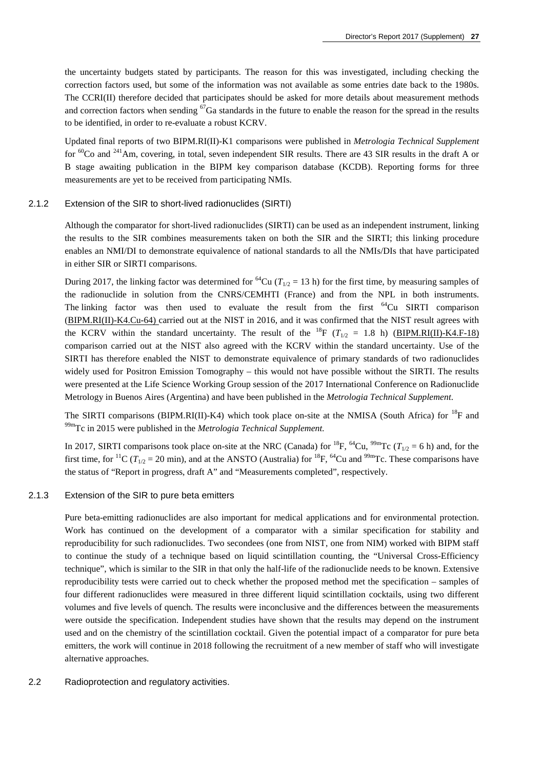the uncertainty budgets stated by participants. The reason for this was investigated, including checking the correction factors used, but some of the information was not available as some entries date back to the 1980s. The CCRI(II) therefore decided that participates should be asked for more details about measurement methods and correction factors when sending $^{67}$Ga standards in the future to enable the reason for the spread in the results to be identified, in order to re-evaluate a robust KCRV.

Updated final reports of two BIPM.RI(II)-K1 comparisons were published in *Metrologia Technical Supplement* for $^{60}$Co and $^{241}$Am, covering, in total, seven independent SIR results. There are 43 SIR results in the draft A or B stage awaiting publication in the BIPM key comparison database (KCDB). Reporting forms for three measurements are yet to be received from participating NMIs.

### 2.1.2 Extension of the SIR to short-lived radionuclides (SIRTI)

Although the comparator for short-lived radionuclides (SIRTI) can be used as an independent instrument, linking the results to the SIR combines measurements taken on both the SIR and the SIRTI; this linking procedure enables an NMI/DI to demonstrate equivalence of national standards to all the NMIs/DIs that have participated in either SIR or SIRTI comparisons.

During 2017, the linking factor was determined for $^{64}$Cu ($T_{1/2}$ = 13 h) for the first time, by measuring samples of the radionuclide in solution from the CNRS/CEMHTI (France) and from the NPL in both instruments. The linking factor was then used to evaluate the result from the first $^{64}$Cu SIRTI comparison (BIPM.RI(II)-K4.Cu-64) carried out at the NIST in 2016, and it was confirmed that the NIST result agrees with the KCRV within the standard uncertainty. The result of the $^{18}$F ($T_{1/2}$ = 1.8 h) (BIPM.RI(II)-K4.F-18) comparison carried out at the NIST also agreed with the KCRV within the standard uncertainty. Use of the SIRTI has therefore enabled the NIST to demonstrate equivalence of primary standards of two radionuclides widely used for Positron Emission Tomography – this would not have possible without the SIRTI. The results were presented at the Life Science Working Group session of the 2017 International Conference on Radionuclide Metrology in Buenos Aires (Argentina) and have been published in the *Metrologia Technical Supplement*.

The SIRTI comparisons (BIPM.RI(II)-K4) which took place on-site at the NMISA (South Africa) for $^{18}$F and $^{99m}$Tc in 2015 were published in the *Metrologia Technical Supplement.*

In 2017, SIRTI comparisons took place on-site at the NRC (Canada) for $^{18}$F, $^{64}$Cu, $^{99m}$Tc ($T_{1/2}$ = 6 h) and, for the first time, for $^{11}$C ($T_{1/2}$ = 20 min), and at the ANSTO (Australia) for $^{18}$F, $^{64}$Cu and $^{99m}$Tc. These comparisons have the status of "Report in progress, draft A" and "Measurements completed", respectively.

### 2.1.3 Extension of the SIR to pure beta emitters

Pure beta-emitting radionuclides are also important for medical applications and for environmental protection. Work has continued on the development of a comparator with a similar specification for stability and reproducibility for such radionuclides. Two secondees (one from NIST, one from NIM) worked with BIPM staff to continue the study of a technique based on liquid scintillation counting, the "Universal Cross-Efficiency technique", which is similar to the SIR in that only the half-life of the radionuclide needs to be known. Extensive reproducibility tests were carried out to check whether the proposed method met the specification – samples of four different radionuclides were measured in three different liquid scintillation cocktails, using two different volumes and five levels of quench. The results were inconclusive and the differences between the measurements were outside the specification. Independent studies have shown that the results may depend on the instrument used and on the chemistry of the scintillation cocktail. Given the potential impact of a comparator for pure beta emitters, the work will continue in 2018 following the recruitment of a new member of staff who will investigate alternative approaches.

## 2.2 Radioprotection and regulatory activities.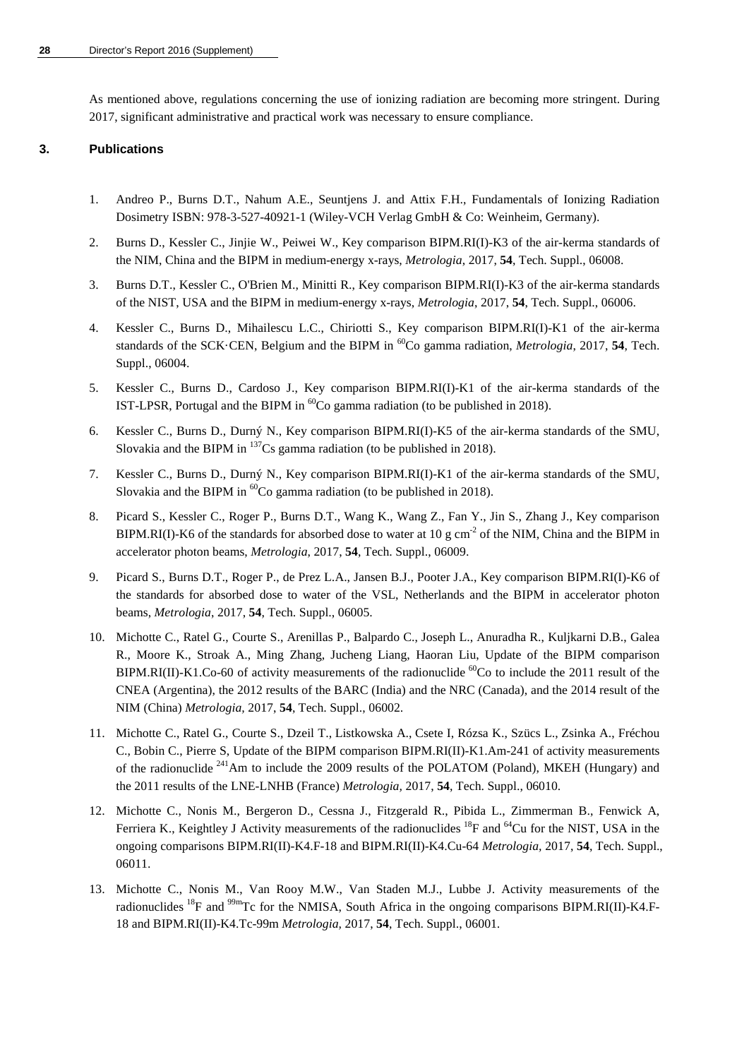As mentioned above, regulations concerning the use of ionizing radiation are becoming more stringent. During 2017, significant administrative and practical work was necessary to ensure compliance.

## 3. Publications

1. Andreo P., Burns D.T., Nahum A.E., Seuntjens J. and Attix F.H., Fundamentals of Ionizing Radiation Dosimetry ISBN: 978-3-527-40921-1 (Wiley-VCH Verlag GmbH & Co: Weinheim, Germany).
2. Burns D., Kessler C., Jinjie W., Peiwei W., Key comparison BIPM.RI(I)-K3 of the air-kerma standards of the NIM, China and the BIPM in medium-energy x-rays, *Metrologia*, 2017, **54**, Tech. Suppl., 06008.
3. Burns D.T., Kessler C., O'Brien M., Minitti R., Key comparison BIPM.RI(I)-K3 of the air-kerma standards of the NIST, USA and the BIPM in medium-energy x-rays, *Metrologia*, 2017, **54**, Tech. Suppl., 06006.
4. Kessler C., Burns D., Mihailescu L.C., Chiriotti S., Key comparison BIPM.RI(I)-K1 of the air-kerma standards of the SCK·CEN, Belgium and the BIPM in $^{60}$Co gamma radiation, *Metrologia*, 2017, **54**, Tech. Suppl., 06004.
5. Kessler C., Burns D., Cardoso J., Key comparison BIPM.RI(I)-K1 of the air-kerma standards of the IST-LPSR, Portugal and the BIPM in $^{60}$Co gamma radiation (to be published in 2018).
6. Kessler C., Burns D., Durný N., Key comparison BIPM.RI(I)-K5 of the air-kerma standards of the SMU, Slovakia and the BIPM in $^{137}$Cs gamma radiation (to be published in 2018).
7. Kessler C., Burns D., Durný N., Key comparison BIPM.RI(I)-K1 of the air-kerma standards of the SMU, Slovakia and the BIPM in $^{60}$Co gamma radiation (to be published in 2018).
8. Picard S., Kessler C., Roger P., Burns D.T., Wang K., Wang Z., Fan Y., Jin S., Zhang J., Key comparison BIPM.RI(I)-K6 of the standards for absorbed dose to water at 10 g cm$^{-2}$ of the NIM, China and the BIPM in accelerator photon beams, *Metrologia*, 2017, **54**, Tech. Suppl., 06009.
9. Picard S., Burns D.T., Roger P., de Prez L.A., Jansen B.J., Pooter J.A., Key comparison BIPM.RI(I)-K6 of the standards for absorbed dose to water of the VSL, Netherlands and the BIPM in accelerator photon beams, *Metrologia*, 2017, **54**, Tech. Suppl., 06005.
10. Michotte C., Ratel G., Courte S., Arenillas P., Balpardo C., Joseph L., Anuradha R., Kuljkarni D.B., Galea R., Moore K., Stroak A., Ming Zhang, Jucheng Liang, Haoran Liu, Update of the BIPM comparison BIPM.RI(II)-K1.Co-60 of activity measurements of the radionuclide $^{60}$Co to include the 2011 result of the CNEA (Argentina), the 2012 results of the BARC (India) and the NRC (Canada), and the 2014 result of the NIM (China) *Metrologia*, 2017, **54**, Tech. Suppl., 06002.
11. Michotte C., Ratel G., Courte S., Dzeil T., Listkowska A., Csete I, Rózsa K., Szücs L., Zsinka A., Fréchou C., Bobin C., Pierre S, Update of the BIPM comparison BIPM.RI(II)-K1.Am-241 of activity measurements of the radionuclide $^{241}$Am to include the 2009 results of the POLATOM (Poland), MKEH (Hungary) and the 2011 results of the LNE-LNHB (France) *Metrologia*, 2017, **54**, Tech. Suppl., 06010.
12. Michotte C., Nonis M., Bergeron D., Cessna J., Fitzgerald R., Pibida L., Zimmerman B., Fenwick A, Ferriera K., Keightley J Activity measurements of the radionuclides $^{18}$F and $^{64}$Cu for the NIST, USA in the ongoing comparisons BIPM.RI(II)-K4.F-18 and BIPM.RI(II)-K4.Cu-64 *Metrologia*, 2017, **54**, Tech. Suppl., 06011.
13. Michotte C., Nonis M., Van Rooy M.W., Van Staden M.J., Lubbe J. Activity measurements of the radionuclides $^{18}$F and $^{99m}$Tc for the NMISA, South Africa in the ongoing comparisons BIPM.RI(II)-K4.F-18 and BIPM.RI(II)-K4.Tc-99m *Metrologia*, 2017, **54**, Tech. Suppl., 06001.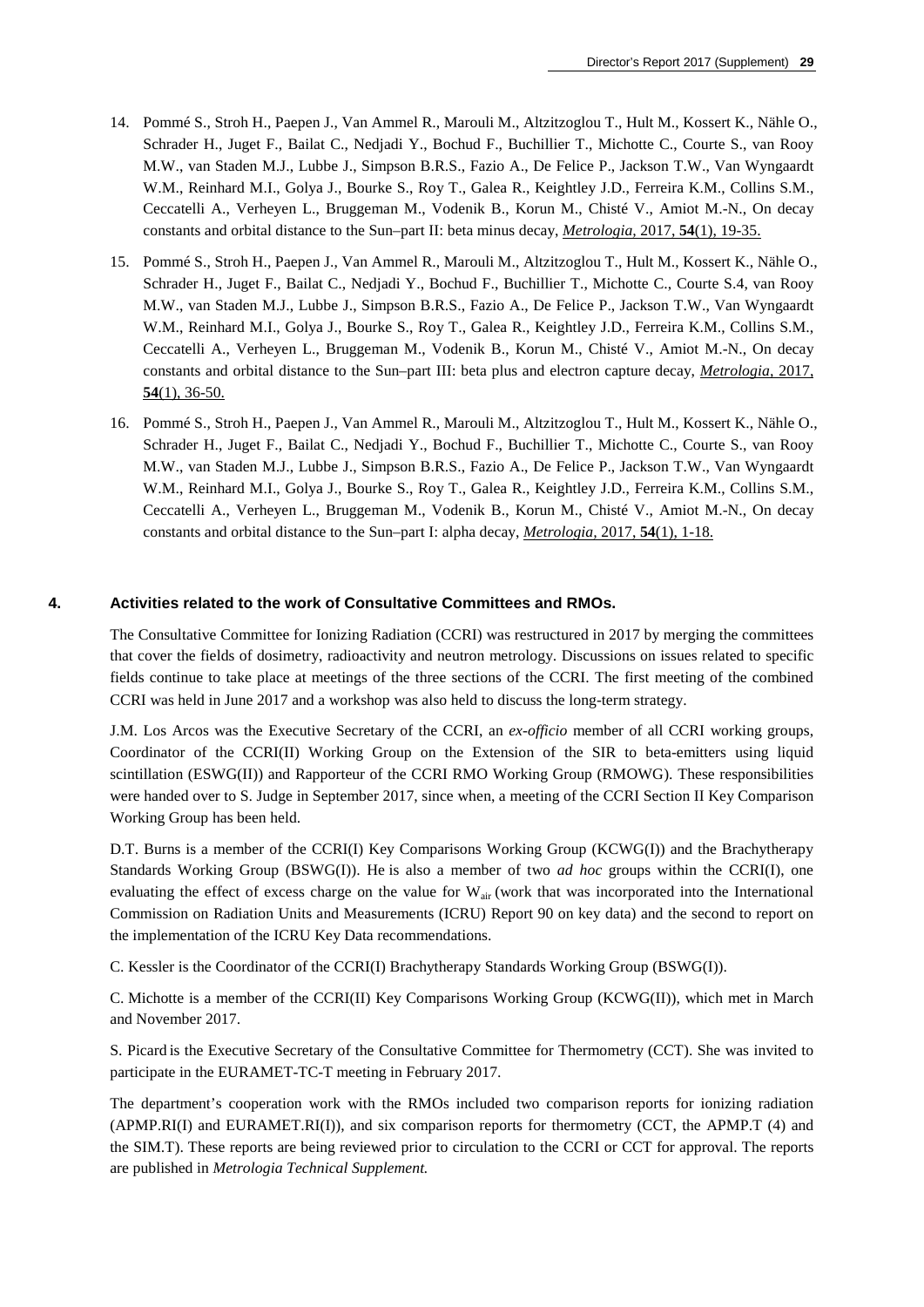14. Pommé S., Stroh H., Paepen J., Van Ammel R., Marouli M., Altzitzoglou T., Hult M., Kossert K., Nähle O., Schrader H., Juget F., Bailat C., Nedjadi Y., Bochud F., Buchillier T., Michotte C., Courte S., van Rooy M.W., van Staden M.J., Lubbe J., Simpson B.R.S., Fazio A., De Felice P., Jackson T.W., Van Wyngaardt W.M., Reinhard M.I., Golya J., Bourke S., Roy T., Galea R., Keightley J.D., Ferreira K.M., Collins S.M., Ceccatelli A., Verheyen L., Bruggeman M., Vodenik B., Korun M., Chisté V., Amiot M.-N., On decay constants and orbital distance to the Sun–part II: beta minus decay, *Metrologia*, 2017, **54**(1), 19-35.

15. Pommé S., Stroh H., Paepen J., Van Ammel R., Marouli M., Altzitzoglou T., Hult M., Kossert K., Nähle O., Schrader H., Juget F., Bailat C., Nedjadi Y., Bochud F., Buchillier T., Michotte C., Courte S.4, van Rooy M.W., van Staden M.J., Lubbe J., Simpson B.R.S., Fazio A., De Felice P., Jackson T.W., Van Wyngaardt W.M., Reinhard M.I., Golya J., Bourke S., Roy T., Galea R., Keightley J.D., Ferreira K.M., Collins S.M., Ceccatelli A., Verheyen L., Bruggeman M., Vodenik B., Korun M., Chisté V., Amiot M.-N., On decay constants and orbital distance to the Sun–part III: beta plus and electron capture decay, *Metrologia*, 2017, **54**(1), 36-50.

16. Pommé S., Stroh H., Paepen J., Van Ammel R., Marouli M., Altzitzoglou T., Hult M., Kossert K., Nähle O., Schrader H., Juget F., Bailat C., Nedjadi Y., Bochud F., Buchillier T., Michotte C., Courte S., van Rooy M.W., van Staden M.J., Lubbe J., Simpson B.R.S., Fazio A., De Felice P., Jackson T.W., Van Wyngaardt W.M., Reinhard M.I., Golya J., Bourke S., Roy T., Galea R., Keightley J.D., Ferreira K.M., Collins S.M., Ceccatelli A., Verheyen L., Bruggeman M., Vodenik B., Korun M., Chisté V., Amiot M.-N., On decay constants and orbital distance to the Sun–part I: alpha decay, *Metrologia*, 2017, **54**(1), 1-18.

## 4. Activities related to the work of Consultative Committees and RMOs.

The Consultative Committee for Ionizing Radiation (CCRI) was restructured in 2017 by merging the committees that cover the fields of dosimetry, radioactivity and neutron metrology. Discussions on issues related to specific fields continue to take place at meetings of the three sections of the CCRI. The first meeting of the combined CCRI was held in June 2017 and a workshop was also held to discuss the long-term strategy.

J.M. Los Arcos was the Executive Secretary of the CCRI, an *ex-officio* member of all CCRI working groups, Coordinator of the CCRI(II) Working Group on the Extension of the SIR to beta-emitters using liquid scintillation (ESWG(II)) and Rapporteur of the CCRI RMO Working Group (RMOWG). These responsibilities were handed over to S. Judge in September 2017, since when, a meeting of the CCRI Section II Key Comparison Working Group has been held.

D.T. Burns is a member of the CCRI(I) Key Comparisons Working Group (KCWG(I)) and the Brachytherapy Standards Working Group (BSWG(I)). He is also a member of two *ad hoc* groups within the CCRI(I), one evaluating the effect of excess charge on the value for $W_{air}$ (work that was incorporated into the International Commission on Radiation Units and Measurements (ICRU) Report 90 on key data) and the second to report on the implementation of the ICRU Key Data recommendations.

C. Kessler is the Coordinator of the CCRI(I) Brachytherapy Standards Working Group (BSWG(I)).

C. Michotte is a member of the CCRI(II) Key Comparisons Working Group (KCWG(II)), which met in March and November 2017.

S. Picard is the Executive Secretary of the Consultative Committee for Thermometry (CCT). She was invited to participate in the EURAMET-TC-T meeting in February 2017.

The department's cooperation work with the RMOs included two comparison reports for ionizing radiation (APMP.RI(I) and EURAMET.RI(I)), and six comparison reports for thermometry (CCT, the APMP.T (4) and the SIM.T). These reports are being reviewed prior to circulation to the CCRI or CCT for approval. The reports are published in *Metrologia Technical Supplement.*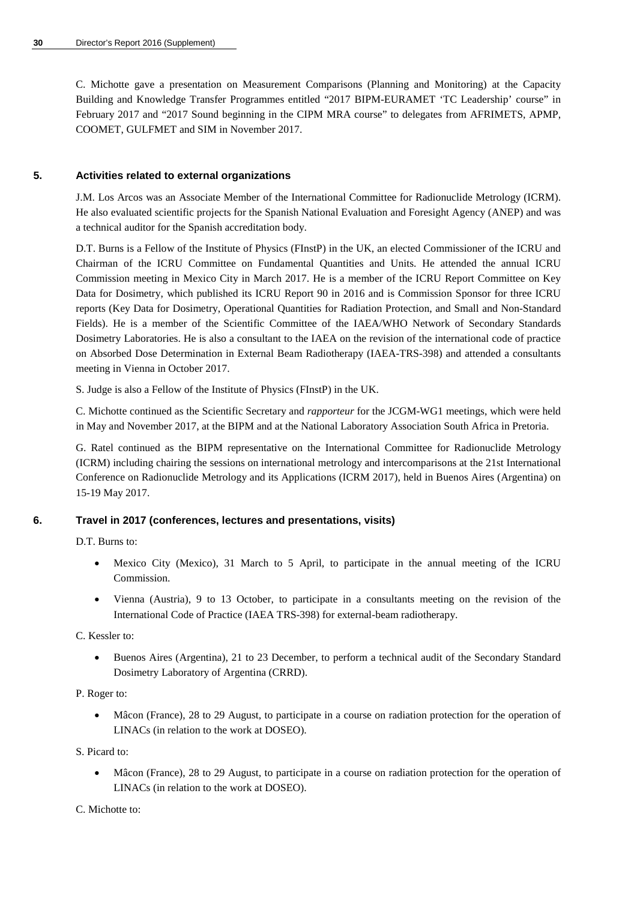C. Michotte gave a presentation on Measurement Comparisons (Planning and Monitoring) at the Capacity Building and Knowledge Transfer Programmes entitled "2017 BIPM-EURAMET 'TC Leadership' course" in February 2017 and "2017 Sound beginning in the CIPM MRA course" to delegates from AFRIMETS, APMP, COOMET, GULFMET and SIM in November 2017.

## 5. Activities related to external organizations

J.M. Los Arcos was an Associate Member of the International Committee for Radionuclide Metrology (ICRM). He also evaluated scientific projects for the Spanish National Evaluation and Foresight Agency (ANEP) and was a technical auditor for the Spanish accreditation body.

D.T. Burns is a Fellow of the Institute of Physics (FInstP) in the UK, an elected Commissioner of the ICRU and Chairman of the ICRU Committee on Fundamental Quantities and Units. He attended the annual ICRU Commission meeting in Mexico City in March 2017. He is a member of the ICRU Report Committee on Key Data for Dosimetry, which published its ICRU Report 90 in 2016 and is Commission Sponsor for three ICRU reports (Key Data for Dosimetry, Operational Quantities for Radiation Protection, and Small and Non-Standard Fields). He is a member of the Scientific Committee of the IAEA/WHO Network of Secondary Standards Dosimetry Laboratories. He is also a consultant to the IAEA on the revision of the international code of practice on Absorbed Dose Determination in External Beam Radiotherapy (IAEA-TRS-398) and attended a consultants meeting in Vienna in October 2017.

S. Judge is also a Fellow of the Institute of Physics (FInstP) in the UK.

C. Michotte continued as the Scientific Secretary and *rapporteur* for the JCGM-WG1 meetings, which were held in May and November 2017, at the BIPM and at the National Laboratory Association South Africa in Pretoria.

G. Ratel continued as the BIPM representative on the International Committee for Radionuclide Metrology (ICRM) including chairing the sessions on international metrology and intercomparisons at the 21st International Conference on Radionuclide Metrology and its Applications (ICRM 2017), held in Buenos Aires (Argentina) on 15-19 May 2017.

## 6. Travel in 2017 (conferences, lectures and presentations, visits)

D.T. Burns to:

- Mexico City (Mexico), 31 March to 5 April, to participate in the annual meeting of the ICRU Commission.
- Vienna (Austria), 9 to 13 October, to participate in a consultants meeting on the revision of the International Code of Practice (IAEA TRS-398) for external-beam radiotherapy.

C. Kessler to:

- Buenos Aires (Argentina), 21 to 23 December, to perform a technical audit of the Secondary Standard Dosimetry Laboratory of Argentina (CRRD).

P. Roger to:

- Mâcon (France), 28 to 29 August, to participate in a course on radiation protection for the operation of LINACs (in relation to the work at DOSEO).

S. Picard to:

- Mâcon (France), 28 to 29 August, to participate in a course on radiation protection for the operation of LINACs (in relation to the work at DOSEO).

C. Michotte to: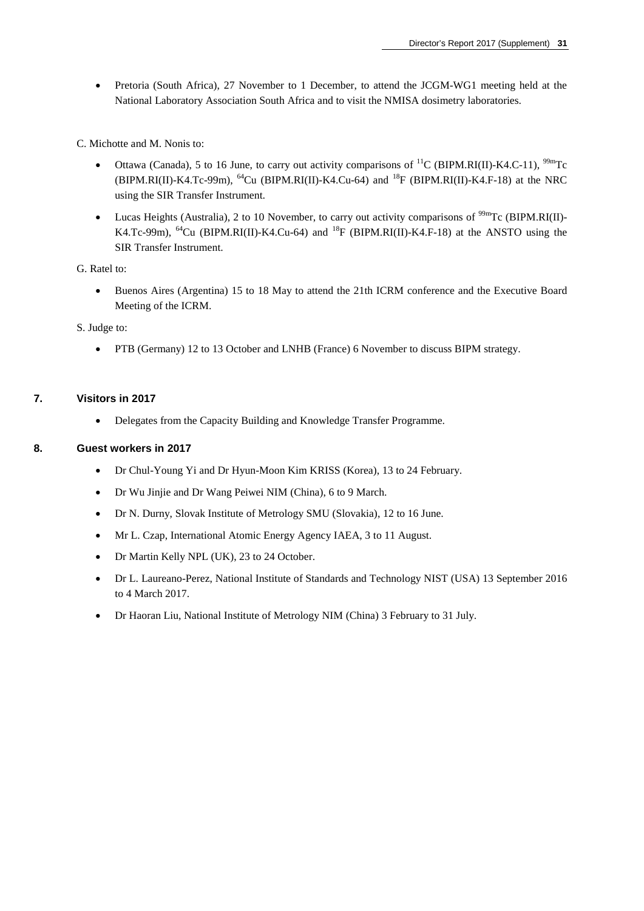- Pretoria (South Africa), 27 November to 1 December, to attend the JCGM-WG1 meeting held at the National Laboratory Association South Africa and to visit the NMISA dosimetry laboratories.

C. Michotte and M. Nonis to:

- Ottawa (Canada), 5 to 16 June, to carry out activity comparisons of $^{11}$C (BIPM.RI(II)-K4.C-11), $^{99m}$Tc (BIPM.RI(II)-K4.Tc-99m), $^{64}$Cu (BIPM.RI(II)-K4.Cu-64) and $^{18}$F (BIPM.RI(II)-K4.F-18) at the NRC using the SIR Transfer Instrument.
- Lucas Heights (Australia), 2 to 10 November, to carry out activity comparisons of $^{99m}$Tc (BIPM.RI(II)-K4.Tc-99m), $^{64}$Cu (BIPM.RI(II)-K4.Cu-64) and $^{18}$F (BIPM.RI(II)-K4.F-18) at the ANSTO using the SIR Transfer Instrument.

G. Ratel to:

- Buenos Aires (Argentina) 15 to 18 May to attend the 21th ICRM conference and the Executive Board Meeting of the ICRM.

S. Judge to:

- PTB (Germany) 12 to 13 October and LNHB (France) 6 November to discuss BIPM strategy.

## 7. Visitors in 2017

- Delegates from the Capacity Building and Knowledge Transfer Programme.

## 8. Guest workers in 2017

- Dr Chul-Young Yi and Dr Hyun-Moon Kim KRISS (Korea), 13 to 24 February.
- Dr Wu Jinjie and Dr Wang Peiwei NIM (China), 6 to 9 March.
- Dr N. Durny, Slovak Institute of Metrology SMU (Slovakia), 12 to 16 June.
- Mr L. Czap, International Atomic Energy Agency IAEA, 3 to 11 August.
- Dr Martin Kelly NPL (UK), 23 to 24 October.
- Dr L. Laureano-Perez, National Institute of Standards and Technology NIST (USA) 13 September 2016 to 4 March 2017.
- Dr Haoran Liu, National Institute of Metrology NIM (China) 3 February to 31 July.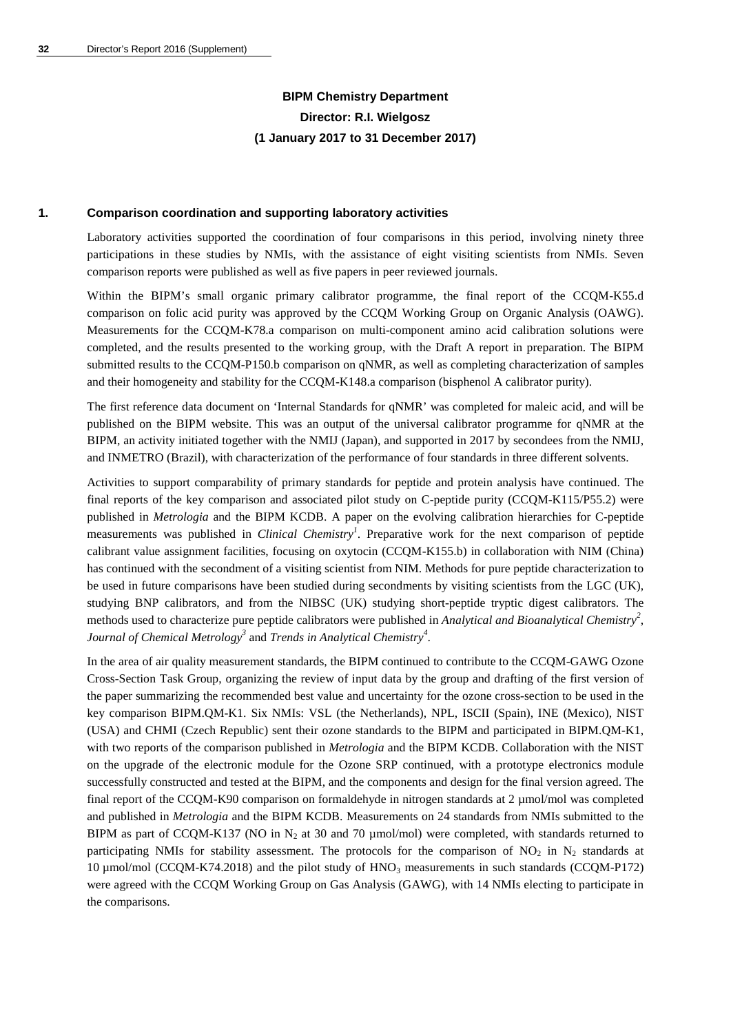**BIPM Chemistry Department**
**Director: R.I. Wielgosz**
**(1 January 2017 to 31 December 2017)**

## 1. Comparison coordination and supporting laboratory activities

Laboratory activities supported the coordination of four comparisons in this period, involving ninety three participations in these studies by NMIs, with the assistance of eight visiting scientists from NMIs. Seven comparison reports were published as well as five papers in peer reviewed journals.

Within the BIPM's small organic primary calibrator programme, the final report of the CCQM-K55.d comparison on folic acid purity was approved by the CCQM Working Group on Organic Analysis (OAWG). Measurements for the CCQM-K78.a comparison on multi-component amino acid calibration solutions were completed, and the results presented to the working group, with the Draft A report in preparation. The BIPM submitted results to the CCQM-P150.b comparison on qNMR, as well as completing characterization of samples and their homogeneity and stability for the CCQM-K148.a comparison (bisphenol A calibrator purity).

The first reference data document on 'Internal Standards for qNMR' was completed for maleic acid, and will be published on the BIPM website. This was an output of the universal calibrator programme for qNMR at the BIPM, an activity initiated together with the NMIJ (Japan), and supported in 2017 by secondees from the NMIJ, and INMETRO (Brazil), with characterization of the performance of four standards in three different solvents.

Activities to support comparability of primary standards for peptide and protein analysis have continued. The final reports of the key comparison and associated pilot study on C-peptide purity (CCQM-K115/P55.2) were published in *Metrologia* and the BIPM KCDB. A paper on the evolving calibration hierarchies for C-peptide measurements was published in *Clinical Chemistry*[1]. Preparative work for the next comparison of peptide calibrant value assignment facilities, focusing on oxytocin (CCQM-K155.b) in collaboration with NIM (China) has continued with the secondment of a visiting scientist from NIM. Methods for pure peptide characterization to be used in future comparisons have been studied during secondments by visiting scientists from the LGC (UK), studying BNP calibrators, and from the NIBSC (UK) studying short-peptide tryptic digest calibrators. The methods used to characterize pure peptide calibrators were published in *Analytical and Bioanalytical Chemistry*[2], *Journal of Chemical Metrology*[3] and *Trends in Analytical Chemistry*[4].

In the area of air quality measurement standards, the BIPM continued to contribute to the CCQM-GAWG Ozone Cross-Section Task Group, organizing the review of input data by the group and drafting of the first version of the paper summarizing the recommended best value and uncertainty for the ozone cross-section to be used in the key comparison BIPM.QM-K1. Six NMIs: VSL (the Netherlands), NPL, ISCII (Spain), INE (Mexico), NIST (USA) and CHMI (Czech Republic) sent their ozone standards to the BIPM and participated in BIPM.QM-K1, with two reports of the comparison published in *Metrologia* and the BIPM KCDB. Collaboration with the NIST on the upgrade of the electronic module for the Ozone SRP continued, with a prototype electronics module successfully constructed and tested at the BIPM, and the components and design for the final version agreed. The final report of the CCQM-K90 comparison on formaldehyde in nitrogen standards at 2 µmol/mol was completed and published in *Metrologia* and the BIPM KCDB. Measurements on 24 standards from NMIs submitted to the BIPM as part of CCQM-K137 (NO in $N_2$ at 30 and 70 µmol/mol) were completed, with standards returned to participating NMIs for stability assessment. The protocols for the comparison of $NO_2$ in $N_2$ standards at 10 µmol/mol (CCQM-K74.2018) and the pilot study of $HNO_3$ measurements in such standards (CCQM-P172) were agreed with the CCQM Working Group on Gas Analysis (GAWG), with 14 NMIs electing to participate in the comparisons.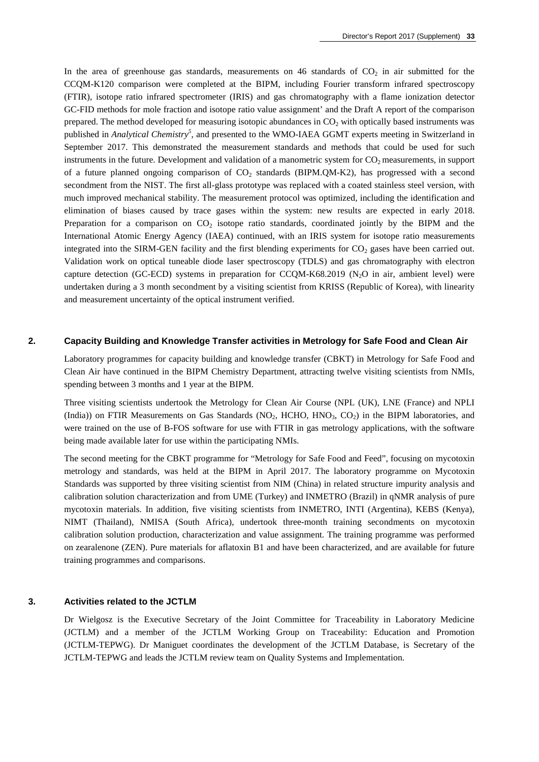In the area of greenhouse gas standards, measurements on 46 standards of $CO_2$ in air submitted for the CCQM-K120 comparison were completed at the BIPM, including Fourier transform infrared spectroscopy (FTIR), isotope ratio infrared spectrometer (IRIS) and gas chromatography with a flame ionization detector GC-FID methods for mole fraction and isotope ratio value assignment' and the Draft A report of the comparison prepared. The method developed for measuring isotopic abundances in $CO_2$ with optically based instruments was published in *Analytical Chemistry*[5], and presented to the WMO-IAEA GGMT experts meeting in Switzerland in September 2017. This demonstrated the measurement standards and methods that could be used for such instruments in the future. Development and validation of a manometric system for $CO_2$ measurements, in support of a future planned ongoing comparison of $CO_2$ standards (BIPM.QM-K2), has progressed with a second secondment from the NIST. The first all-glass prototype was replaced with a coated stainless steel version, with much improved mechanical stability. The measurement protocol was optimized, including the identification and elimination of biases caused by trace gases within the system: new results are expected in early 2018. Preparation for a comparison on $CO_2$ isotope ratio standards, coordinated jointly by the BIPM and the International Atomic Energy Agency (IAEA) continued, with an IRIS system for isotope ratio measurements integrated into the SIRM-GEN facility and the first blending experiments for $CO_2$ gases have been carried out. Validation work on optical tuneable diode laser spectroscopy (TDLS) and gas chromatography with electron capture detection (GC-ECD) systems in preparation for CCQM-K68.2019 ($N_2O$ in air, ambient level) were undertaken during a 3 month secondment by a visiting scientist from KRISS (Republic of Korea), with linearity and measurement uncertainty of the optical instrument verified.

## 2. Capacity Building and Knowledge Transfer activities in Metrology for Safe Food and Clean Air

Laboratory programmes for capacity building and knowledge transfer (CBKT) in Metrology for Safe Food and Clean Air have continued in the BIPM Chemistry Department, attracting twelve visiting scientists from NMIs, spending between 3 months and 1 year at the BIPM.

Three visiting scientists undertook the Metrology for Clean Air Course (NPL (UK), LNE (France) and NPLI (India)) on FTIR Measurements on Gas Standards ($NO_2$, HCHO, $HNO_3$, $CO_2$) in the BIPM laboratories, and were trained on the use of B-FOS software for use with FTIR in gas metrology applications, with the software being made available later for use within the participating NMIs.

The second meeting for the CBKT programme for "Metrology for Safe Food and Feed", focusing on mycotoxin metrology and standards, was held at the BIPM in April 2017. The laboratory programme on Mycotoxin Standards was supported by three visiting scientist from NIM (China) in related structure impurity analysis and calibration solution characterization and from UME (Turkey) and INMETRO (Brazil) in qNMR analysis of pure mycotoxin materials. In addition, five visiting scientists from INMETRO, INTI (Argentina), KEBS (Kenya), NIMT (Thailand), NMISA (South Africa), undertook three-month training secondments on mycotoxin calibration solution production, characterization and value assignment. The training programme was performed on zearalenone (ZEN). Pure materials for aflatoxin B1 and have been characterized, and are available for future training programmes and comparisons.

## 3. Activities related to the JCTLM

Dr Wielgosz is the Executive Secretary of the Joint Committee for Traceability in Laboratory Medicine (JCTLM) and a member of the JCTLM Working Group on Traceability: Education and Promotion (JCTLM-TEPWG). Dr Maniguet coordinates the development of the JCTLM Database, is Secretary of the JCTLM-TEPWG and leads the JCTLM review team on Quality Systems and Implementation.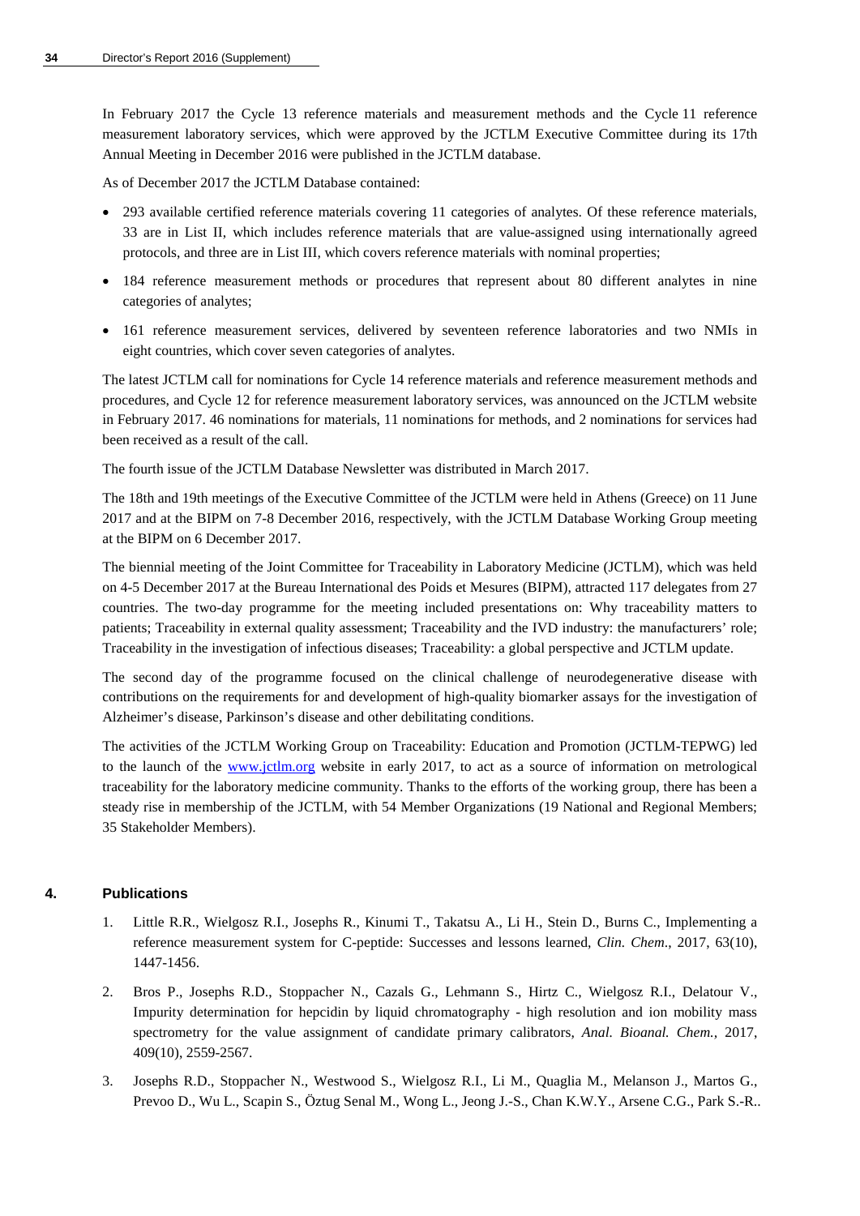In February 2017 the Cycle 13 reference materials and measurement methods and the Cycle 11 reference measurement laboratory services, which were approved by the JCTLM Executive Committee during its 17th Annual Meeting in December 2016 were published in the JCTLM database.

As of December 2017 the JCTLM Database contained:

- 293 available certified reference materials covering 11 categories of analytes. Of these reference materials, 33 are in List II, which includes reference materials that are value-assigned using internationally agreed protocols, and three are in List III, which covers reference materials with nominal properties;
- 184 reference measurement methods or procedures that represent about 80 different analytes in nine categories of analytes;
- 161 reference measurement services, delivered by seventeen reference laboratories and two NMIs in eight countries, which cover seven categories of analytes.

The latest JCTLM call for nominations for Cycle 14 reference materials and reference measurement methods and procedures, and Cycle 12 for reference measurement laboratory services, was announced on the JCTLM website in February 2017. 46 nominations for materials, 11 nominations for methods, and 2 nominations for services had been received as a result of the call.

The fourth issue of the JCTLM Database Newsletter was distributed in March 2017.

The 18th and 19th meetings of the Executive Committee of the JCTLM were held in Athens (Greece) on 11 June 2017 and at the BIPM on 7-8 December 2016, respectively, with the JCTLM Database Working Group meeting at the BIPM on 6 December 2017.

The biennial meeting of the Joint Committee for Traceability in Laboratory Medicine (JCTLM), which was held on 4-5 December 2017 at the Bureau International des Poids et Mesures (BIPM), attracted 117 delegates from 27 countries. The two-day programme for the meeting included presentations on: Why traceability matters to patients; Traceability in external quality assessment; Traceability and the IVD industry: the manufacturers' role; Traceability in the investigation of infectious diseases; Traceability: a global perspective and JCTLM update.

The second day of the programme focused on the clinical challenge of neurodegenerative disease with contributions on the requirements for and development of high-quality biomarker assays for the investigation of Alzheimer's disease, Parkinson's disease and other debilitating conditions.

The activities of the JCTLM Working Group on Traceability: Education and Promotion (JCTLM-TEPWG) led to the launch of the www.jctlm.org website in early 2017, to act as a source of information on metrological traceability for the laboratory medicine community. Thanks to the efforts of the working group, there has been a steady rise in membership of the JCTLM, with 54 Member Organizations (19 National and Regional Members; 35 Stakeholder Members).

## 4. Publications

1. Little R.R., Wielgosz R.I., Josephs R., Kinumi T., Takatsu A., Li H., Stein D., Burns C., Implementing a reference measurement system for C-peptide: Successes and lessons learned, *Clin. Chem*., 2017, 63(10), 1447-1456.
2. Bros P., Josephs R.D., Stoppacher N., Cazals G., Lehmann S., Hirtz C., Wielgosz R.I., Delatour V., Impurity determination for hepcidin by liquid chromatography - high resolution and ion mobility mass spectrometry for the value assignment of candidate primary calibrators, *Anal. Bioanal. Chem.*, 2017, 409(10), 2559-2567.
3. Josephs R.D., Stoppacher N., Westwood S., Wielgosz R.I., Li M., Quaglia M., Melanson J., Martos G., Prevoo D., Wu L., Scapin S., Öztug Senal M., Wong L., Jeong J.-S., Chan K.W.Y., Arsene C.G., Park S.-R..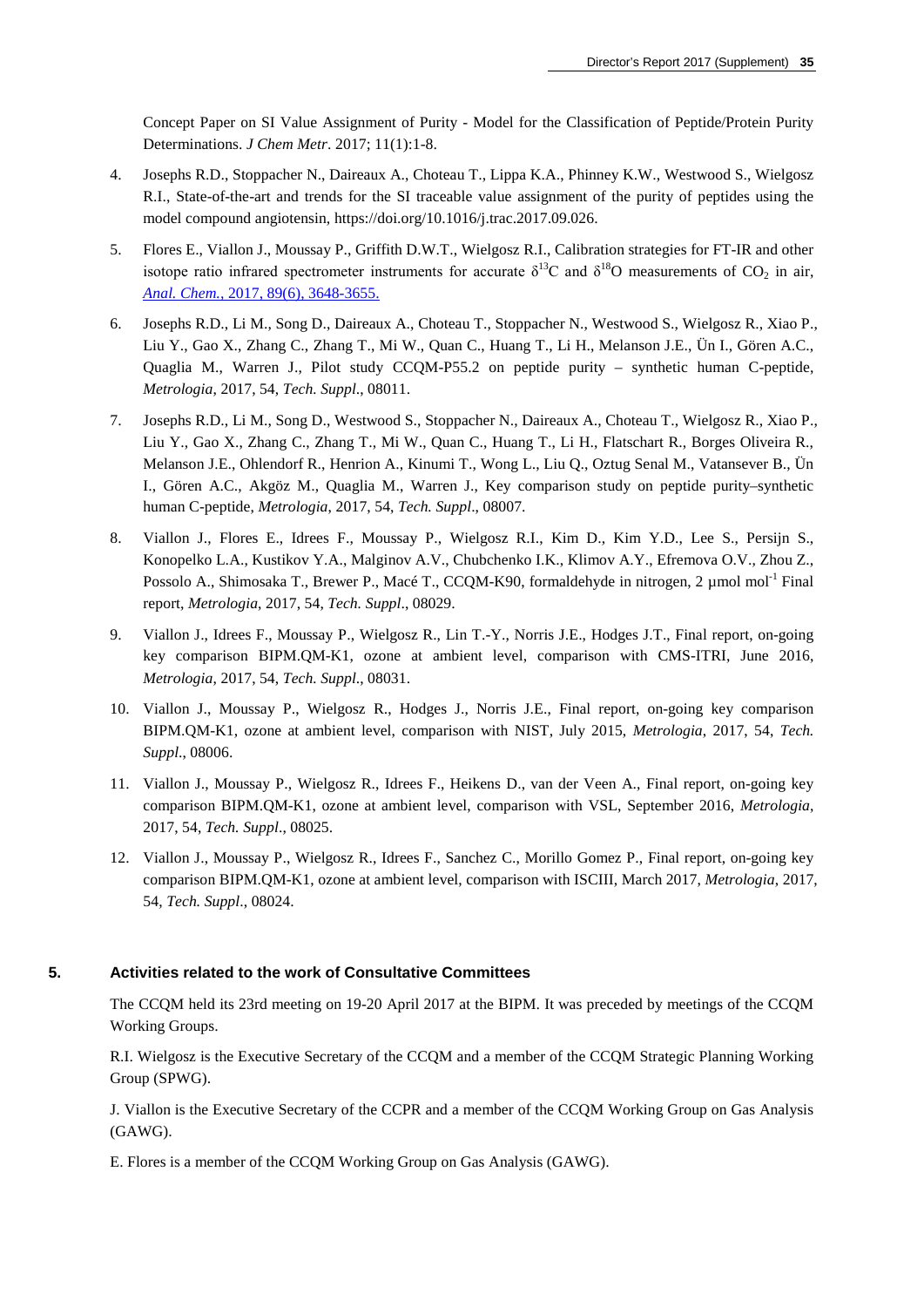Concept Paper on SI Value Assignment of Purity - Model for the Classification of Peptide/Protein Purity Determinations. *J Chem Metr*. 2017; 11(1):1-8.

4. Josephs R.D., Stoppacher N., Daireaux A., Choteau T., Lippa K.A., Phinney K.W., Westwood S., Wielgosz R.I., State-of-the-art and trends for the SI traceable value assignment of the purity of peptides using the model compound angiotensin, https://doi.org/10.1016/j.trac.2017.09.026.
5. Flores E., Viallon J., Moussay P., Griffith D.W.T., Wielgosz R.I., Calibration strategies for FT-IR and other isotope ratio infrared spectrometer instruments for accurate $\delta^{13}C$ and $\delta^{18}O$ measurements of $CO_2$ in air, *Anal. Chem.*, 2017, 89(6), 3648-3655.
6. Josephs R.D., Li M., Song D., Daireaux A., Choteau T., Stoppacher N., Westwood S., Wielgosz R., Xiao P., Liu Y., Gao X., Zhang C., Zhang T., Mi W., Quan C., Huang T., Li H., Melanson J.E., Ün I., Gören A.C., Quaglia M., Warren J., Pilot study CCQM-P55.2 on peptide purity – synthetic human C-peptide, *Metrologia*, 2017, 54, *Tech. Suppl*., 08011.
7. Josephs R.D., Li M., Song D., Westwood S., Stoppacher N., Daireaux A., Choteau T., Wielgosz R., Xiao P., Liu Y., Gao X., Zhang C., Zhang T., Mi W., Quan C., Huang T., Li H., Flatschart R., Borges Oliveira R., Melanson J.E., Ohlendorf R., Henrion A., Kinumi T., Wong L., Liu Q., Oztug Senal M., Vatansever B., Ün I., Gören A.C., Akgöz M., Quaglia M., Warren J., Key comparison study on peptide purity–synthetic human C-peptide, *Metrologia*, 2017, 54, *Tech. Suppl*., 08007.
8. Viallon J., Flores E., Idrees F., Moussay P., Wielgosz R.I., Kim D., Kim Y.D., Lee S., Persijn S., Konopelko L.A., Kustikov Y.A., Malginov A.V., Chubchenko I.K., Klimov A.Y., Efremova O.V., Zhou Z., Possolo A., Shimosaka T., Brewer P., Macé T., CCQM-K90, formaldehyde in nitrogen, 2 μmol mol$^{-1}$ Final report, *Metrologia*, 2017, 54, *Tech. Suppl*., 08029.
9. Viallon J., Idrees F., Moussay P., Wielgosz R., Lin T.-Y., Norris J.E., Hodges J.T., Final report, on-going key comparison BIPM.QM-K1, ozone at ambient level, comparison with CMS-ITRI, June 2016, *Metrologia*, 2017, 54, *Tech. Suppl*., 08031.
10. Viallon J., Moussay P., Wielgosz R., Hodges J., Norris J.E., Final report, on-going key comparison BIPM.QM-K1, ozone at ambient level, comparison with NIST, July 2015, *Metrologia*, 2017, 54, *Tech. Suppl*., 08006.
11. Viallon J., Moussay P., Wielgosz R., Idrees F., Heikens D., van der Veen A., Final report, on-going key comparison BIPM.QM-K1, ozone at ambient level, comparison with VSL, September 2016, *Metrologia*, 2017, 54, *Tech. Suppl*., 08025.
12. Viallon J., Moussay P., Wielgosz R., Idrees F., Sanchez C., Morillo Gomez P., Final report, on-going key comparison BIPM.QM-K1, ozone at ambient level, comparison with ISCIII, March 2017, *Metrologia*, 2017, 54, *Tech. Suppl*., 08024.

## 5. Activities related to the work of Consultative Committees

The CCQM held its 23rd meeting on 19-20 April 2017 at the BIPM. It was preceded by meetings of the CCQM Working Groups.

R.I. Wielgosz is the Executive Secretary of the CCQM and a member of the CCQM Strategic Planning Working Group (SPWG).

J. Viallon is the Executive Secretary of the CCPR and a member of the CCQM Working Group on Gas Analysis (GAWG).

E. Flores is a member of the CCQM Working Group on Gas Analysis (GAWG).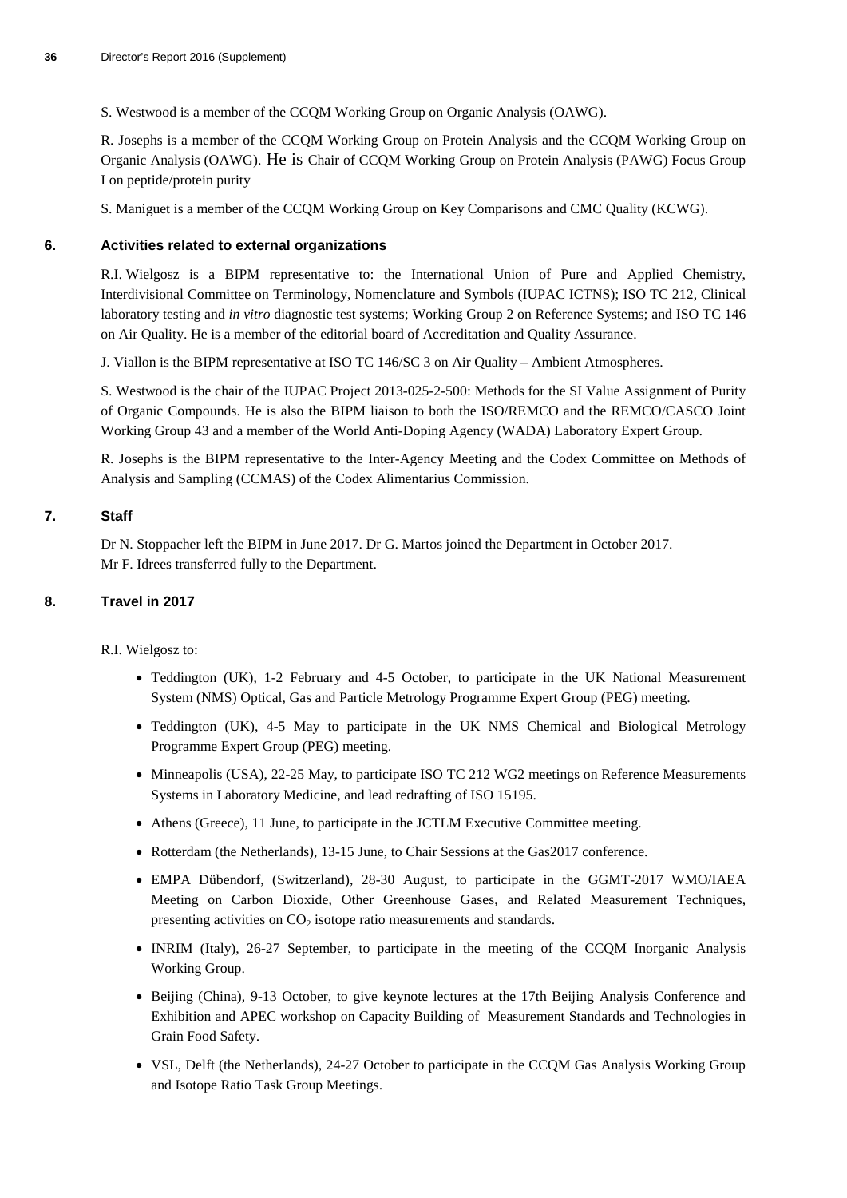S. Westwood is a member of the CCQM Working Group on Organic Analysis (OAWG).

R. Josephs is a member of the CCQM Working Group on Protein Analysis and the CCQM Working Group on Organic Analysis (OAWG). He is Chair of CCQM Working Group on Protein Analysis (PAWG) Focus Group I on peptide/protein purity

S. Maniguet is a member of the CCQM Working Group on Key Comparisons and CMC Quality (KCWG).

## 6. Activities related to external organizations

R.I. Wielgosz is a BIPM representative to: the International Union of Pure and Applied Chemistry, Interdivisional Committee on Terminology, Nomenclature and Symbols (IUPAC ICTNS); ISO TC 212, Clinical laboratory testing and *in vitro* diagnostic test systems; Working Group 2 on Reference Systems; and ISO TC 146 on Air Quality. He is a member of the editorial board of Accreditation and Quality Assurance.

J. Viallon is the BIPM representative at ISO TC 146/SC 3 on Air Quality – Ambient Atmospheres.

S. Westwood is the chair of the IUPAC Project 2013-025-2-500: Methods for the SI Value Assignment of Purity of Organic Compounds. He is also the BIPM liaison to both the ISO/REMCO and the REMCO/CASCO Joint Working Group 43 and a member of the World Anti-Doping Agency (WADA) Laboratory Expert Group.

R. Josephs is the BIPM representative to the Inter-Agency Meeting and the Codex Committee on Methods of Analysis and Sampling (CCMAS) of the Codex Alimentarius Commission.

## 7. Staff

Dr N. Stoppacher left the BIPM in June 2017. Dr G. Martos joined the Department in October 2017.
Mr F. Idrees transferred fully to the Department.

## 8. Travel in 2017

R.I. Wielgosz to:

- Teddington (UK), 1-2 February and 4-5 October, to participate in the UK National Measurement System (NMS) Optical, Gas and Particle Metrology Programme Expert Group (PEG) meeting.
- Teddington (UK), 4-5 May to participate in the UK NMS Chemical and Biological Metrology Programme Expert Group (PEG) meeting.
- Minneapolis (USA), 22-25 May, to participate ISO TC 212 WG2 meetings on Reference Measurements Systems in Laboratory Medicine, and lead redrafting of ISO 15195.
- Athens (Greece), 11 June, to participate in the JCTLM Executive Committee meeting.
- Rotterdam (the Netherlands), 13-15 June, to Chair Sessions at the Gas2017 conference.
- EMPA Dübendorf, (Switzerland), 28-30 August, to participate in the GGMT-2017 WMO/IAEA Meeting on Carbon Dioxide, Other Greenhouse Gases, and Related Measurement Techniques, presenting activities on $CO_2$ isotope ratio measurements and standards.
- INRIM (Italy), 26-27 September, to participate in the meeting of the CCQM Inorganic Analysis Working Group.
- Beijing (China), 9-13 October, to give keynote lectures at the 17th Beijing Analysis Conference and Exhibition and APEC workshop on Capacity Building of Measurement Standards and Technologies in Grain Food Safety.
- VSL, Delft (the Netherlands), 24-27 October to participate in the CCQM Gas Analysis Working Group and Isotope Ratio Task Group Meetings.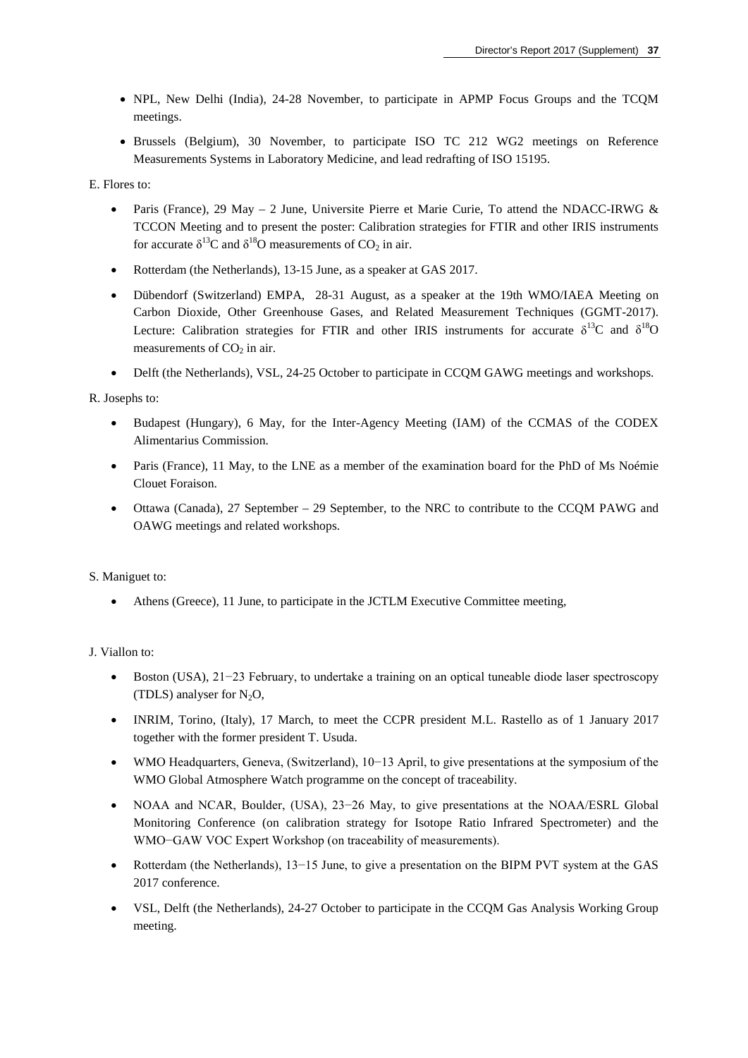- NPL, New Delhi (India), 24-28 November, to participate in APMP Focus Groups and the TCQM meetings.
- Brussels (Belgium), 30 November, to participate ISO TC 212 WG2 meetings on Reference Measurements Systems in Laboratory Medicine, and lead redrafting of ISO 15195.

E. Flores to:

- Paris (France), 29 May – 2 June, Universite Pierre et Marie Curie, To attend the NDACC-IRWG & TCCON Meeting and to present the poster: Calibration strategies for FTIR and other IRIS instruments for accurate $\delta^{13}C$ and $\delta^{18}O$ measurements of $CO_2$ in air.
- Rotterdam (the Netherlands), 13-15 June, as a speaker at GAS 2017.
- Dübendorf (Switzerland) EMPA, 28-31 August, as a speaker at the 19th WMO/IAEA Meeting on Carbon Dioxide, Other Greenhouse Gases, and Related Measurement Techniques (GGMT-2017). Lecture: Calibration strategies for FTIR and other IRIS instruments for accurate $\delta^{13}C$ and $\delta^{18}O$ measurements of $CO_2$ in air.
- Delft (the Netherlands), VSL, 24-25 October to participate in CCQM GAWG meetings and workshops.

R. Josephs to:

- Budapest (Hungary), 6 May, for the Inter-Agency Meeting (IAM) of the CCMAS of the CODEX Alimentarius Commission.
- Paris (France), 11 May, to the LNE as a member of the examination board for the PhD of Ms Noémie Clouet Foraison.
- Ottawa (Canada), 27 September – 29 September, to the NRC to contribute to the CCQM PAWG and OAWG meetings and related workshops.

S. Maniguet to:

- Athens (Greece), 11 June, to participate in the JCTLM Executive Committee meeting,

J. Viallon to:

- Boston (USA), 21−23 February, to undertake a training on an optical tuneable diode laser spectroscopy (TDLS) analyser for $N_2O$,
- INRIM, Torino, (Italy), 17 March, to meet the CCPR president M.L. Rastello as of 1 January 2017 together with the former president T. Usuda.
- WMO Headquarters, Geneva, (Switzerland), 10−13 April, to give presentations at the symposium of the WMO Global Atmosphere Watch programme on the concept of traceability.
- NOAA and NCAR, Boulder, (USA), 23−26 May, to give presentations at the NOAA/ESRL Global Monitoring Conference (on calibration strategy for Isotope Ratio Infrared Spectrometer) and the WMO−GAW VOC Expert Workshop (on traceability of measurements).
- Rotterdam (the Netherlands), 13−15 June, to give a presentation on the BIPM PVT system at the GAS 2017 conference.
- VSL, Delft (the Netherlands), 24-27 October to participate in the CCQM Gas Analysis Working Group meeting.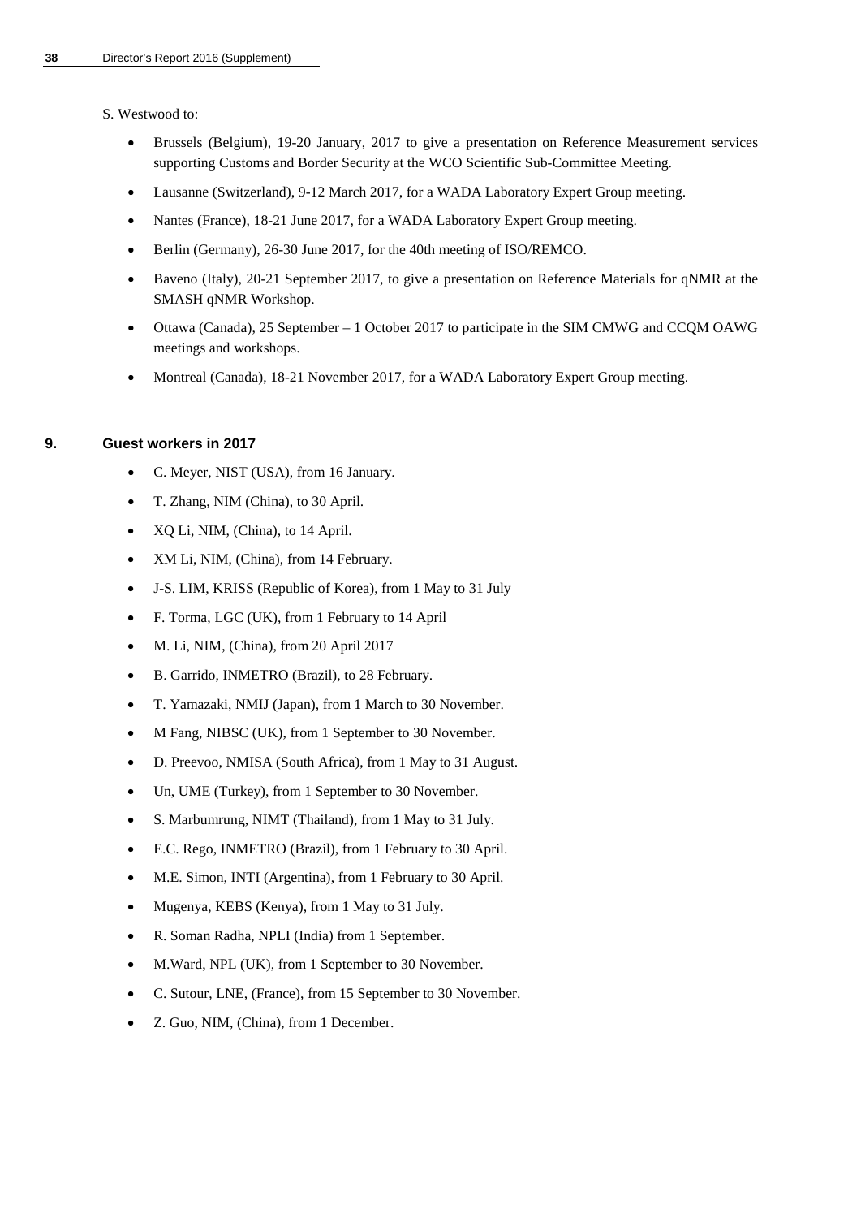S. Westwood to:

- Brussels (Belgium), 19-20 January, 2017 to give a presentation on Reference Measurement services supporting Customs and Border Security at the WCO Scientific Sub-Committee Meeting.
- Lausanne (Switzerland), 9-12 March 2017, for a WADA Laboratory Expert Group meeting.
- Nantes (France), 18-21 June 2017, for a WADA Laboratory Expert Group meeting.
- Berlin (Germany), 26-30 June 2017, for the 40th meeting of ISO/REMCO.
- Baveno (Italy), 20-21 September 2017, to give a presentation on Reference Materials for qNMR at the SMASH qNMR Workshop.
- Ottawa (Canada), 25 September – 1 October 2017 to participate in the SIM CMWG and CCQM OAWG meetings and workshops.
- Montreal (Canada), 18-21 November 2017, for a WADA Laboratory Expert Group meeting.

## 9. Guest workers in 2017

- C. Meyer, NIST (USA), from 16 January.
- T. Zhang, NIM (China), to 30 April.
- XQ Li, NIM, (China), to 14 April.
- XM Li, NIM, (China), from 14 February.
- J-S. LIM, KRISS (Republic of Korea), from 1 May to 31 July
- F. Torma, LGC (UK), from 1 February to 14 April
- M. Li, NIM, (China), from 20 April 2017
- B. Garrido, INMETRO (Brazil), to 28 February.
- T. Yamazaki, NMIJ (Japan), from 1 March to 30 November.
- M Fang, NIBSC (UK), from 1 September to 30 November.
- D. Preevoo, NMISA (South Africa), from 1 May to 31 August.
- Un, UME (Turkey), from 1 September to 30 November.
- S. Marbumrung, NIMT (Thailand), from 1 May to 31 July.
- E.C. Rego, INMETRO (Brazil), from 1 February to 30 April.
- M.E. Simon, INTI (Argentina), from 1 February to 30 April.
- Mugenya, KEBS (Kenya), from 1 May to 31 July.
- R. Soman Radha, NPLI (India) from 1 September.
- M.Ward, NPL (UK), from 1 September to 30 November.
- C. Sutour, LNE, (France), from 15 September to 30 November.
- Z. Guo, NIM, (China), from 1 December.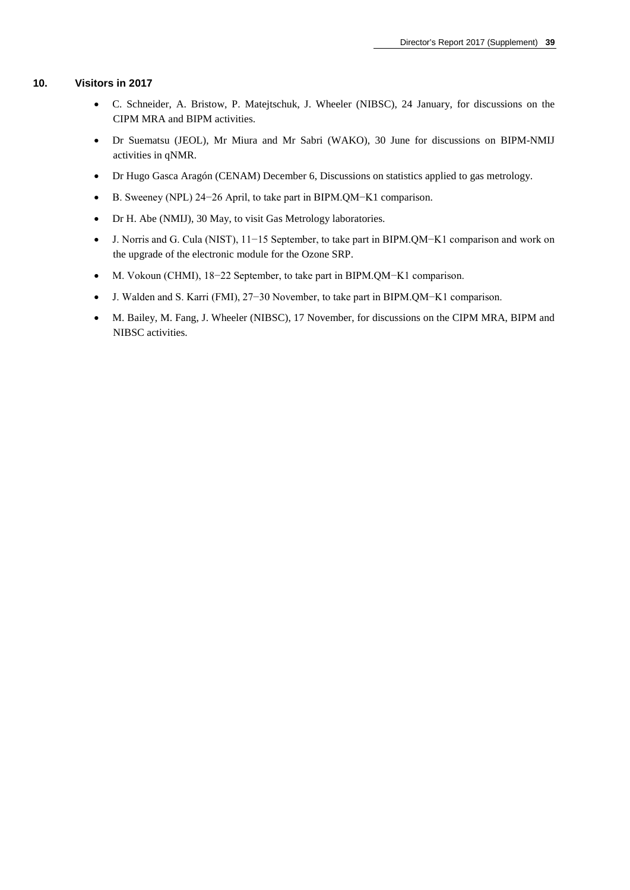## 10. Visitors in 2017

- C. Schneider, A. Bristow, P. Matejtschuk, J. Wheeler (NIBSC), 24 January, for discussions on the CIPM MRA and BIPM activities.
- Dr Suematsu (JEOL), Mr Miura and Mr Sabri (WAKO), 30 June for discussions on BIPM-NMIJ activities in qNMR.
- Dr Hugo Gasca Aragón (CENAM) December 6, Discussions on statistics applied to gas metrology.
- B. Sweeney (NPL) 24−26 April, to take part in BIPM.QM−K1 comparison.
- Dr H. Abe (NMIJ), 30 May, to visit Gas Metrology laboratories.
- J. Norris and G. Cula (NIST), 11−15 September, to take part in BIPM.QM−K1 comparison and work on the upgrade of the electronic module for the Ozone SRP.
- M. Vokoun (CHMI), 18−22 September, to take part in BIPM.QM−K1 comparison.
- J. Walden and S. Karri (FMI), 27−30 November, to take part in BIPM.QM−K1 comparison.
- M. Bailey, M. Fang, J. Wheeler (NIBSC), 17 November, for discussions on the CIPM MRA, BIPM and NIBSC activities.